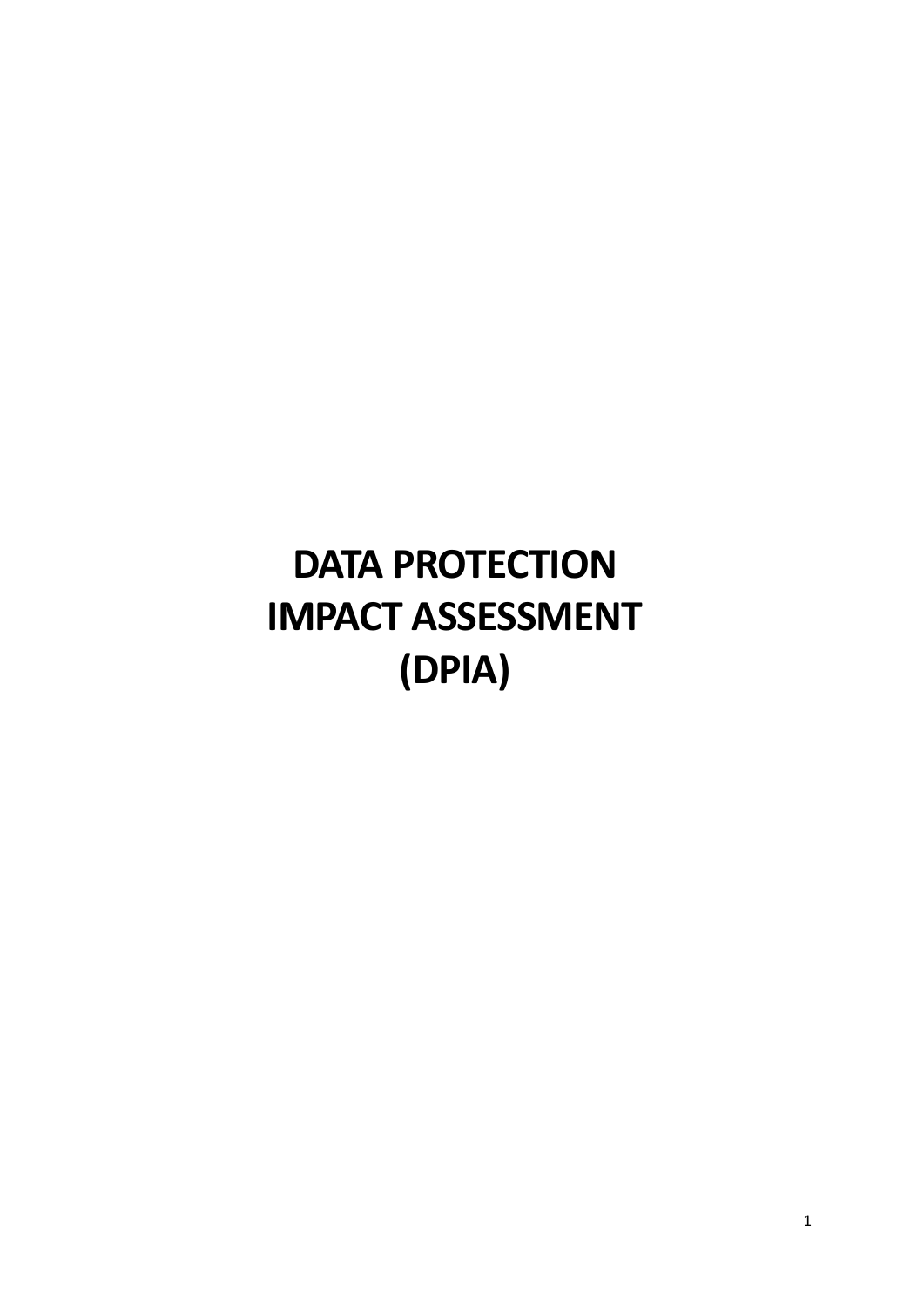# DATA PROTECTION IMPACT ASSESSMENT (DPIA)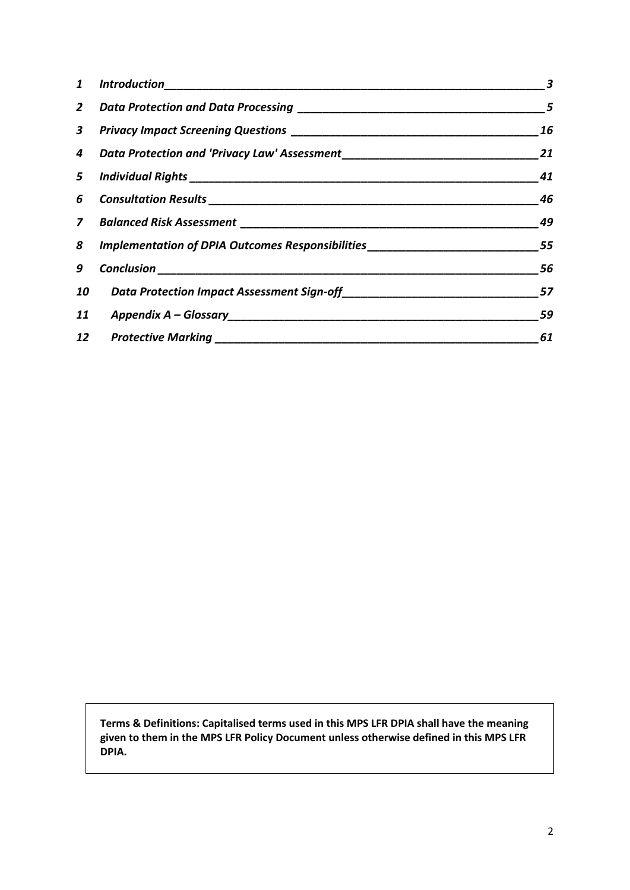| | | |
|---|---|---|
| **1** | ***Introduction*** | ***3*** |
| **2** | ***Data Protection and Data Processing*** | ***5*** |
| **3** | ***Privacy Impact Screening Questions*** | ***16*** |
| **4** | ***Data Protection and 'Privacy Law' Assessment*** | ***21*** |
| **5** | ***Individual Rights*** | ***41*** |
| **6** | ***Consultation Results*** | ***46*** |
| **7** | ***Balanced Risk Assessment*** | ***49*** |
| **8** | ***Implementation of DPIA Outcomes Responsibilities*** | ***55*** |
| **9** | ***Conclusion*** | ***56*** |
| **10** | ***Data Protection Impact Assessment Sign-off*** | ***57*** |
| **11** | ***Appendix A – Glossary*** | ***59*** |
| **12** | ***Protective Marking*** | ***61*** |

**Terms & Definitions: Capitalised terms used in this MPS LFR DPIA shall have the meaning given to them in the MPS LFR Policy Document unless otherwise defined in this MPS LFR DPIA.**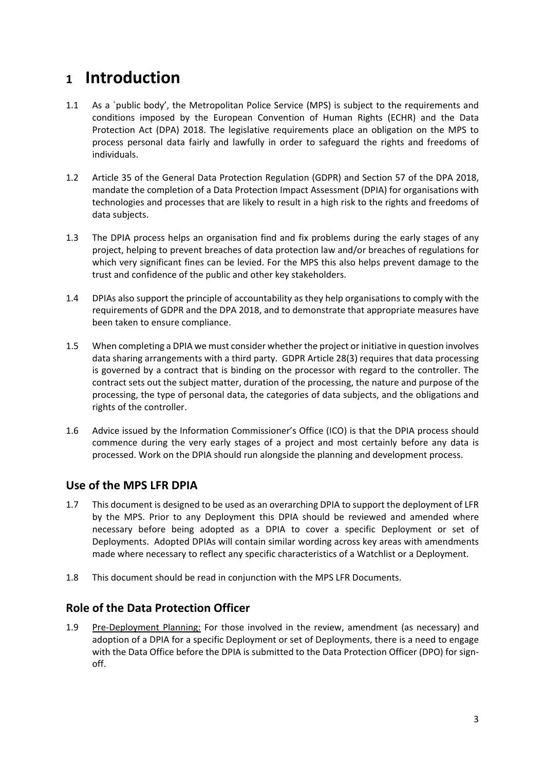# 1 Introduction

1.1 As a `public body', the Metropolitan Police Service (MPS) is subject to the requirements and conditions imposed by the European Convention of Human Rights (ECHR) and the Data Protection Act (DPA) 2018. The legislative requirements place an obligation on the MPS to process personal data fairly and lawfully in order to safeguard the rights and freedoms of individuals.

1.2 Article 35 of the General Data Protection Regulation (GDPR) and Section 57 of the DPA 2018, mandate the completion of a Data Protection Impact Assessment (DPIA) for organisations with technologies and processes that are likely to result in a high risk to the rights and freedoms of data subjects.

1.3 The DPIA process helps an organisation find and fix problems during the early stages of any project, helping to prevent breaches of data protection law and/or breaches of regulations for which very significant fines can be levied. For the MPS this also helps prevent damage to the trust and confidence of the public and other key stakeholders.

1.4 DPIAs also support the principle of accountability as they help organisations to comply with the requirements of GDPR and the DPA 2018, and to demonstrate that appropriate measures have been taken to ensure compliance.

1.5 When completing a DPIA we must consider whether the project or initiative in question involves data sharing arrangements with a third party. GDPR Article 28(3) requires that data processing is governed by a contract that is binding on the processor with regard to the controller. The contract sets out the subject matter, duration of the processing, the nature and purpose of the processing, the type of personal data, the categories of data subjects, and the obligations and rights of the controller.

1.6 Advice issued by the Information Commissioner's Office (ICO) is that the DPIA process should commence during the very early stages of a project and most certainly before any data is processed. Work on the DPIA should run alongside the planning and development process.

## Use of the MPS LFR DPIA

1.7 This document is designed to be used as an overarching DPIA to support the deployment of LFR by the MPS. Prior to any Deployment this DPIA should be reviewed and amended where necessary before being adopted as a DPIA to cover a specific Deployment or set of Deployments. Adopted DPIAs will contain similar wording across key areas with amendments made where necessary to reflect any specific characteristics of a Watchlist or a Deployment.

1.8 This document should be read in conjunction with the MPS LFR Documents.

## Role of the Data Protection Officer

1.9 Pre-Deployment Planning: For those involved in the review, amendment (as necessary) and adoption of a DPIA for a specific Deployment or set of Deployments, there is a need to engage with the Data Office before the DPIA is submitted to the Data Protection Officer (DPO) for sign-off.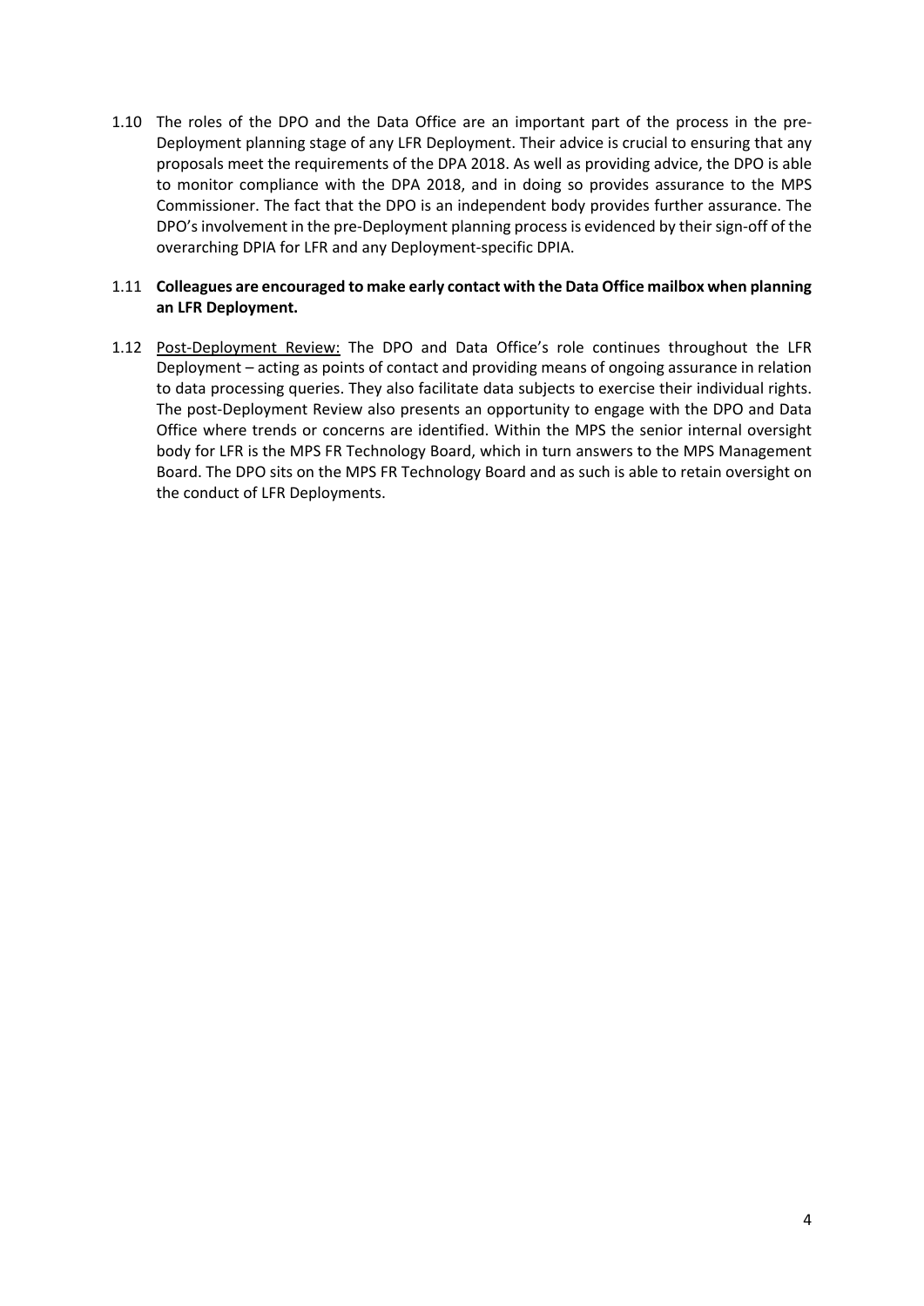1.10 The roles of the DPO and the Data Office are an important part of the process in the pre-Deployment planning stage of any LFR Deployment. Their advice is crucial to ensuring that any proposals meet the requirements of the DPA 2018. As well as providing advice, the DPO is able to monitor compliance with the DPA 2018, and in doing so provides assurance to the MPS Commissioner. The fact that the DPO is an independent body provides further assurance. The DPO's involvement in the pre-Deployment planning process is evidenced by their sign-off of the overarching DPIA for LFR and any Deployment-specific DPIA.

1.11 **Colleagues are encouraged to make early contact with the Data Office mailbox when planning an LFR Deployment.**

1.12 Post-Deployment Review: The DPO and Data Office's role continues throughout the LFR Deployment – acting as points of contact and providing means of ongoing assurance in relation to data processing queries. They also facilitate data subjects to exercise their individual rights. The post-Deployment Review also presents an opportunity to engage with the DPO and Data Office where trends or concerns are identified. Within the MPS the senior internal oversight body for LFR is the MPS FR Technology Board, which in turn answers to the MPS Management Board. The DPO sits on the MPS FR Technology Board and as such is able to retain oversight on the conduct of LFR Deployments.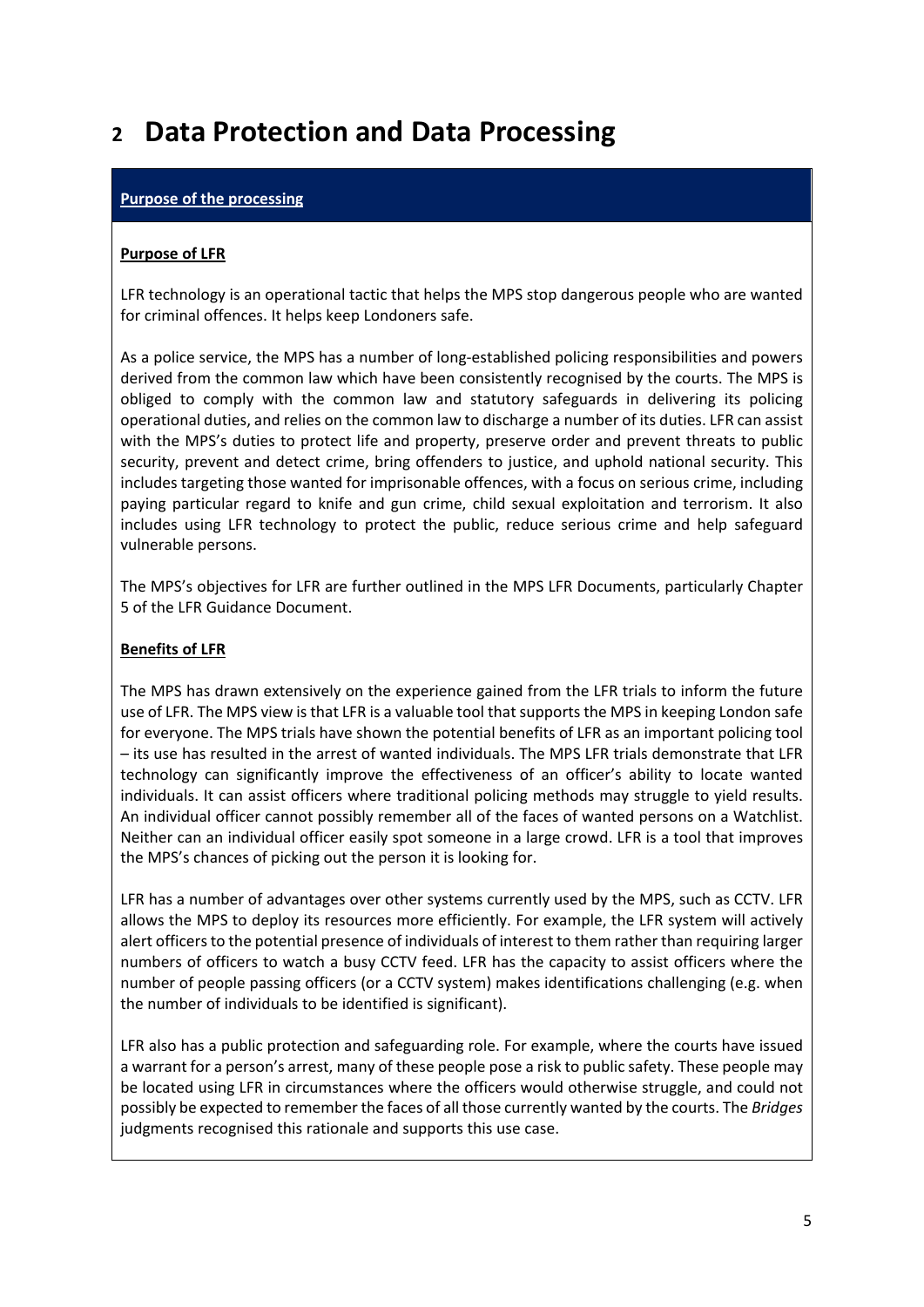# 2 Data Protection and Data Processing

**Purpose of the processing**

**Purpose of LFR**

LFR technology is an operational tactic that helps the MPS stop dangerous people who are wanted for criminal offences. It helps keep Londoners safe.

As a police service, the MPS has a number of long-established policing responsibilities and powers derived from the common law which have been consistently recognised by the courts. The MPS is obliged to comply with the common law and statutory safeguards in delivering its policing operational duties, and relies on the common law to discharge a number of its duties. LFR can assist with the MPS's duties to protect life and property, preserve order and prevent threats to public security, prevent and detect crime, bring offenders to justice, and uphold national security. This includes targeting those wanted for imprisonable offences, with a focus on serious crime, including paying particular regard to knife and gun crime, child sexual exploitation and terrorism. It also includes using LFR technology to protect the public, reduce serious crime and help safeguard vulnerable persons.

The MPS's objectives for LFR are further outlined in the MPS LFR Documents, particularly Chapter 5 of the LFR Guidance Document.

**Benefits of LFR**

The MPS has drawn extensively on the experience gained from the LFR trials to inform the future use of LFR. The MPS view is that LFR is a valuable tool that supports the MPS in keeping London safe for everyone. The MPS trials have shown the potential benefits of LFR as an important policing tool – its use has resulted in the arrest of wanted individuals. The MPS LFR trials demonstrate that LFR technology can significantly improve the effectiveness of an officer's ability to locate wanted individuals. It can assist officers where traditional policing methods may struggle to yield results. An individual officer cannot possibly remember all of the faces of wanted persons on a Watchlist. Neither can an individual officer easily spot someone in a large crowd. LFR is a tool that improves the MPS's chances of picking out the person it is looking for.

LFR has a number of advantages over other systems currently used by the MPS, such as CCTV. LFR allows the MPS to deploy its resources more efficiently. For example, the LFR system will actively alert officers to the potential presence of individuals of interest to them rather than requiring larger numbers of officers to watch a busy CCTV feed. LFR has the capacity to assist officers where the number of people passing officers (or a CCTV system) makes identifications challenging (e.g. when the number of individuals to be identified is significant).

LFR also has a public protection and safeguarding role. For example, where the courts have issued a warrant for a person's arrest, many of these people pose a risk to public safety. These people may be located using LFR in circumstances where the officers would otherwise struggle, and could not possibly be expected to remember the faces of all those currently wanted by the courts. The *Bridges* judgments recognised this rationale and supports this use case.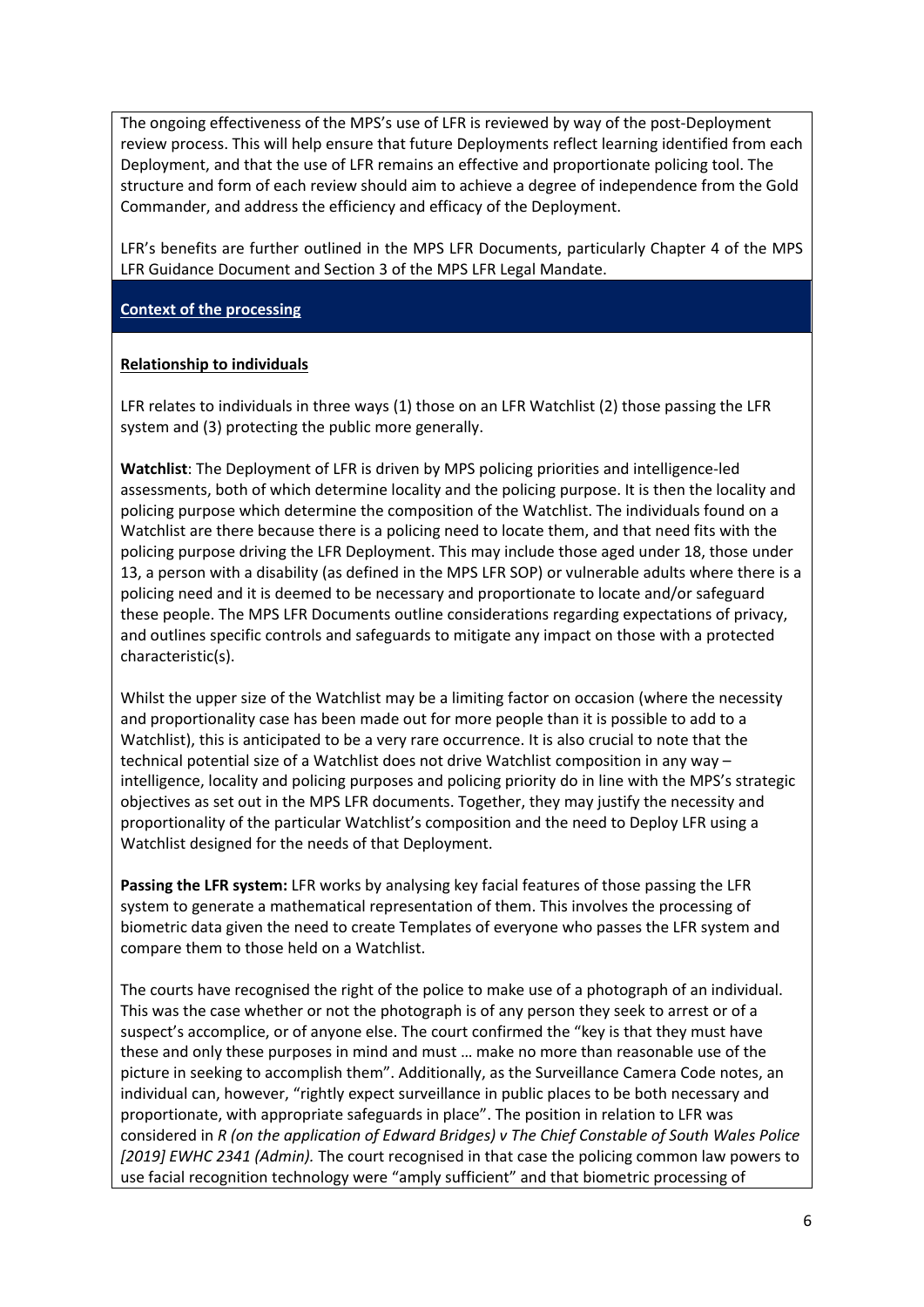The ongoing effectiveness of the MPS's use of LFR is reviewed by way of the post-Deployment review process. This will help ensure that future Deployments reflect learning identified from each Deployment, and that the use of LFR remains an effective and proportionate policing tool. The structure and form of each review should aim to achieve a degree of independence from the Gold Commander, and address the efficiency and efficacy of the Deployment.

LFR's benefits are further outlined in the MPS LFR Documents, particularly Chapter 4 of the MPS LFR Guidance Document and Section 3 of the MPS LFR Legal Mandate.

## **Context of the processing**

### **Relationship to individuals**

LFR relates to individuals in three ways (1) those on an LFR Watchlist (2) those passing the LFR system and (3) protecting the public more generally.

**Watchlist**: The Deployment of LFR is driven by MPS policing priorities and intelligence-led assessments, both of which determine locality and the policing purpose. It is then the locality and policing purpose which determine the composition of the Watchlist. The individuals found on a Watchlist are there because there is a policing need to locate them, and that need fits with the policing purpose driving the LFR Deployment. This may include those aged under 18, those under 13, a person with a disability (as defined in the MPS LFR SOP) or vulnerable adults where there is a policing need and it is deemed to be necessary and proportionate to locate and/or safeguard these people. The MPS LFR Documents outline considerations regarding expectations of privacy, and outlines specific controls and safeguards to mitigate any impact on those with a protected characteristic(s).

Whilst the upper size of the Watchlist may be a limiting factor on occasion (where the necessity and proportionality case has been made out for more people than it is possible to add to a Watchlist), this is anticipated to be a very rare occurrence. It is also crucial to note that the technical potential size of a Watchlist does not drive Watchlist composition in any way – intelligence, locality and policing purposes and policing priority do in line with the MPS's strategic objectives as set out in the MPS LFR documents. Together, they may justify the necessity and proportionality of the particular Watchlist's composition and the need to Deploy LFR using a Watchlist designed for the needs of that Deployment.

**Passing the LFR system:** LFR works by analysing key facial features of those passing the LFR system to generate a mathematical representation of them. This involves the processing of biometric data given the need to create Templates of everyone who passes the LFR system and compare them to those held on a Watchlist.

The courts have recognised the right of the police to make use of a photograph of an individual. This was the case whether or not the photograph is of any person they seek to arrest or of a suspect's accomplice, or of anyone else. The court confirmed the "key is that they must have these and only these purposes in mind and must … make no more than reasonable use of the picture in seeking to accomplish them". Additionally, as the Surveillance Camera Code notes, an individual can, however, "rightly expect surveillance in public places to be both necessary and proportionate, with appropriate safeguards in place". The position in relation to LFR was considered in *R (on the application of Edward Bridges) v The Chief Constable of South Wales Police [2019] EWHC 2341 (Admin).* The court recognised in that case the policing common law powers to use facial recognition technology were "amply sufficient" and that biometric processing of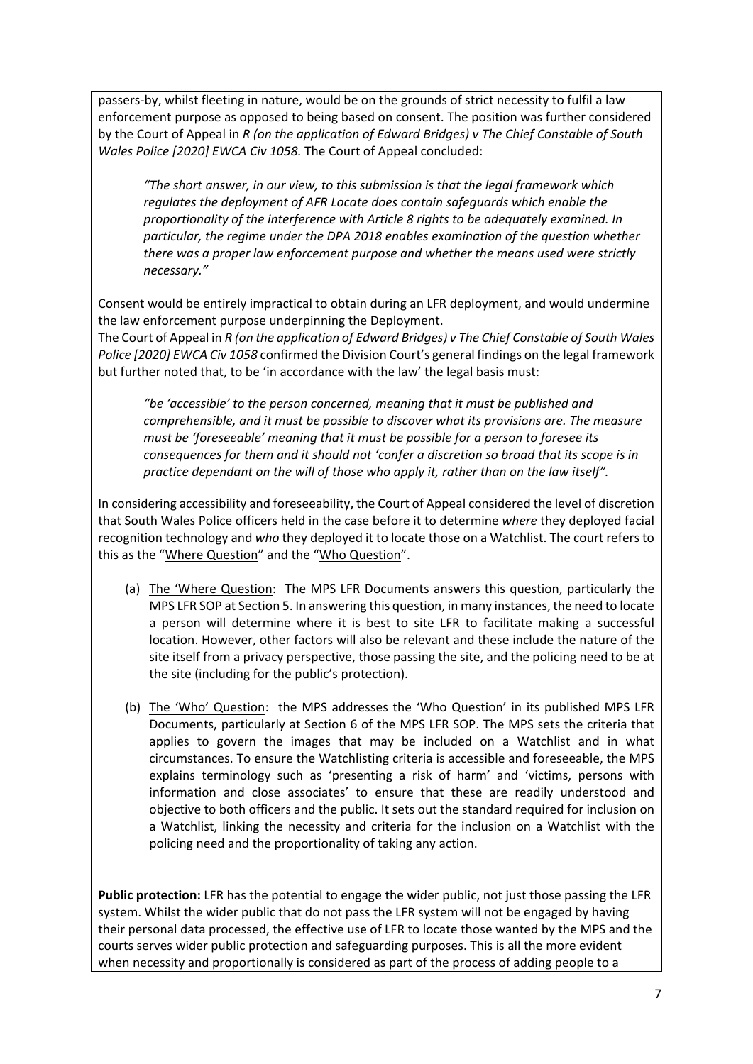passers-by, whilst fleeting in nature, would be on the grounds of strict necessity to fulfil a law enforcement purpose as opposed to being based on consent. The position was further considered by the Court of Appeal in *R (on the application of Edward Bridges) v The Chief Constable of South Wales Police [2020] EWCA Civ 1058.* The Court of Appeal concluded:

> *"The short answer, in our view, to this submission is that the legal framework which regulates the deployment of AFR Locate does contain safeguards which enable the proportionality of the interference with Article 8 rights to be adequately examined. In particular, the regime under the DPA 2018 enables examination of the question whether there was a proper law enforcement purpose and whether the means used were strictly necessary."*

Consent would be entirely impractical to obtain during an LFR deployment, and would undermine the law enforcement purpose underpinning the Deployment.

The Court of Appeal in *R (on the application of Edward Bridges) v The Chief Constable of South Wales Police [2020] EWCA Civ 1058* confirmed the Division Court's general findings on the legal framework but further noted that, to be 'in accordance with the law' the legal basis must:

> *"be 'accessible' to the person concerned, meaning that it must be published and comprehensible, and it must be possible to discover what its provisions are. The measure must be 'foreseeable' meaning that it must be possible for a person to foresee its consequences for them and it should not 'confer a discretion so broad that its scope is in practice dependant on the will of those who apply it, rather than on the law itself".*

In considering accessibility and foreseeability, the Court of Appeal considered the level of discretion that South Wales Police officers held in the case before it to determine *where* they deployed facial recognition technology and *who* they deployed it to locate those on a Watchlist. The court refers to this as the "Where Question" and the "Who Question".

(a) The 'Where Question': The MPS LFR Documents answers this question, particularly the MPS LFR SOP at Section 5. In answering this question, in many instances, the need to locate a person will determine where it is best to site LFR to facilitate making a successful location. However, other factors will also be relevant and these include the nature of the site itself from a privacy perspective, those passing the site, and the policing need to be at the site (including for the public's protection).

(b) The 'Who' Question: the MPS addresses the 'Who Question' in its published MPS LFR Documents, particularly at Section 6 of the MPS LFR SOP. The MPS sets the criteria that applies to govern the images that may be included on a Watchlist and in what circumstances. To ensure the Watchlisting criteria is accessible and foreseeable, the MPS explains terminology such as 'presenting a risk of harm' and 'victims, persons with information and close associates' to ensure that these are readily understood and objective to both officers and the public. It sets out the standard required for inclusion on a Watchlist, linking the necessity and criteria for the inclusion on a Watchlist with the policing need and the proportionality of taking any action.

**Public protection:** LFR has the potential to engage the wider public, not just those passing the LFR system. Whilst the wider public that do not pass the LFR system will not be engaged by having their personal data processed, the effective use of LFR to locate those wanted by the MPS and the courts serves wider public protection and safeguarding purposes. This is all the more evident when necessity and proportionally is considered as part of the process of adding people to a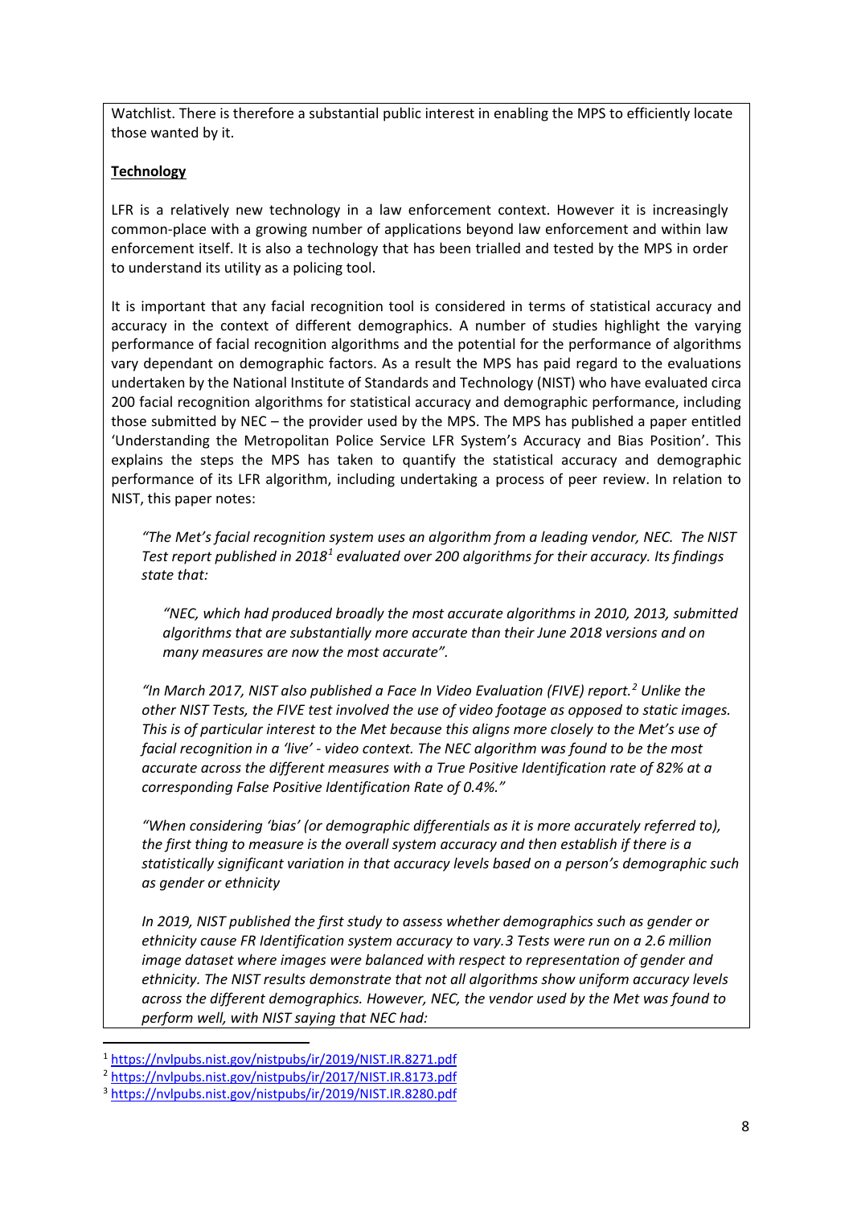Watchlist. There is therefore a substantial public interest in enabling the MPS to efficiently locate those wanted by it.

**Technology**

LFR is a relatively new technology in a law enforcement context. However it is increasingly common-place with a growing number of applications beyond law enforcement and within law enforcement itself. It is also a technology that has been trialled and tested by the MPS in order to understand its utility as a policing tool.

It is important that any facial recognition tool is considered in terms of statistical accuracy and accuracy in the context of different demographics. A number of studies highlight the varying performance of facial recognition algorithms and the potential for the performance of algorithms vary dependant on demographic factors. As a result the MPS has paid regard to the evaluations undertaken by the National Institute of Standards and Technology (NIST) who have evaluated circa 200 facial recognition algorithms for statistical accuracy and demographic performance, including those submitted by NEC – the provider used by the MPS. The MPS has published a paper entitled 'Understanding the Metropolitan Police Service LFR System's Accuracy and Bias Position'. This explains the steps the MPS has taken to quantify the statistical accuracy and demographic performance of its LFR algorithm, including undertaking a process of peer review. In relation to NIST, this paper notes:

> *"The Met's facial recognition system uses an algorithm from a leading vendor, NEC. The NIST Test report published in 2018[1] evaluated over 200 algorithms for their accuracy. Its findings state that:*
>
> > *"NEC, which had produced broadly the most accurate algorithms in 2010, 2013, submitted algorithms that are substantially more accurate than their June 2018 versions and on many measures are now the most accurate".*
>
> *"In March 2017, NIST also published a Face In Video Evaluation (FIVE) report.[2] Unlike the other NIST Tests, the FIVE test involved the use of video footage as opposed to static images. This is of particular interest to the Met because this aligns more closely to the Met's use of facial recognition in a 'live' - video context. The NEC algorithm was found to be the most accurate across the different measures with a True Positive Identification rate of 82% at a corresponding False Positive Identification Rate of 0.4%."*
>
> *"When considering 'bias' (or demographic differentials as it is more accurately referred to), the first thing to measure is the overall system accuracy and then establish if there is a statistically significant variation in that accuracy levels based on a person's demographic such as gender or ethnicity*
>
> *In 2019, NIST published the first study to assess whether demographics such as gender or ethnicity cause FR Identification system accuracy to vary.3 Tests were run on a 2.6 million image dataset where images were balanced with respect to representation of gender and ethnicity. The NIST results demonstrate that not all algorithms show uniform accuracy levels across the different demographics. However, NEC, the vendor used by the Met was found to perform well, with NIST saying that NEC had:*

[1] https://nvlpubs.nist.gov/nistpubs/ir/2019/NIST.IR.8271.pdf
[2] https://nvlpubs.nist.gov/nistpubs/ir/2017/NIST.IR.8173.pdf
[3] https://nvlpubs.nist.gov/nistpubs/ir/2019/NIST.IR.8280.pdf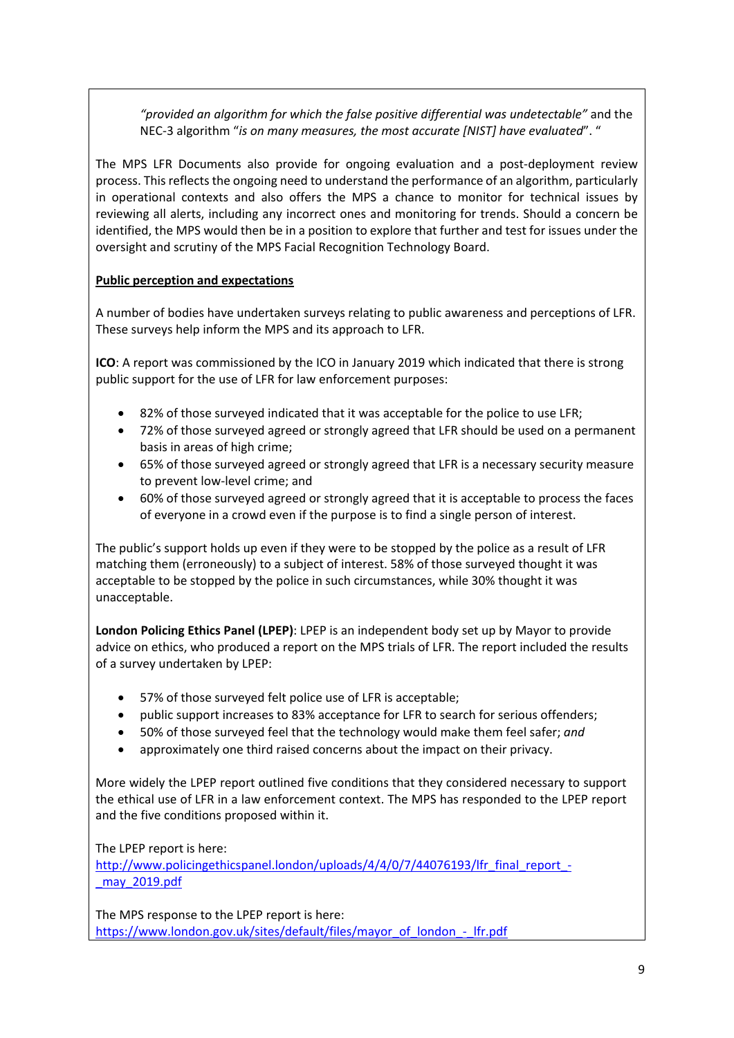*"provided an algorithm for which the false positive differential was undetectable"* and the NEC-3 algorithm "*is on many measures, the most accurate [NIST] have evaluated*". "

The MPS LFR Documents also provide for ongoing evaluation and a post-deployment review process. This reflects the ongoing need to understand the performance of an algorithm, particularly in operational contexts and also offers the MPS a chance to monitor for technical issues by reviewing all alerts, including any incorrect ones and monitoring for trends. Should a concern be identified, the MPS would then be in a position to explore that further and test for issues under the oversight and scrutiny of the MPS Facial Recognition Technology Board.

**Public perception and expectations**

A number of bodies have undertaken surveys relating to public awareness and perceptions of LFR. These surveys help inform the MPS and its approach to LFR.

**ICO**: A report was commissioned by the ICO in January 2019 which indicated that there is strong public support for the use of LFR for law enforcement purposes:

- 82% of those surveyed indicated that it was acceptable for the police to use LFR;
- 72% of those surveyed agreed or strongly agreed that LFR should be used on a permanent basis in areas of high crime;
- 65% of those surveyed agreed or strongly agreed that LFR is a necessary security measure to prevent low-level crime; and
- 60% of those surveyed agreed or strongly agreed that it is acceptable to process the faces of everyone in a crowd even if the purpose is to find a single person of interest.

The public's support holds up even if they were to be stopped by the police as a result of LFR matching them (erroneously) to a subject of interest. 58% of those surveyed thought it was acceptable to be stopped by the police in such circumstances, while 30% thought it was unacceptable.

**London Policing Ethics Panel (LPEP)**: LPEP is an independent body set up by Mayor to provide advice on ethics, who produced a report on the MPS trials of LFR. The report included the results of a survey undertaken by LPEP:

- 57% of those surveyed felt police use of LFR is acceptable;
- public support increases to 83% acceptance for LFR to search for serious offenders;
- 50% of those surveyed feel that the technology would make them feel safer; *and*
- approximately one third raised concerns about the impact on their privacy.

More widely the LPEP report outlined five conditions that they considered necessary to support the ethical use of LFR in a law enforcement context. The MPS has responded to the LPEP report and the five conditions proposed within it.

The LPEP report is here:
http://www.policingethicspanel.london/uploads/4/4/0/7/44076193/lfr_final_report_-_may_2019.pdf

The MPS response to the LPEP report is here:
https://www.london.gov.uk/sites/default/files/mayor_of_london_-_lfr.pdf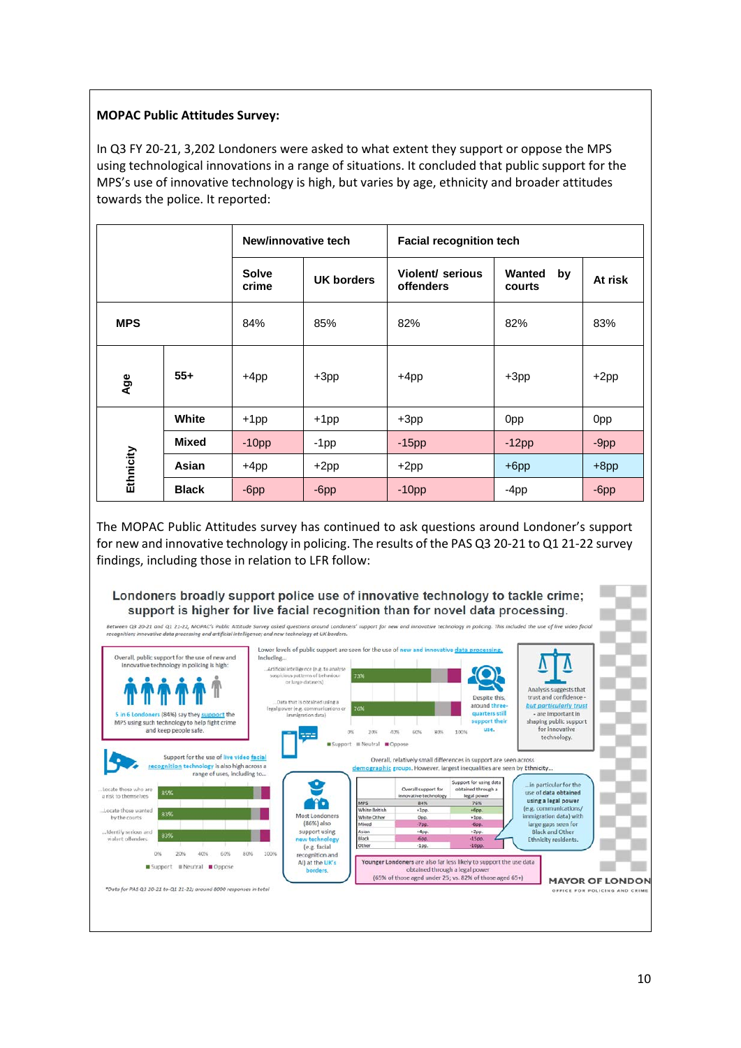**MOPAC Public Attitudes Survey:**

In Q3 FY 20-21, 3,202 Londoners were asked to what extent they support or oppose the MPS using technological innovations in a range of situations. It concluded that public support for the MPS's use of innovative technology is high, but varies by age, ethnicity and broader attitudes towards the police. It reported:

| | | New/innovative tech | | Facial recognition tech | | |
|---|---|---|---|---|---|---|
| | | **Solve crime** | **UK borders** | **Violent/ serious offenders** | **Wanted by courts** | **At risk** |
| **MPS** | | 84% | 85% | 82% | 82% | 83% |
| **Age** | **55+** | +4pp | +3pp | +4pp | +3pp | +2pp |
| **Ethnicity** | **White** | +1pp | +1pp | +3pp | 0pp | 0pp |
| | **Mixed** | -10pp | -1pp | -15pp | -12pp | -9pp |
| | **Asian** | +4pp | +2pp | +2pp | +6pp | +8pp |
| | **Black** | -6pp | -6pp | -10pp | -4pp | -6pp |

The MOPAC Public Attitudes survey has continued to ask questions around Londoner's support for new and innovative technology in policing. The results of the PAS Q3 20-21 to Q1 21-22 survey findings, including those in relation to LFR follow:

**Londoners broadly support police use of innovative technology to tackle crime; support is higher for live facial recognition than for novel data processing.**

*Between Q3 20-21 and Q1 21-22, MOPAC's Public Attitude Survey asked questions around Londoners' support for new and innovative technology in policing. This included the use of live video facial recognition; innovative data processing and artificial intelligence; and new technology at UK borders.*

Overall, public support for the use of new and innovative technology in policing is high:

5 in 6 Londoners (84%) say they support the MPS using such technology to help fight crime and keep people safe.

Lower levels of public support are seen for the use of new and innovative data processing. Including...

...Artificial intelligence (e.g. to analyse suspicious patterns of behaviour or large datasets) – 73%

...Data that is obtained using a legal power (e.g. communications or immigration data) – 76%

Despite this, around three-quarters still support their use.

Analysis suggests that trust and confidence – but particularly trust – are important in shaping public support for innovative technology.

Support for the use of live video facial recognition technology is also high across a range of uses, including to...

...Locate those who are a risk to themselves – 85%

...Locate those wanted by the courts – 83%

...Identify serious and violent offenders – 83%

Support / Neutral / Oppose

Most Londoners (86%) also support using new technology (e.g. facial recognition and AI) at the UK's borders.

Overall, relatively small differences in support are seen across demographic groups. However, largest inequalities are seen by Ethnicity...

| | Overall support for innovative technology | Support for using data obtained through a legal power |
|---|---|---|
| MPS | 84% | 76% |
| White British | +1pp | +6pp |
| White Other | 0pp | +1pp |
| Mixed | -7pp | -6pp |
| Asian | -4pp | -2pp |
| Black | -6pp | -15pp |
| Other | -1pp | -10pp |

...in particular for the use of data obtained using a legal power (e.g. communications/ immigration data) with large gaps seen for Black and Other Ethnicity residents.

Younger Londoners are also far less likely to support the use data obtained through a legal power (65% of those aged under 25; vs. 82% of those aged 65+)

*Data for PAS Q3 20-21 to Q1 21-22; around 8000 responses in total

MAYOR OF LONDON
OFFICE FOR POLICING AND CRIME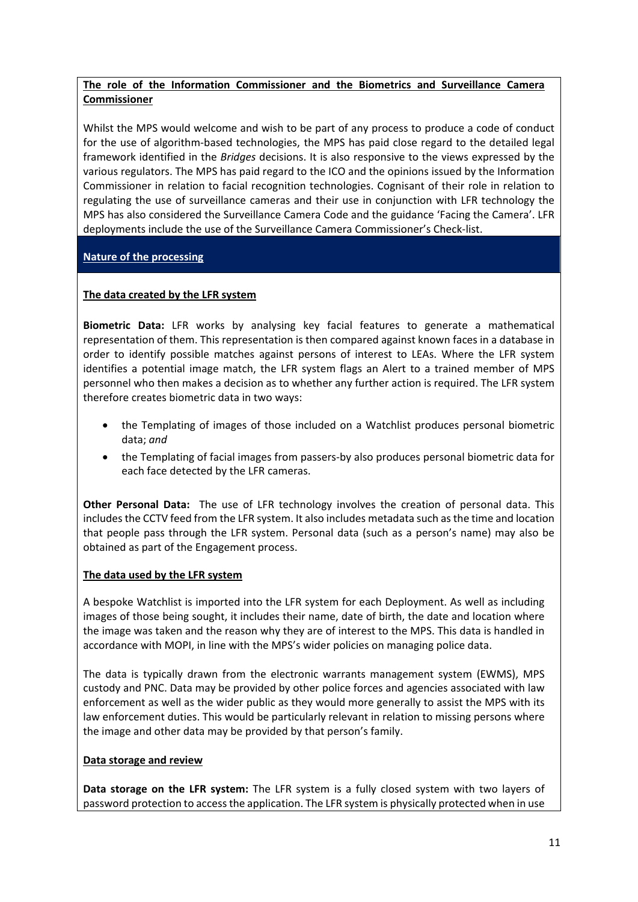**The role of the Information Commissioner and the Biometrics and Surveillance Camera Commissioner**

Whilst the MPS would welcome and wish to be part of any process to produce a code of conduct for the use of algorithm-based technologies, the MPS has paid close regard to the detailed legal framework identified in the *Bridges* decisions. It is also responsive to the views expressed by the various regulators. The MPS has paid regard to the ICO and the opinions issued by the Information Commissioner in relation to facial recognition technologies. Cognisant of their role in relation to regulating the use of surveillance cameras and their use in conjunction with LFR technology the MPS has also considered the Surveillance Camera Code and the guidance 'Facing the Camera'. LFR deployments include the use of the Surveillance Camera Commissioner's Check-list.

## Nature of the processing

**The data created by the LFR system**

**Biometric Data:** LFR works by analysing key facial features to generate a mathematical representation of them. This representation is then compared against known faces in a database in order to identify possible matches against persons of interest to LEAs. Where the LFR system identifies a potential image match, the LFR system flags an Alert to a trained member of MPS personnel who then makes a decision as to whether any further action is required. The LFR system therefore creates biometric data in two ways:

- the Templating of images of those included on a Watchlist produces personal biometric data; *and*
- the Templating of facial images from passers-by also produces personal biometric data for each face detected by the LFR cameras.

**Other Personal Data:** The use of LFR technology involves the creation of personal data. This includes the CCTV feed from the LFR system. It also includes metadata such as the time and location that people pass through the LFR system. Personal data (such as a person's name) may also be obtained as part of the Engagement process.

**The data used by the LFR system**

A bespoke Watchlist is imported into the LFR system for each Deployment. As well as including images of those being sought, it includes their name, date of birth, the date and location where the image was taken and the reason why they are of interest to the MPS. This data is handled in accordance with MOPI, in line with the MPS's wider policies on managing police data.

The data is typically drawn from the electronic warrants management system (EWMS), MPS custody and PNC. Data may be provided by other police forces and agencies associated with law enforcement as well as the wider public as they would more generally to assist the MPS with its law enforcement duties. This would be particularly relevant in relation to missing persons where the image and other data may be provided by that person's family.

**Data storage and review**

**Data storage on the LFR system:** The LFR system is a fully closed system with two layers of password protection to access the application. The LFR system is physically protected when in use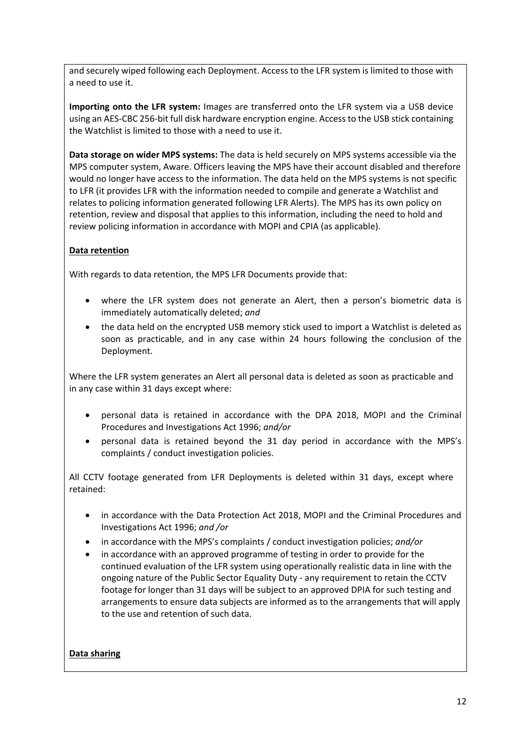and securely wiped following each Deployment. Access to the LFR system is limited to those with a need to use it.

**Importing onto the LFR system:** Images are transferred onto the LFR system via a USB device using an AES-CBC 256-bit full disk hardware encryption engine. Access to the USB stick containing the Watchlist is limited to those with a need to use it.

**Data storage on wider MPS systems:** The data is held securely on MPS systems accessible via the MPS computer system, Aware. Officers leaving the MPS have their account disabled and therefore would no longer have access to the information. The data held on the MPS systems is not specific to LFR (it provides LFR with the information needed to compile and generate a Watchlist and relates to policing information generated following LFR Alerts). The MPS has its own policy on retention, review and disposal that applies to this information, including the need to hold and review policing information in accordance with MOPI and CPIA (as applicable).

**Data retention**

With regards to data retention, the MPS LFR Documents provide that:

- where the LFR system does not generate an Alert, then a person's biometric data is immediately automatically deleted; *and*
- the data held on the encrypted USB memory stick used to import a Watchlist is deleted as soon as practicable, and in any case within 24 hours following the conclusion of the Deployment.

Where the LFR system generates an Alert all personal data is deleted as soon as practicable and in any case within 31 days except where:

- personal data is retained in accordance with the DPA 2018, MOPI and the Criminal Procedures and Investigations Act 1996; *and/or*
- personal data is retained beyond the 31 day period in accordance with the MPS's complaints / conduct investigation policies.

All CCTV footage generated from LFR Deployments is deleted within 31 days, except where retained:

- in accordance with the Data Protection Act 2018, MOPI and the Criminal Procedures and Investigations Act 1996; *and /or*
- in accordance with the MPS's complaints / conduct investigation policies; *and/or*
- in accordance with an approved programme of testing in order to provide for the continued evaluation of the LFR system using operationally realistic data in line with the ongoing nature of the Public Sector Equality Duty - any requirement to retain the CCTV footage for longer than 31 days will be subject to an approved DPIA for such testing and arrangements to ensure data subjects are informed as to the arrangements that will apply to the use and retention of such data.

**Data sharing**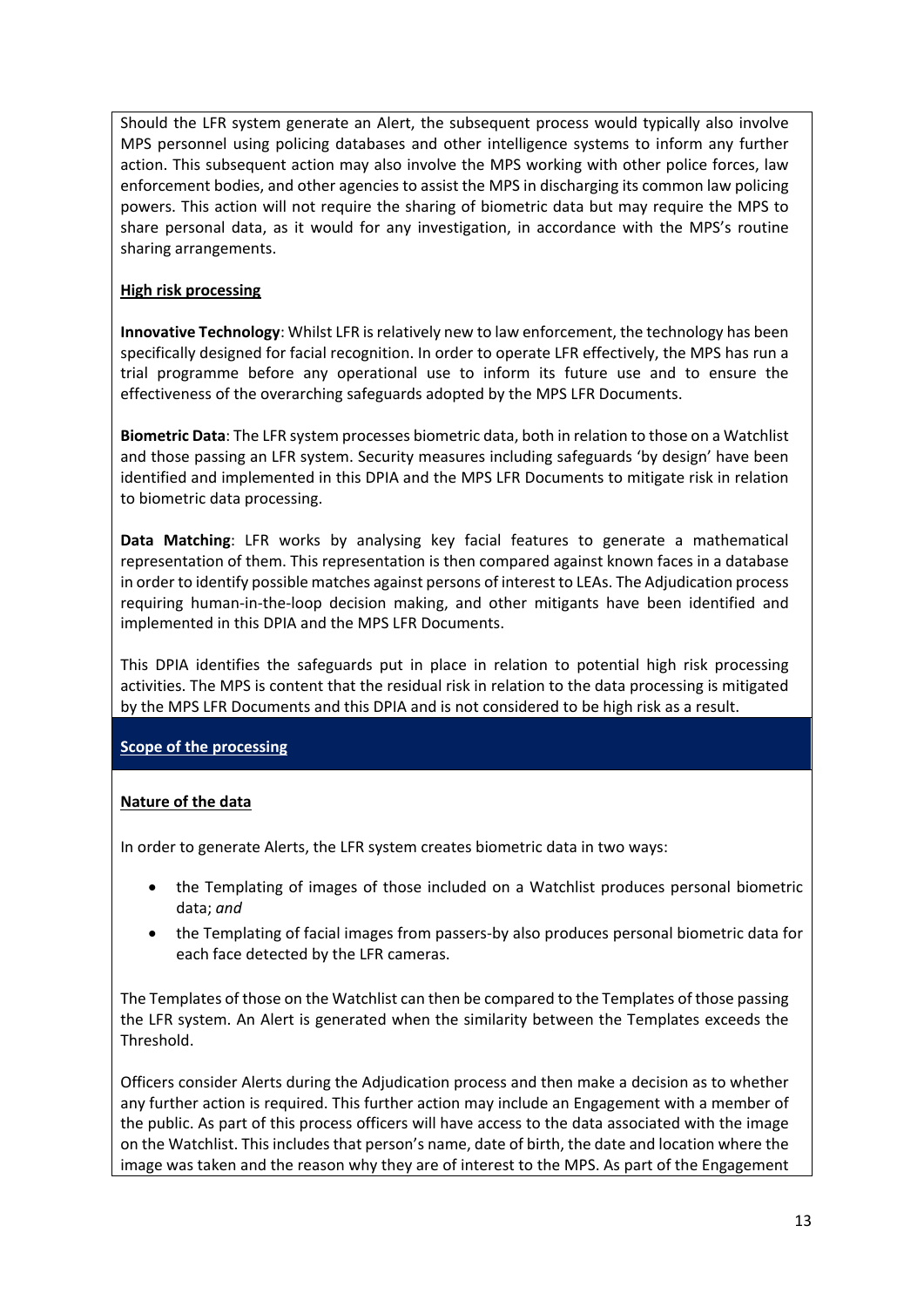Should the LFR system generate an Alert, the subsequent process would typically also involve MPS personnel using policing databases and other intelligence systems to inform any further action. This subsequent action may also involve the MPS working with other police forces, law enforcement bodies, and other agencies to assist the MPS in discharging its common law policing powers. This action will not require the sharing of biometric data but may require the MPS to share personal data, as it would for any investigation, in accordance with the MPS's routine sharing arrangements.

**High risk processing**

**Innovative Technology**: Whilst LFR is relatively new to law enforcement, the technology has been specifically designed for facial recognition. In order to operate LFR effectively, the MPS has run a trial programme before any operational use to inform its future use and to ensure the effectiveness of the overarching safeguards adopted by the MPS LFR Documents.

**Biometric Data**: The LFR system processes biometric data, both in relation to those on a Watchlist and those passing an LFR system. Security measures including safeguards 'by design' have been identified and implemented in this DPIA and the MPS LFR Documents to mitigate risk in relation to biometric data processing.

**Data Matching**: LFR works by analysing key facial features to generate a mathematical representation of them. This representation is then compared against known faces in a database in order to identify possible matches against persons of interest to LEAs. The Adjudication process requiring human-in-the-loop decision making, and other mitigants have been identified and implemented in this DPIA and the MPS LFR Documents.

This DPIA identifies the safeguards put in place in relation to potential high risk processing activities. The MPS is content that the residual risk in relation to the data processing is mitigated by the MPS LFR Documents and this DPIA and is not considered to be high risk as a result.

## Scope of the processing

**Nature of the data**

In order to generate Alerts, the LFR system creates biometric data in two ways:

- the Templating of images of those included on a Watchlist produces personal biometric data; *and*
- the Templating of facial images from passers-by also produces personal biometric data for each face detected by the LFR cameras.

The Templates of those on the Watchlist can then be compared to the Templates of those passing the LFR system. An Alert is generated when the similarity between the Templates exceeds the Threshold.

Officers consider Alerts during the Adjudication process and then make a decision as to whether any further action is required. This further action may include an Engagement with a member of the public. As part of this process officers will have access to the data associated with the image on the Watchlist. This includes that person's name, date of birth, the date and location where the image was taken and the reason why they are of interest to the MPS. As part of the Engagement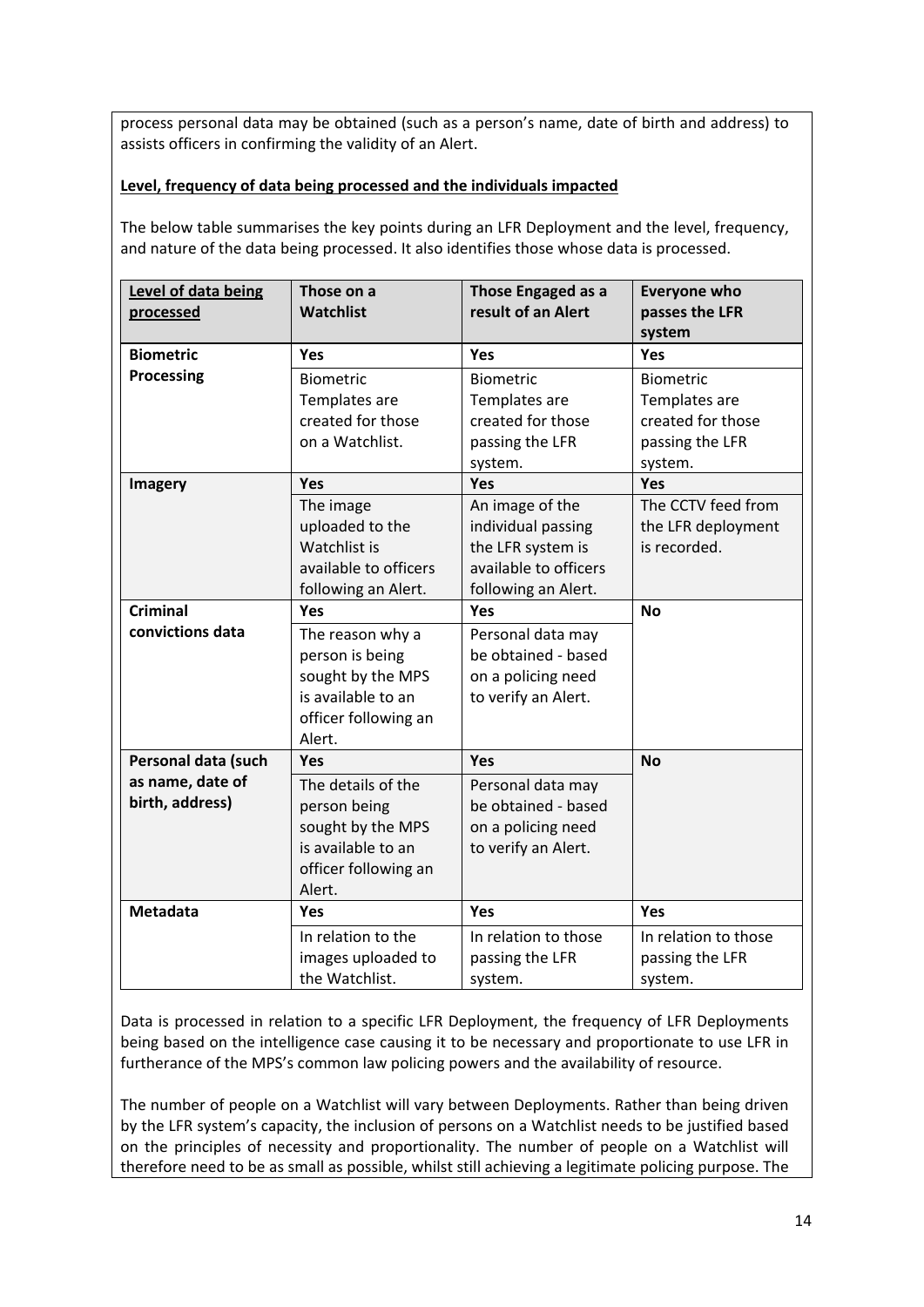process personal data may be obtained (such as a person's name, date of birth and address) to assists officers in confirming the validity of an Alert.

**Level, frequency of data being processed and the individuals impacted**

The below table summarises the key points during an LFR Deployment and the level, frequency, and nature of the data being processed. It also identifies those whose data is processed.

| Level of data being processed | Those on a Watchlist | Those Engaged as a result of an Alert | Everyone who passes the LFR system |
|---|---|---|---|
| **Biometric Processing** | **Yes** Biometric Templates are created for those on a Watchlist. | **Yes** Biometric Templates are created for those passing the LFR system. | **Yes** Biometric Templates are created for those passing the LFR system. |
| **Imagery** | **Yes** The image uploaded to the Watchlist is available to officers following an Alert. | **Yes** An image of the individual passing the LFR system is available to officers following an Alert. | **Yes** The CCTV feed from the LFR deployment is recorded. |
| **Criminal convictions data** | **Yes** The reason why a person is being sought by the MPS is available to an officer following an Alert. | **Yes** Personal data may be obtained - based on a policing need to verify an Alert. | **No** |
| **Personal data (such as name, date of birth, address)** | **Yes** The details of the person being sought by the MPS is available to an officer following an Alert. | **Yes** Personal data may be obtained - based on a policing need to verify an Alert. | **No** |
| **Metadata** | **Yes** In relation to the images uploaded to the Watchlist. | **Yes** In relation to those passing the LFR system. | **Yes** In relation to those passing the LFR system. |

Data is processed in relation to a specific LFR Deployment, the frequency of LFR Deployments being based on the intelligence case causing it to be necessary and proportionate to use LFR in furtherance of the MPS's common law policing powers and the availability of resource.

The number of people on a Watchlist will vary between Deployments. Rather than being driven by the LFR system's capacity, the inclusion of persons on a Watchlist needs to be justified based on the principles of necessity and proportionality. The number of people on a Watchlist will therefore need to be as small as possible, whilst still achieving a legitimate policing purpose. The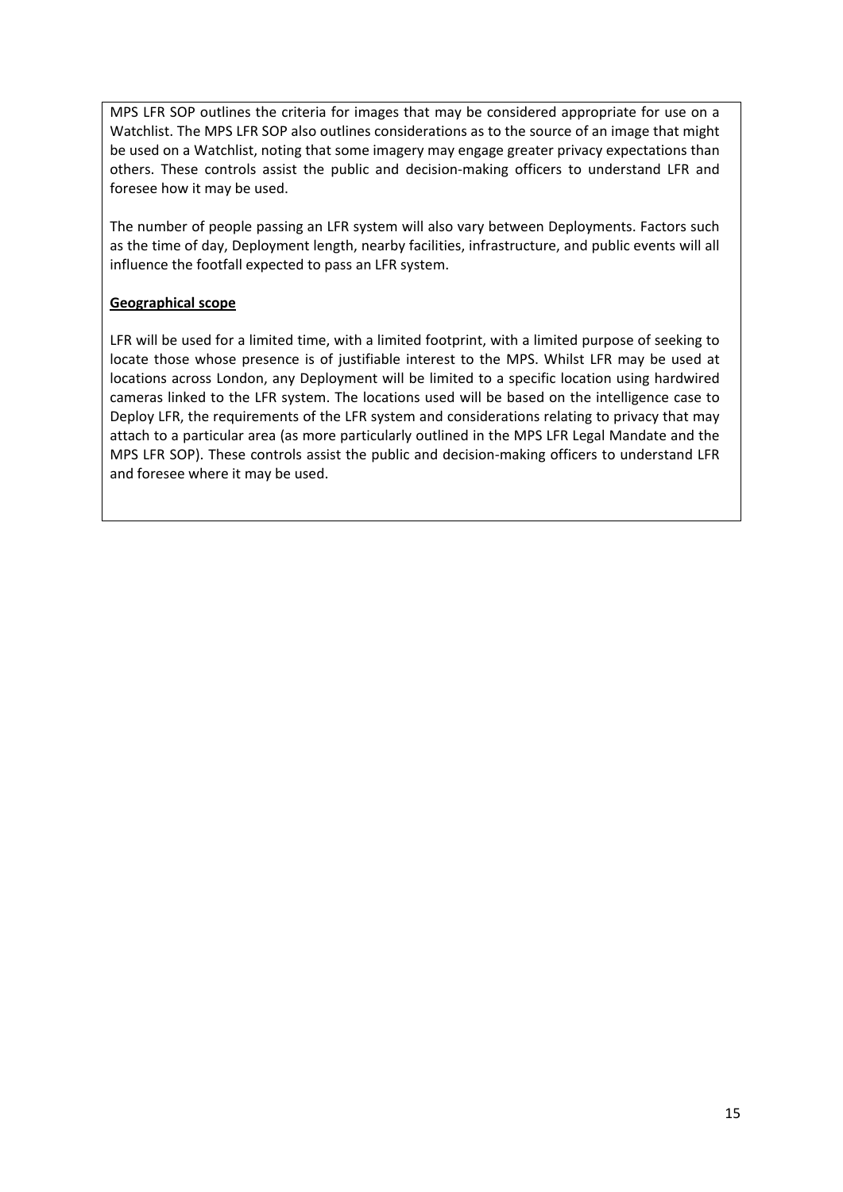MPS LFR SOP outlines the criteria for images that may be considered appropriate for use on a Watchlist. The MPS LFR SOP also outlines considerations as to the source of an image that might be used on a Watchlist, noting that some imagery may engage greater privacy expectations than others. These controls assist the public and decision-making officers to understand LFR and foresee how it may be used.

The number of people passing an LFR system will also vary between Deployments. Factors such as the time of day, Deployment length, nearby facilities, infrastructure, and public events will all influence the footfall expected to pass an LFR system.

**Geographical scope**

LFR will be used for a limited time, with a limited footprint, with a limited purpose of seeking to locate those whose presence is of justifiable interest to the MPS. Whilst LFR may be used at locations across London, any Deployment will be limited to a specific location using hardwired cameras linked to the LFR system. The locations used will be based on the intelligence case to Deploy LFR, the requirements of the LFR system and considerations relating to privacy that may attach to a particular area (as more particularly outlined in the MPS LFR Legal Mandate and the MPS LFR SOP). These controls assist the public and decision-making officers to understand LFR and foresee where it may be used.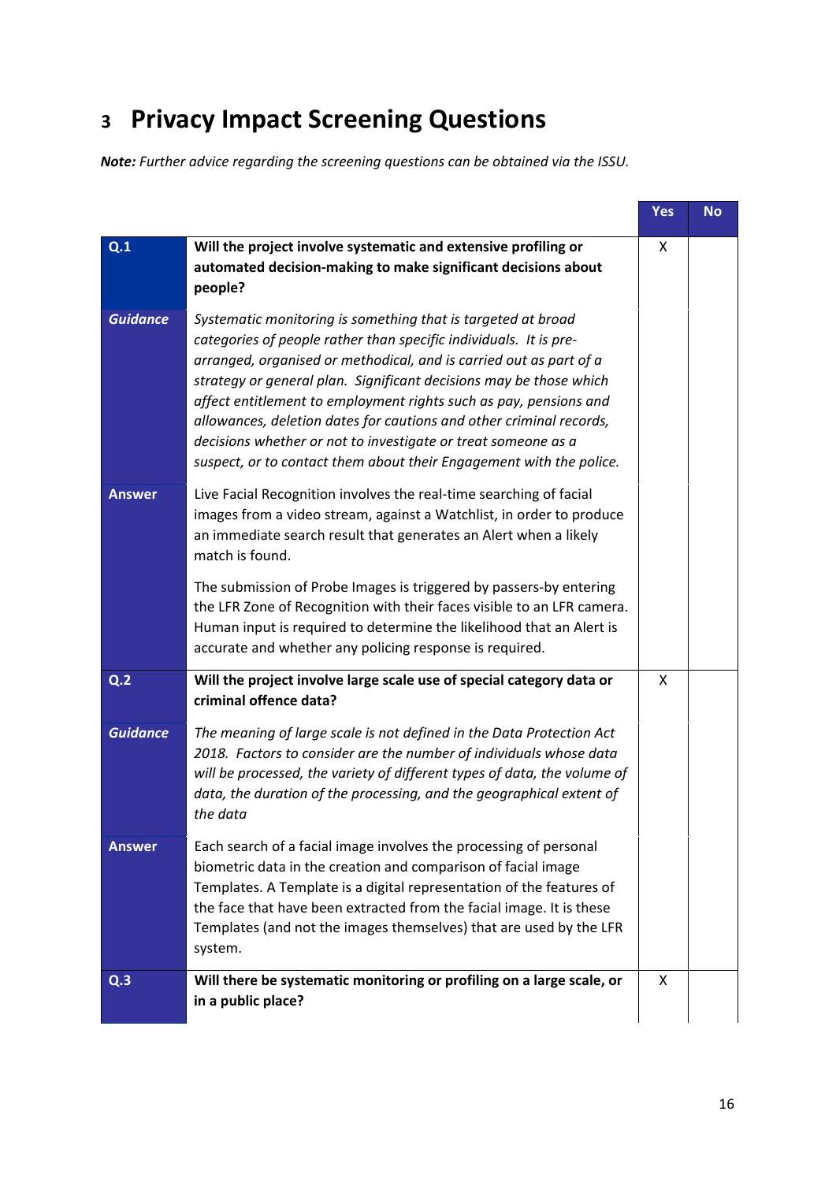# 3 Privacy Impact Screening Questions

***Note:*** *Further advice regarding the screening questions can be obtained via the ISSU.*

| | | Yes | No |
|---|---|---|---|
| **Q.1** | **Will the project involve systematic and extensive profiling or automated decision-making to make significant decisions about people?** | X | |
| ***Guidance*** | *Systematic monitoring is something that is targeted at broad categories of people rather than specific individuals. It is pre-arranged, organised or methodical, and is carried out as part of a strategy or general plan. Significant decisions may be those which affect entitlement to employment rights such as pay, pensions and allowances, deletion dates for cautions and other criminal records, decisions whether or not to investigate or treat someone as a suspect, or to contact them about their Engagement with the police.* | | |
| **Answer** | Live Facial Recognition involves the real-time searching of facial images from a video stream, against a Watchlist, in order to produce an immediate search result that generates an Alert when a likely match is found.<br><br>The submission of Probe Images is triggered by passers-by entering the LFR Zone of Recognition with their faces visible to an LFR camera. Human input is required to determine the likelihood that an Alert is accurate and whether any policing response is required. | | |
| **Q.2** | **Will the project involve large scale use of special category data or criminal offence data?** | X | |
| ***Guidance*** | *The meaning of large scale is not defined in the Data Protection Act 2018. Factors to consider are the number of individuals whose data will be processed, the variety of different types of data, the volume of data, the duration of the processing, and the geographical extent of the data* | | |
| **Answer** | Each search of a facial image involves the processing of personal biometric data in the creation and comparison of facial image Templates. A Template is a digital representation of the features of the face that have been extracted from the facial image. It is these Templates (and not the images themselves) that are used by the LFR system. | | |
| **Q.3** | **Will there be systematic monitoring or profiling on a large scale, or in a public place?** | X | |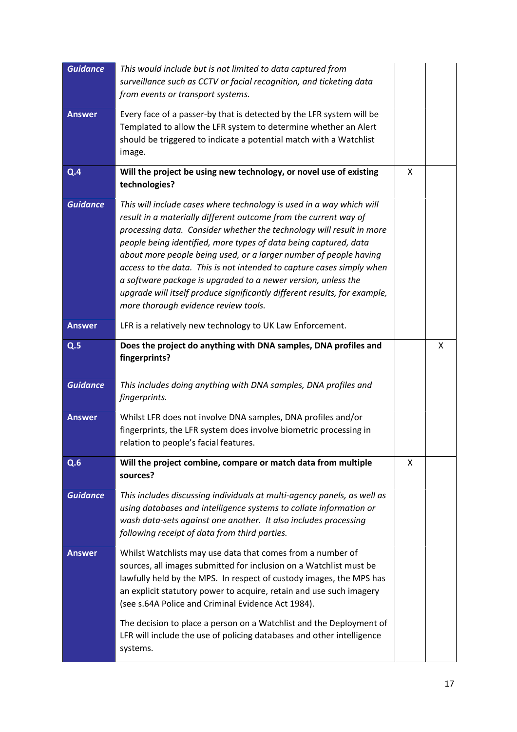| | | | |
|---|---|---|---|
| ***Guidance*** | *This would include but is not limited to data captured from surveillance such as CCTV or facial recognition, and ticketing data from events or transport systems.* | | |
| **Answer** | Every face of a passer-by that is detected by the LFR system will be Templated to allow the LFR system to determine whether an Alert should be triggered to indicate a potential match with a Watchlist image. | | |
| **Q.4** | **Will the project be using new technology, or novel use of existing technologies?** | X | |
| ***Guidance*** | *This will include cases where technology is used in a way which will result in a materially different outcome from the current way of processing data. Consider whether the technology will result in more people being identified, more types of data being captured, data about more people being used, or a larger number of people having access to the data. This is not intended to capture cases simply when a software package is upgraded to a newer version, unless the upgrade will itself produce significantly different results, for example, more thorough evidence review tools.* | | |
| **Answer** | LFR is a relatively new technology to UK Law Enforcement. | | |
| **Q.5** | **Does the project do anything with DNA samples, DNA profiles and fingerprints?** | | X |
| ***Guidance*** | *This includes doing anything with DNA samples, DNA profiles and fingerprints.* | | |
| **Answer** | Whilst LFR does not involve DNA samples, DNA profiles and/or fingerprints, the LFR system does involve biometric processing in relation to people's facial features. | | |
| **Q.6** | **Will the project combine, compare or match data from multiple sources?** | X | |
| ***Guidance*** | *This includes discussing individuals at multi-agency panels, as well as using databases and intelligence systems to collate information or wash data-sets against one another. It also includes processing following receipt of data from third parties.* | | |
| **Answer** | Whilst Watchlists may use data that comes from a number of sources, all images submitted for inclusion on a Watchlist must be lawfully held by the MPS. In respect of custody images, the MPS has an explicit statutory power to acquire, retain and use such imagery (see s.64A Police and Criminal Evidence Act 1984).<br><br>The decision to place a person on a Watchlist and the Deployment of LFR will include the use of policing databases and other intelligence systems. | | |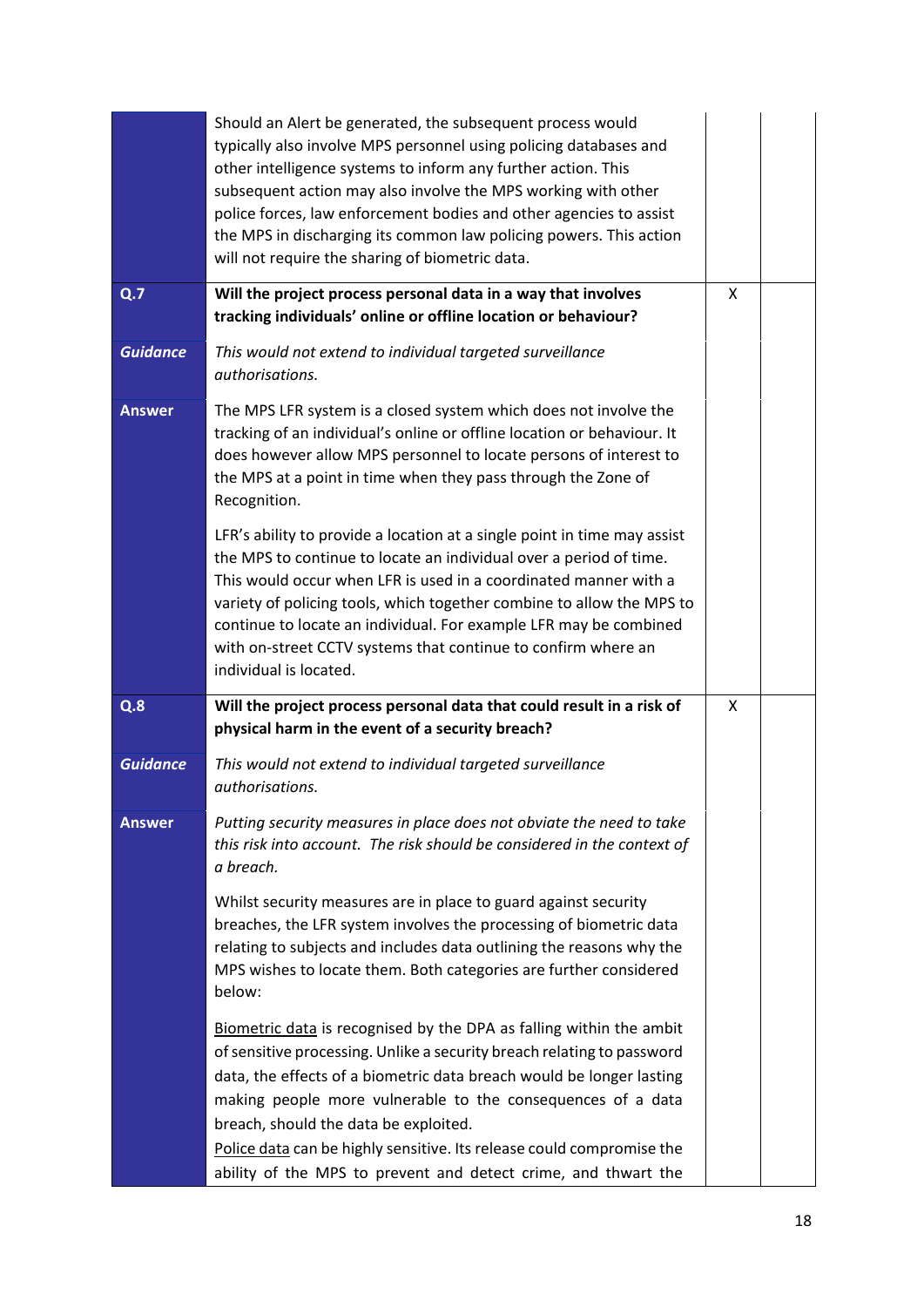|  |  |  |  |
|---|---|---|---|
|  | Should an Alert be generated, the subsequent process would typically also involve MPS personnel using policing databases and other intelligence systems to inform any further action. This subsequent action may also involve the MPS working with other police forces, law enforcement bodies and other agencies to assist the MPS in discharging its common law policing powers. This action will not require the sharing of biometric data. |  |  |
| **Q.7** | **Will the project process personal data in a way that involves tracking individuals' online or offline location or behaviour?** | X |  |
| ***Guidance*** | *This would not extend to individual targeted surveillance authorisations.* |  |  |
| **Answer** | The MPS LFR system is a closed system which does not involve the tracking of an individual's online or offline location or behaviour. It does however allow MPS personnel to locate persons of interest to the MPS at a point in time when they pass through the Zone of Recognition.<br><br>LFR's ability to provide a location at a single point in time may assist the MPS to continue to locate an individual over a period of time. This would occur when LFR is used in a coordinated manner with a variety of policing tools, which together combine to allow the MPS to continue to locate an individual. For example LFR may be combined with on-street CCTV systems that continue to confirm where an individual is located. |  |  |
| **Q.8** | **Will the project process personal data that could result in a risk of physical harm in the event of a security breach?** | X |  |
| ***Guidance*** | *This would not extend to individual targeted surveillance authorisations.* |  |  |
| **Answer** | *Putting security measures in place does not obviate the need to take this risk into account. The risk should be considered in the context of a breach.*<br><br>Whilst security measures are in place to guard against security breaches, the LFR system involves the processing of biometric data relating to subjects and includes data outlining the reasons why the MPS wishes to locate them. Both categories are further considered below:<br><br>Biometric data is recognised by the DPA as falling within the ambit of sensitive processing. Unlike a security breach relating to password data, the effects of a biometric data breach would be longer lasting making people more vulnerable to the consequences of a data breach, should the data be exploited.<br>Police data can be highly sensitive. Its release could compromise the ability of the MPS to prevent and detect crime, and thwart the |  |  |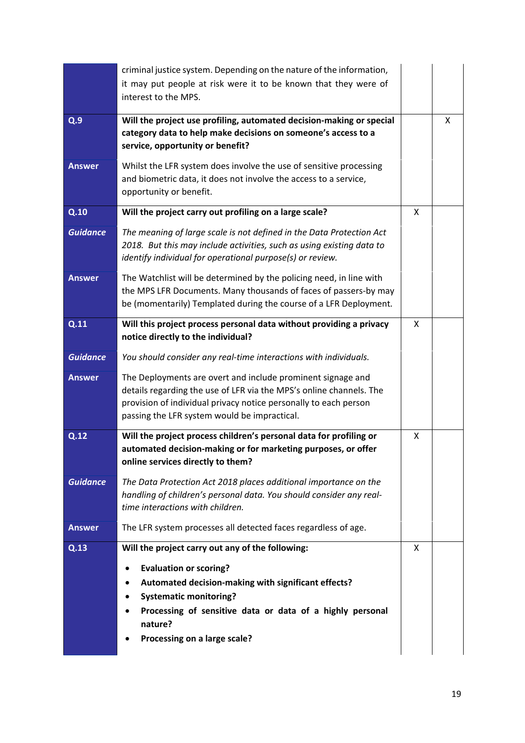| | | | |
|---|---|---|---|
| | criminal justice system. Depending on the nature of the information, it may put people at risk were it to be known that they were of interest to the MPS. | | |
| **Q.9** | **Will the project use profiling, automated decision-making or special category data to help make decisions on someone's access to a service, opportunity or benefit?** | | X |
| **Answer** | Whilst the LFR system does involve the use of sensitive processing and biometric data, it does not involve the access to a service, opportunity or benefit. | | |
| **Q.10** | **Will the project carry out profiling on a large scale?** | X | |
| ***Guidance*** | *The meaning of large scale is not defined in the Data Protection Act 2018. But this may include activities, such as using existing data to identify individual for operational purpose(s) or review.* | | |
| **Answer** | The Watchlist will be determined by the policing need, in line with the MPS LFR Documents. Many thousands of faces of passers-by may be (momentarily) Templated during the course of a LFR Deployment. | | |
| **Q.11** | **Will this project process personal data without providing a privacy notice directly to the individual?** | X | |
| ***Guidance*** | *You should consider any real-time interactions with individuals.* | | |
| **Answer** | The Deployments are overt and include prominent signage and details regarding the use of LFR via the MPS's online channels. The provision of individual privacy notice personally to each person passing the LFR system would be impractical. | | |
| **Q.12** | **Will the project process children's personal data for profiling or automated decision-making or for marketing purposes, or offer online services directly to them?** | X | |
| ***Guidance*** | *The Data Protection Act 2018 places additional importance on the handling of children's personal data. You should consider any real-time interactions with children.* | | |
| **Answer** | The LFR system processes all detected faces regardless of age. | | |
| **Q.13** | **Will the project carry out any of the following:**<br>• **Evaluation or scoring?**<br>• **Automated decision-making with significant effects?**<br>• **Systematic monitoring?**<br>• **Processing of sensitive data or data of a highly personal nature?**<br>• **Processing on a large scale?** | X | |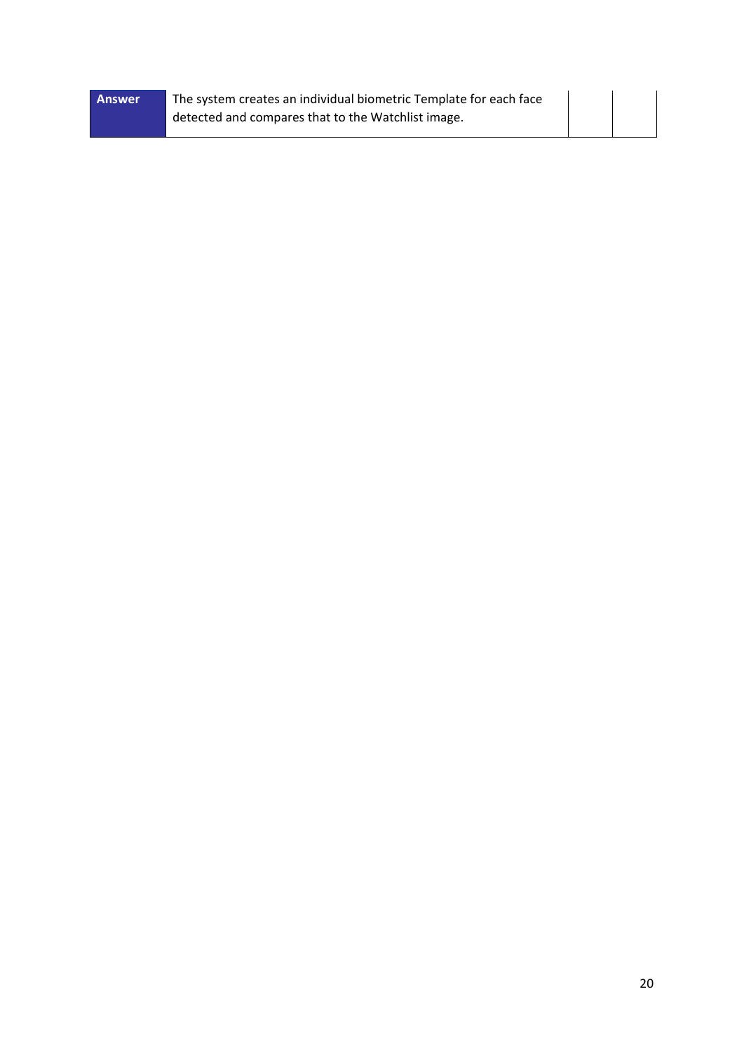| Answer | The system creates an individual biometric Template for each face detected and compares that to the Watchlist image. | | |
|---|---|---|---|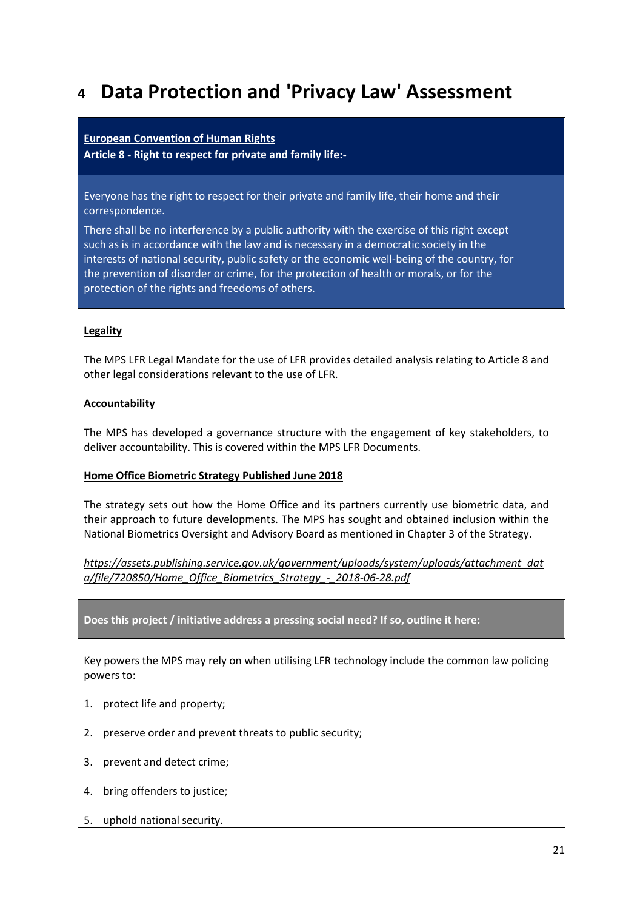# 4 Data Protection and 'Privacy Law' Assessment

**European Convention of Human Rights**

**Article 8 - Right to respect for private and family life:-**

Everyone has the right to respect for their private and family life, their home and their correspondence.

There shall be no interference by a public authority with the exercise of this right except such as is in accordance with the law and is necessary in a democratic society in the interests of national security, public safety or the economic well-being of the country, for the prevention of disorder or crime, for the protection of health or morals, or for the protection of the rights and freedoms of others.

**Legality**

The MPS LFR Legal Mandate for the use of LFR provides detailed analysis relating to Article 8 and other legal considerations relevant to the use of LFR.

**Accountability**

The MPS has developed a governance structure with the engagement of key stakeholders, to deliver accountability. This is covered within the MPS LFR Documents.

**Home Office Biometric Strategy Published June 2018**

The strategy sets out how the Home Office and its partners currently use biometric data, and their approach to future developments. The MPS has sought and obtained inclusion within the National Biometrics Oversight and Advisory Board as mentioned in Chapter 3 of the Strategy.

*https://assets.publishing.service.gov.uk/government/uploads/system/uploads/attachment_data/file/720850/Home_Office_Biometrics_Strategy_-_2018-06-28.pdf*

**Does this project / initiative address a pressing social need? If so, outline it here:**

Key powers the MPS may rely on when utilising LFR technology include the common law policing powers to:

1. protect life and property;
2. preserve order and prevent threats to public security;
3. prevent and detect crime;
4. bring offenders to justice;
5. uphold national security.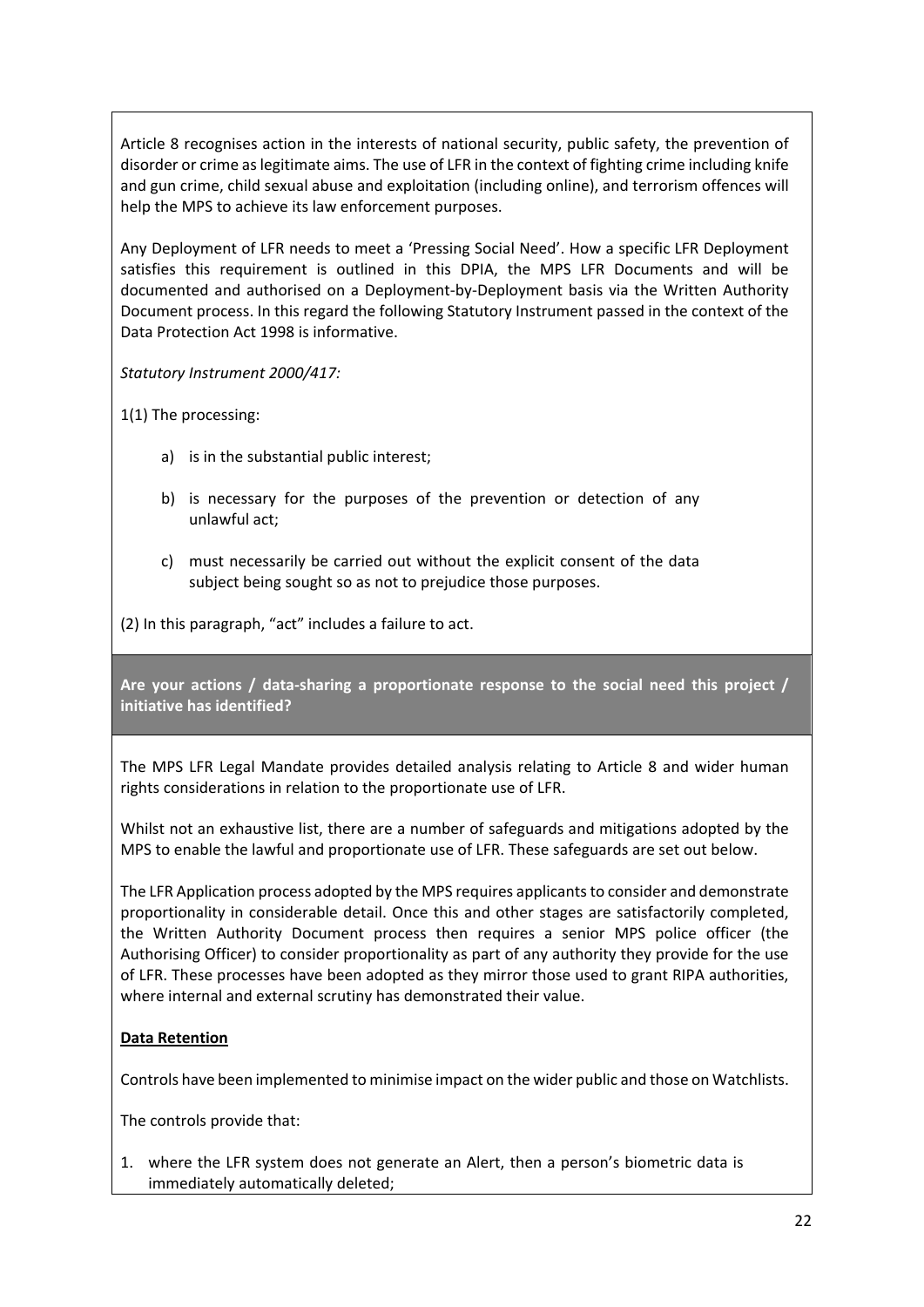Article 8 recognises action in the interests of national security, public safety, the prevention of disorder or crime as legitimate aims. The use of LFR in the context of fighting crime including knife and gun crime, child sexual abuse and exploitation (including online), and terrorism offences will help the MPS to achieve its law enforcement purposes.

Any Deployment of LFR needs to meet a 'Pressing Social Need'. How a specific LFR Deployment satisfies this requirement is outlined in this DPIA, the MPS LFR Documents and will be documented and authorised on a Deployment-by-Deployment basis via the Written Authority Document process. In this regard the following Statutory Instrument passed in the context of the Data Protection Act 1998 is informative.

*Statutory Instrument 2000/417:*

1(1) The processing:

a) is in the substantial public interest;

b) is necessary for the purposes of the prevention or detection of any unlawful act;

c) must necessarily be carried out without the explicit consent of the data subject being sought so as not to prejudice those purposes.

(2) In this paragraph, "act" includes a failure to act.

**Are your actions / data-sharing a proportionate response to the social need this project / initiative has identified?**

The MPS LFR Legal Mandate provides detailed analysis relating to Article 8 and wider human rights considerations in relation to the proportionate use of LFR.

Whilst not an exhaustive list, there are a number of safeguards and mitigations adopted by the MPS to enable the lawful and proportionate use of LFR. These safeguards are set out below.

The LFR Application process adopted by the MPS requires applicants to consider and demonstrate proportionality in considerable detail. Once this and other stages are satisfactorily completed, the Written Authority Document process then requires a senior MPS police officer (the Authorising Officer) to consider proportionality as part of any authority they provide for the use of LFR. These processes have been adopted as they mirror those used to grant RIPA authorities, where internal and external scrutiny has demonstrated their value.

**Data Retention**

Controls have been implemented to minimise impact on the wider public and those on Watchlists.

The controls provide that:

1. where the LFR system does not generate an Alert, then a person's biometric data is immediately automatically deleted;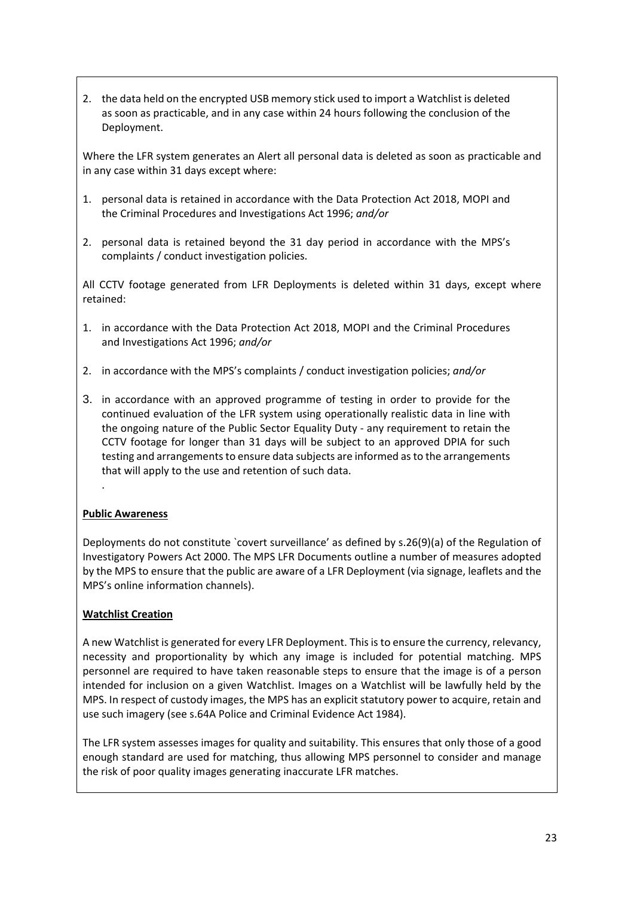2. the data held on the encrypted USB memory stick used to import a Watchlist is deleted as soon as practicable, and in any case within 24 hours following the conclusion of the Deployment.

Where the LFR system generates an Alert all personal data is deleted as soon as practicable and in any case within 31 days except where:

1. personal data is retained in accordance with the Data Protection Act 2018, MOPI and the Criminal Procedures and Investigations Act 1996; *and/or*

2. personal data is retained beyond the 31 day period in accordance with the MPS's complaints / conduct investigation policies.

All CCTV footage generated from LFR Deployments is deleted within 31 days, except where retained:

1. in accordance with the Data Protection Act 2018, MOPI and the Criminal Procedures and Investigations Act 1996; *and/or*

2. in accordance with the MPS's complaints / conduct investigation policies; *and/or*

3. in accordance with an approved programme of testing in order to provide for the continued evaluation of the LFR system using operationally realistic data in line with the ongoing nature of the Public Sector Equality Duty - any requirement to retain the CCTV footage for longer than 31 days will be subject to an approved DPIA for such testing and arrangements to ensure data subjects are informed as to the arrangements that will apply to the use and retention of such data.

.

**Public Awareness**

Deployments do not constitute `covert surveillance' as defined by s.26(9)(a) of the Regulation of Investigatory Powers Act 2000. The MPS LFR Documents outline a number of measures adopted by the MPS to ensure that the public are aware of a LFR Deployment (via signage, leaflets and the MPS's online information channels).

**Watchlist Creation**

A new Watchlist is generated for every LFR Deployment. This is to ensure the currency, relevancy, necessity and proportionality by which any image is included for potential matching. MPS personnel are required to have taken reasonable steps to ensure that the image is of a person intended for inclusion on a given Watchlist. Images on a Watchlist will be lawfully held by the MPS. In respect of custody images, the MPS has an explicit statutory power to acquire, retain and use such imagery (see s.64A Police and Criminal Evidence Act 1984).

The LFR system assesses images for quality and suitability. This ensures that only those of a good enough standard are used for matching, thus allowing MPS personnel to consider and manage the risk of poor quality images generating inaccurate LFR matches.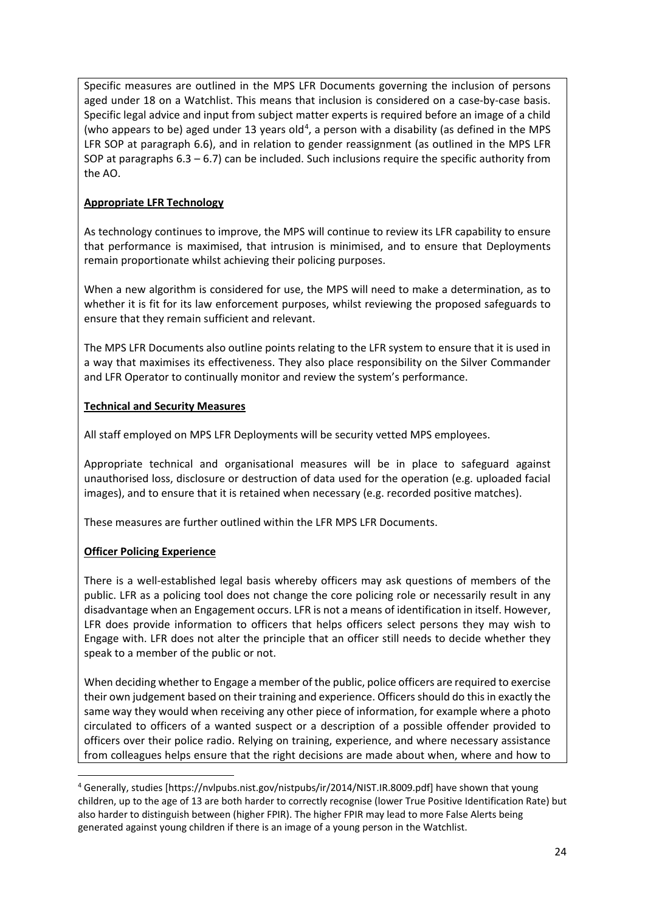Specific measures are outlined in the MPS LFR Documents governing the inclusion of persons aged under 18 on a Watchlist. This means that inclusion is considered on a case-by-case basis. Specific legal advice and input from subject matter experts is required before an image of a child (who appears to be) aged under 13 years old[4], a person with a disability (as defined in the MPS LFR SOP at paragraph 6.6), and in relation to gender reassignment (as outlined in the MPS LFR SOP at paragraphs 6.3 – 6.7) can be included. Such inclusions require the specific authority from the AO.

**Appropriate LFR Technology**

As technology continues to improve, the MPS will continue to review its LFR capability to ensure that performance is maximised, that intrusion is minimised, and to ensure that Deployments remain proportionate whilst achieving their policing purposes.

When a new algorithm is considered for use, the MPS will need to make a determination, as to whether it is fit for its law enforcement purposes, whilst reviewing the proposed safeguards to ensure that they remain sufficient and relevant.

The MPS LFR Documents also outline points relating to the LFR system to ensure that it is used in a way that maximises its effectiveness. They also place responsibility on the Silver Commander and LFR Operator to continually monitor and review the system's performance.

**Technical and Security Measures**

All staff employed on MPS LFR Deployments will be security vetted MPS employees.

Appropriate technical and organisational measures will be in place to safeguard against unauthorised loss, disclosure or destruction of data used for the operation (e.g. uploaded facial images), and to ensure that it is retained when necessary (e.g. recorded positive matches).

These measures are further outlined within the LFR MPS LFR Documents.

**Officer Policing Experience**

There is a well-established legal basis whereby officers may ask questions of members of the public. LFR as a policing tool does not change the core policing role or necessarily result in any disadvantage when an Engagement occurs. LFR is not a means of identification in itself. However, LFR does provide information to officers that helps officers select persons they may wish to Engage with. LFR does not alter the principle that an officer still needs to decide whether they speak to a member of the public or not.

When deciding whether to Engage a member of the public, police officers are required to exercise their own judgement based on their training and experience. Officers should do this in exactly the same way they would when receiving any other piece of information, for example where a photo circulated to officers of a wanted suspect or a description of a possible offender provided to officers over their police radio. Relying on training, experience, and where necessary assistance from colleagues helps ensure that the right decisions are made about when, where and how to

[4] Generally, studies [https://nvlpubs.nist.gov/nistpubs/ir/2014/NIST.IR.8009.pdf] have shown that young children, up to the age of 13 are both harder to correctly recognise (lower True Positive Identification Rate) but also harder to distinguish between (higher FPIR). The higher FPIR may lead to more False Alerts being generated against young children if there is an image of a young person in the Watchlist.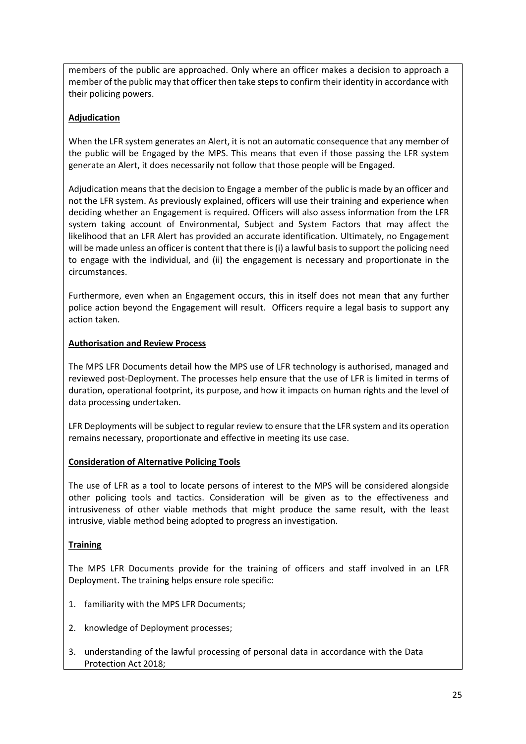members of the public are approached. Only where an officer makes a decision to approach a member of the public may that officer then take steps to confirm their identity in accordance with their policing powers.

**Adjudication**

When the LFR system generates an Alert, it is not an automatic consequence that any member of the public will be Engaged by the MPS. This means that even if those passing the LFR system generate an Alert, it does necessarily not follow that those people will be Engaged.

Adjudication means that the decision to Engage a member of the public is made by an officer and not the LFR system. As previously explained, officers will use their training and experience when deciding whether an Engagement is required. Officers will also assess information from the LFR system taking account of Environmental, Subject and System Factors that may affect the likelihood that an LFR Alert has provided an accurate identification. Ultimately, no Engagement will be made unless an officer is content that there is (i) a lawful basis to support the policing need to engage with the individual, and (ii) the engagement is necessary and proportionate in the circumstances.

Furthermore, even when an Engagement occurs, this in itself does not mean that any further police action beyond the Engagement will result. Officers require a legal basis to support any action taken.

**Authorisation and Review Process**

The MPS LFR Documents detail how the MPS use of LFR technology is authorised, managed and reviewed post-Deployment. The processes help ensure that the use of LFR is limited in terms of duration, operational footprint, its purpose, and how it impacts on human rights and the level of data processing undertaken.

LFR Deployments will be subject to regular review to ensure that the LFR system and its operation remains necessary, proportionate and effective in meeting its use case.

**Consideration of Alternative Policing Tools**

The use of LFR as a tool to locate persons of interest to the MPS will be considered alongside other policing tools and tactics. Consideration will be given as to the effectiveness and intrusiveness of other viable methods that might produce the same result, with the least intrusive, viable method being adopted to progress an investigation.

**Training**

The MPS LFR Documents provide for the training of officers and staff involved in an LFR Deployment. The training helps ensure role specific:

1. familiarity with the MPS LFR Documents;
2. knowledge of Deployment processes;
3. understanding of the lawful processing of personal data in accordance with the Data Protection Act 2018;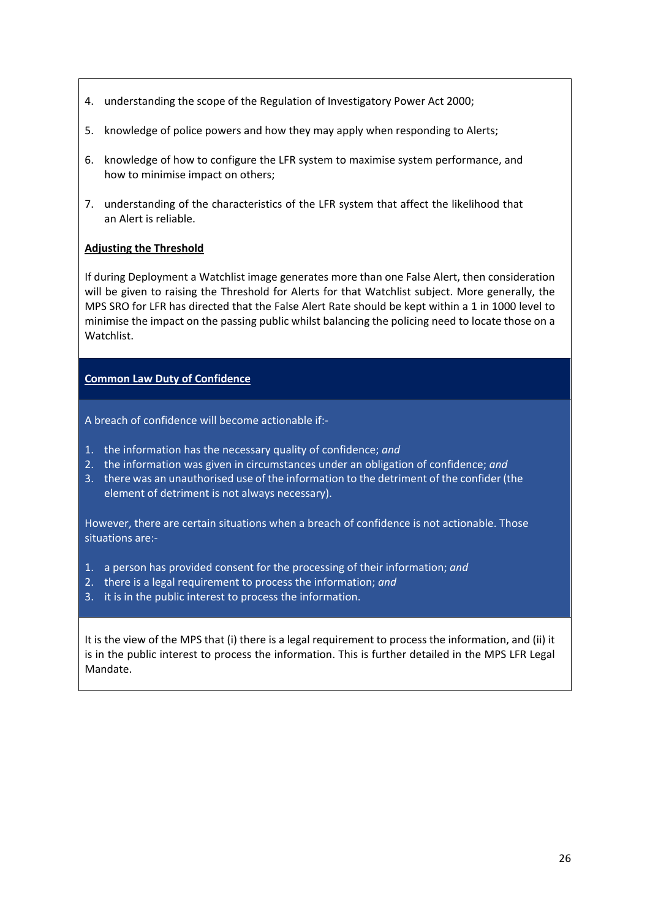4. understanding the scope of the Regulation of Investigatory Power Act 2000;

5. knowledge of police powers and how they may apply when responding to Alerts;

6. knowledge of how to configure the LFR system to maximise system performance, and how to minimise impact on others;

7. understanding of the characteristics of the LFR system that affect the likelihood that an Alert is reliable.

**Adjusting the Threshold**

If during Deployment a Watchlist image generates more than one False Alert, then consideration will be given to raising the Threshold for Alerts for that Watchlist subject. More generally, the MPS SRO for LFR has directed that the False Alert Rate should be kept within a 1 in 1000 level to minimise the impact on the passing public whilst balancing the policing need to locate those on a Watchlist.

**Common Law Duty of Confidence**

A breach of confidence will become actionable if:-

1. the information has the necessary quality of confidence; *and*
2. the information was given in circumstances under an obligation of confidence; *and*
3. there was an unauthorised use of the information to the detriment of the confider (the element of detriment is not always necessary).

However, there are certain situations when a breach of confidence is not actionable. Those situations are:-

1. a person has provided consent for the processing of their information; *and*
2. there is a legal requirement to process the information; *and*
3. it is in the public interest to process the information.

It is the view of the MPS that (i) there is a legal requirement to process the information, and (ii) it is in the public interest to process the information. This is further detailed in the MPS LFR Legal Mandate.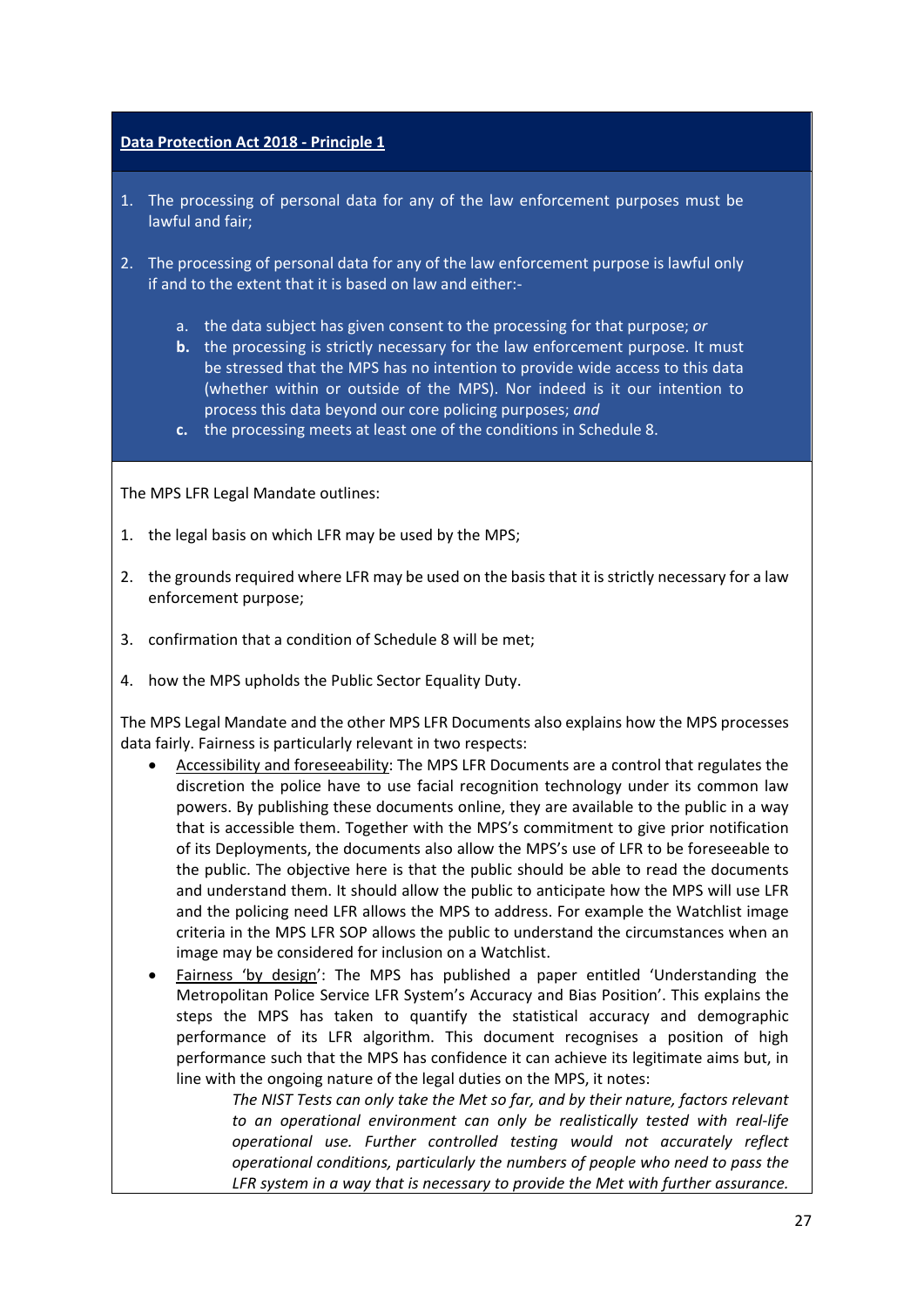**Data Protection Act 2018 - Principle 1**

1. The processing of personal data for any of the law enforcement purposes must be lawful and fair;

2. The processing of personal data for any of the law enforcement purpose is lawful only if and to the extent that it is based on law and either:-

    a. the data subject has given consent to the processing for that purpose; *or*
    **b.** the processing is strictly necessary for the law enforcement purpose. It must be stressed that the MPS has no intention to provide wide access to this data (whether within or outside of the MPS). Nor indeed is it our intention to process this data beyond our core policing purposes; *and*
    **c.** the processing meets at least one of the conditions in Schedule 8.

The MPS LFR Legal Mandate outlines:

1. the legal basis on which LFR may be used by the MPS;

2. the grounds required where LFR may be used on the basis that it is strictly necessary for a law enforcement purpose;

3. confirmation that a condition of Schedule 8 will be met;

4. how the MPS upholds the Public Sector Equality Duty.

The MPS Legal Mandate and the other MPS LFR Documents also explains how the MPS processes data fairly. Fairness is particularly relevant in two respects:

- Accessibility and foreseeability: The MPS LFR Documents are a control that regulates the discretion the police have to use facial recognition technology under its common law powers. By publishing these documents online, they are available to the public in a way that is accessible them. Together with the MPS's commitment to give prior notification of its Deployments, the documents also allow the MPS's use of LFR to be foreseeable to the public. The objective here is that the public should be able to read the documents and understand them. It should allow the public to anticipate how the MPS will use LFR and the policing need LFR allows the MPS to address. For example the Watchlist image criteria in the MPS LFR SOP allows the public to understand the circumstances when an image may be considered for inclusion on a Watchlist.
- Fairness 'by design': The MPS has published a paper entitled 'Understanding the Metropolitan Police Service LFR System's Accuracy and Bias Position'. This explains the steps the MPS has taken to quantify the statistical accuracy and demographic performance of its LFR algorithm. This document recognises a position of high performance such that the MPS has confidence it can achieve its legitimate aims but, in line with the ongoing nature of the legal duties on the MPS, it notes:

    *The NIST Tests can only take the Met so far, and by their nature, factors relevant to an operational environment can only be realistically tested with real-life operational use. Further controlled testing would not accurately reflect operational conditions, particularly the numbers of people who need to pass the LFR system in a way that is necessary to provide the Met with further assurance.*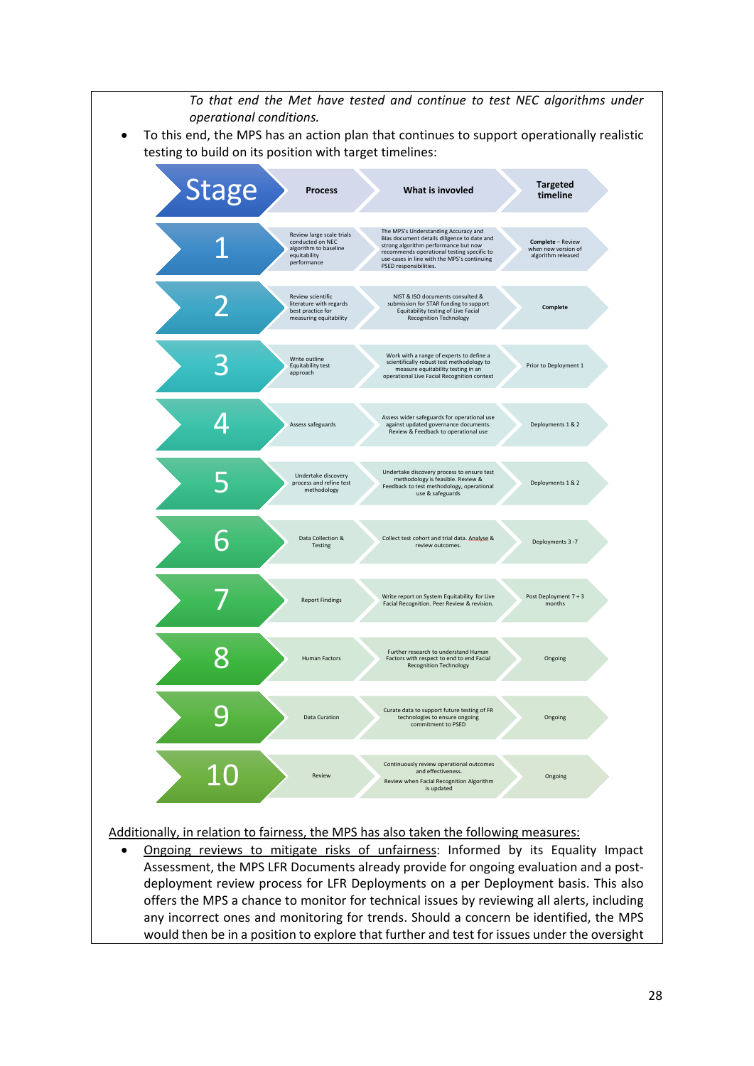*To that end the Met have tested and continue to test NEC algorithms under operational conditions.*

- To this end, the MPS has an action plan that continues to support operationally realistic testing to build on its position with target timelines:

| Stage | Process | What is invovled | Targeted timeline |
|---|---|---|---|
| 1 | Review large scale trials conducted on NEC algorithm to baseline equitability performance | The MPS's Understanding Accuracy and Bias document details diligence to date and strong algorithm performance but now recommends operational testing specific to use-cases in line with the MPS's continuing PSED responsibilities. | **Complete** – Review when new version of algorithm released |
| 2 | Review scientific literature with regards best practice for measuring equitability | NIST & ISO documents consulted & submission for STAR funding to support Equitability testing of Live Facial Recognition Technology | **Complete** |
| 3 | Write outline Equitability test approach | Work with a range of experts to define a scientifically robust test methodology to measure equitability testing in an operational Live Facial Recognition context | Prior to Deployment 1 |
| 4 | Assess safeguards | Assess wider safeguards for operational use against updated governance documents. Review & Feedback to operational use | Deployments 1 & 2 |
| 5 | Undertake discovery process and refine test methodology | Undertake discovery process to ensure test methodology is feasible. Review & Feedback to test methodology, operational use & safeguards | Deployments 1 & 2 |
| 6 | Data Collection & Testing | Collect test cohort and trial data. Analyse & review outcomes. | Deployments 3 -7 |
| 7 | Report Findings | Write report on System Equitability for Live Facial Recognition. Peer Review & revision. | Post Deployment 7 + 3 months |
| 8 | Human Factors | Further research to understand Human Factors with respect to end to end Facial Recognition Technology | Ongoing |
| 9 | Data Curation | Curate data to support future testing of FR technologies to ensure ongoing commitment to PSED | Ongoing |
| 10 | Review | Continuously review operational outcomes and effectiveness. Review when Facial Recognition Algorithm is updated | Ongoing |

Additionally, in relation to fairness, the MPS has also taken the following measures:

- Ongoing reviews to mitigate risks of unfairness: Informed by its Equality Impact Assessment, the MPS LFR Documents already provide for ongoing evaluation and a post-deployment review process for LFR Deployments on a per Deployment basis. This also offers the MPS a chance to monitor for technical issues by reviewing all alerts, including any incorrect ones and monitoring for trends. Should a concern be identified, the MPS would then be in a position to explore that further and test for issues under the oversight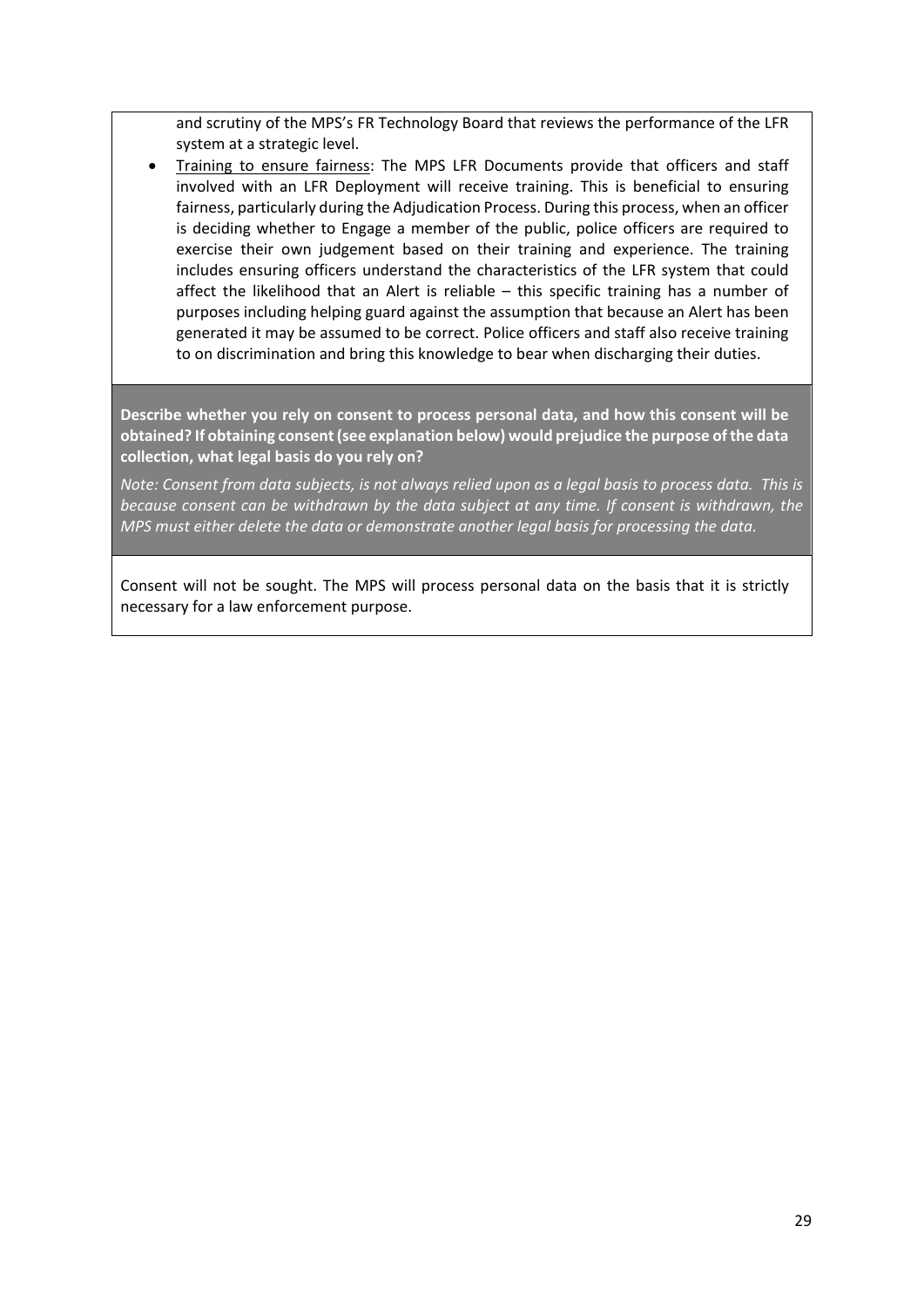and scrutiny of the MPS's FR Technology Board that reviews the performance of the LFR system at a strategic level.

- Training to ensure fairness: The MPS LFR Documents provide that officers and staff involved with an LFR Deployment will receive training. This is beneficial to ensuring fairness, particularly during the Adjudication Process. During this process, when an officer is deciding whether to Engage a member of the public, police officers are required to exercise their own judgement based on their training and experience. The training includes ensuring officers understand the characteristics of the LFR system that could affect the likelihood that an Alert is reliable – this specific training has a number of purposes including helping guard against the assumption that because an Alert has been generated it may be assumed to be correct. Police officers and staff also receive training to on discrimination and bring this knowledge to bear when discharging their duties.

**Describe whether you rely on consent to process personal data, and how this consent will be obtained? If obtaining consent (see explanation below) would prejudice the purpose of the data collection, what legal basis do you rely on?**

*Note: Consent from data subjects, is not always relied upon as a legal basis to process data. This is because consent can be withdrawn by the data subject at any time. If consent is withdrawn, the MPS must either delete the data or demonstrate another legal basis for processing the data.*

Consent will not be sought. The MPS will process personal data on the basis that it is strictly necessary for a law enforcement purpose.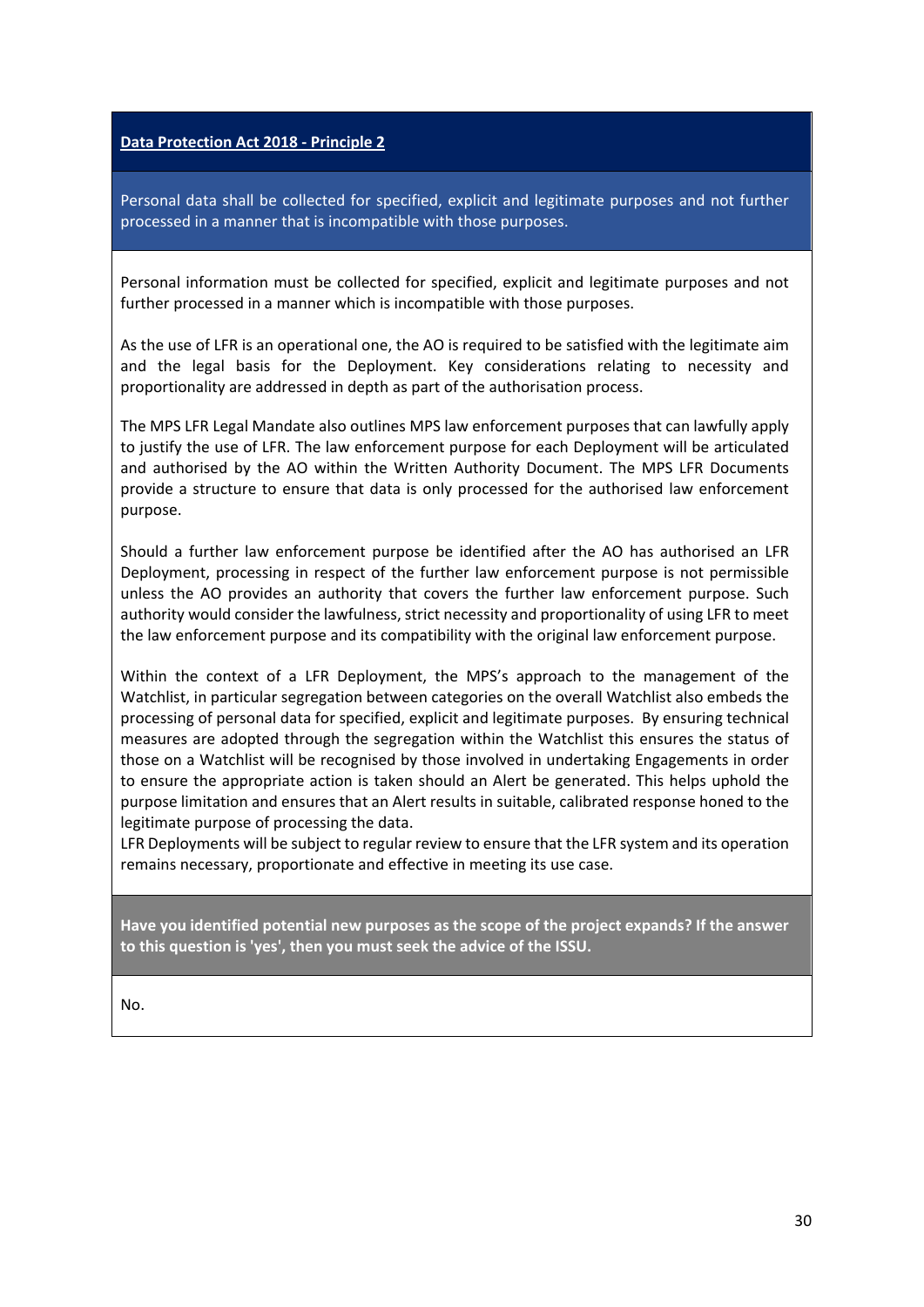**Data Protection Act 2018 - Principle 2**

Personal data shall be collected for specified, explicit and legitimate purposes and not further processed in a manner that is incompatible with those purposes.

Personal information must be collected for specified, explicit and legitimate purposes and not further processed in a manner which is incompatible with those purposes.

As the use of LFR is an operational one, the AO is required to be satisfied with the legitimate aim and the legal basis for the Deployment. Key considerations relating to necessity and proportionality are addressed in depth as part of the authorisation process.

The MPS LFR Legal Mandate also outlines MPS law enforcement purposes that can lawfully apply to justify the use of LFR. The law enforcement purpose for each Deployment will be articulated and authorised by the AO within the Written Authority Document. The MPS LFR Documents provide a structure to ensure that data is only processed for the authorised law enforcement purpose.

Should a further law enforcement purpose be identified after the AO has authorised an LFR Deployment, processing in respect of the further law enforcement purpose is not permissible unless the AO provides an authority that covers the further law enforcement purpose. Such authority would consider the lawfulness, strict necessity and proportionality of using LFR to meet the law enforcement purpose and its compatibility with the original law enforcement purpose.

Within the context of a LFR Deployment, the MPS's approach to the management of the Watchlist, in particular segregation between categories on the overall Watchlist also embeds the processing of personal data for specified, explicit and legitimate purposes. By ensuring technical measures are adopted through the segregation within the Watchlist this ensures the status of those on a Watchlist will be recognised by those involved in undertaking Engagements in order to ensure the appropriate action is taken should an Alert be generated. This helps uphold the purpose limitation and ensures that an Alert results in suitable, calibrated response honed to the legitimate purpose of processing the data.

LFR Deployments will be subject to regular review to ensure that the LFR system and its operation remains necessary, proportionate and effective in meeting its use case.

**Have you identified potential new purposes as the scope of the project expands? If the answer to this question is 'yes', then you must seek the advice of the ISSU.**

No.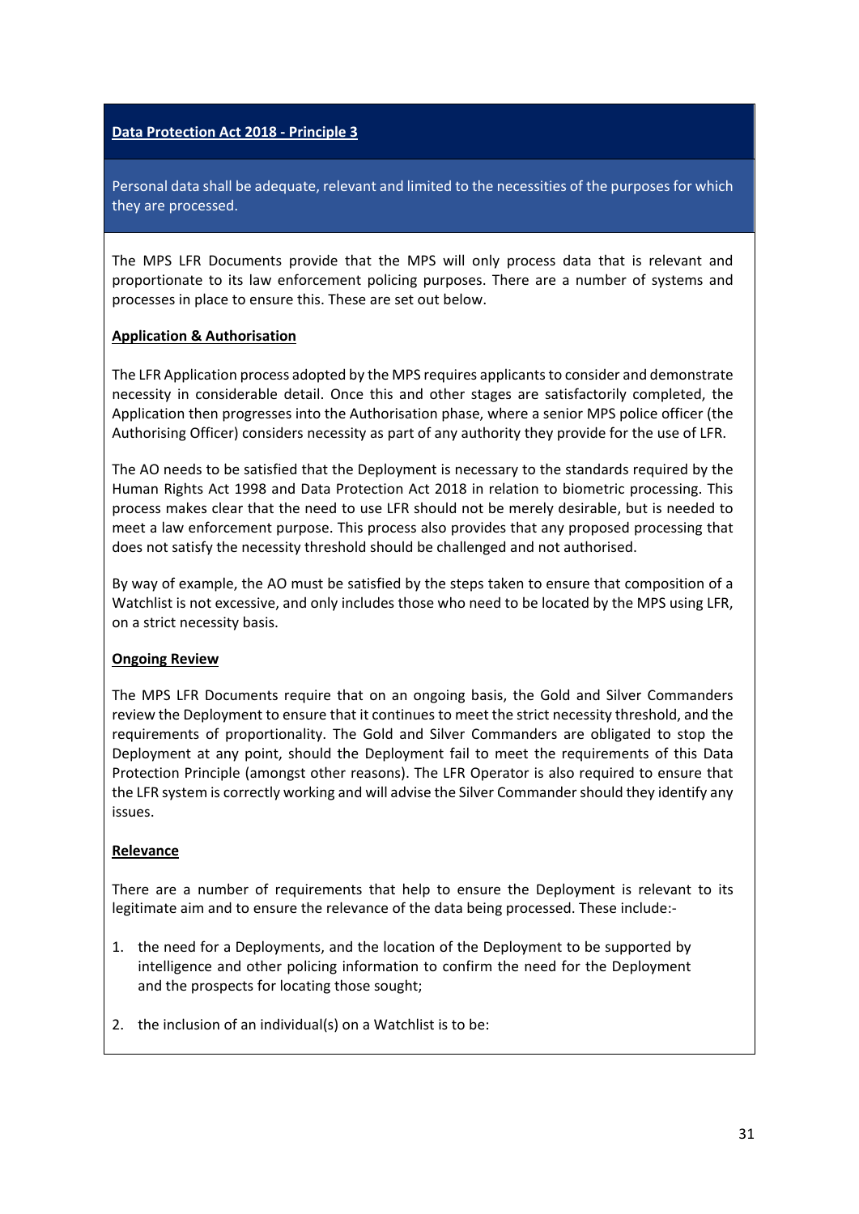**Data Protection Act 2018 - Principle 3**

Personal data shall be adequate, relevant and limited to the necessities of the purposes for which they are processed.

The MPS LFR Documents provide that the MPS will only process data that is relevant and proportionate to its law enforcement policing purposes. There are a number of systems and processes in place to ensure this. These are set out below.

**Application & Authorisation**

The LFR Application process adopted by the MPS requires applicants to consider and demonstrate necessity in considerable detail. Once this and other stages are satisfactorily completed, the Application then progresses into the Authorisation phase, where a senior MPS police officer (the Authorising Officer) considers necessity as part of any authority they provide for the use of LFR.

The AO needs to be satisfied that the Deployment is necessary to the standards required by the Human Rights Act 1998 and Data Protection Act 2018 in relation to biometric processing. This process makes clear that the need to use LFR should not be merely desirable, but is needed to meet a law enforcement purpose. This process also provides that any proposed processing that does not satisfy the necessity threshold should be challenged and not authorised.

By way of example, the AO must be satisfied by the steps taken to ensure that composition of a Watchlist is not excessive, and only includes those who need to be located by the MPS using LFR, on a strict necessity basis.

**Ongoing Review**

The MPS LFR Documents require that on an ongoing basis, the Gold and Silver Commanders review the Deployment to ensure that it continues to meet the strict necessity threshold, and the requirements of proportionality. The Gold and Silver Commanders are obligated to stop the Deployment at any point, should the Deployment fail to meet the requirements of this Data Protection Principle (amongst other reasons). The LFR Operator is also required to ensure that the LFR system is correctly working and will advise the Silver Commander should they identify any issues.

**Relevance**

There are a number of requirements that help to ensure the Deployment is relevant to its legitimate aim and to ensure the relevance of the data being processed. These include:-

1. the need for a Deployments, and the location of the Deployment to be supported by intelligence and other policing information to confirm the need for the Deployment and the prospects for locating those sought;

2. the inclusion of an individual(s) on a Watchlist is to be: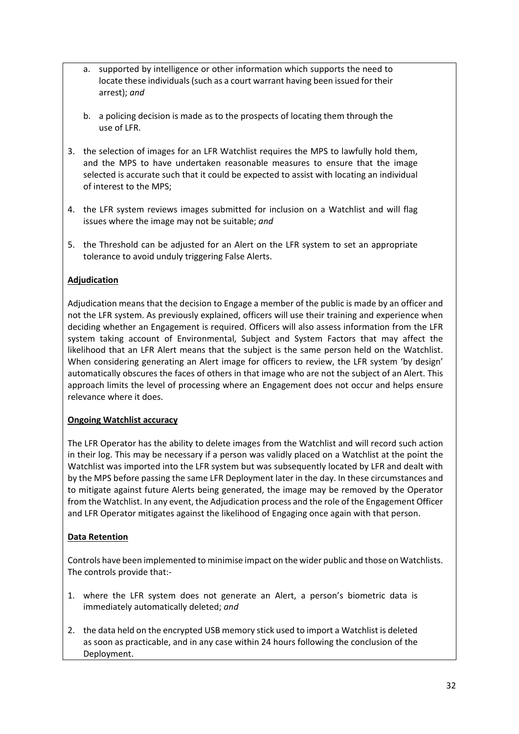a. supported by intelligence or other information which supports the need to locate these individuals (such as a court warrant having been issued for their arrest); *and*

b. a policing decision is made as to the prospects of locating them through the use of LFR.

3. the selection of images for an LFR Watchlist requires the MPS to lawfully hold them, and the MPS to have undertaken reasonable measures to ensure that the image selected is accurate such that it could be expected to assist with locating an individual of interest to the MPS;

4. the LFR system reviews images submitted for inclusion on a Watchlist and will flag issues where the image may not be suitable; *and*

5. the Threshold can be adjusted for an Alert on the LFR system to set an appropriate tolerance to avoid unduly triggering False Alerts.

**Adjudication**

Adjudication means that the decision to Engage a member of the public is made by an officer and not the LFR system. As previously explained, officers will use their training and experience when deciding whether an Engagement is required. Officers will also assess information from the LFR system taking account of Environmental, Subject and System Factors that may affect the likelihood that an LFR Alert means that the subject is the same person held on the Watchlist. When considering generating an Alert image for officers to review, the LFR system 'by design' automatically obscures the faces of others in that image who are not the subject of an Alert. This approach limits the level of processing where an Engagement does not occur and helps ensure relevance where it does.

**Ongoing Watchlist accuracy**

The LFR Operator has the ability to delete images from the Watchlist and will record such action in their log. This may be necessary if a person was validly placed on a Watchlist at the point the Watchlist was imported into the LFR system but was subsequently located by LFR and dealt with by the MPS before passing the same LFR Deployment later in the day. In these circumstances and to mitigate against future Alerts being generated, the image may be removed by the Operator from the Watchlist. In any event, the Adjudication process and the role of the Engagement Officer and LFR Operator mitigates against the likelihood of Engaging once again with that person.

**Data Retention**

Controls have been implemented to minimise impact on the wider public and those on Watchlists. The controls provide that:-

1. where the LFR system does not generate an Alert, a person's biometric data is immediately automatically deleted; *and*

2. the data held on the encrypted USB memory stick used to import a Watchlist is deleted as soon as practicable, and in any case within 24 hours following the conclusion of the Deployment.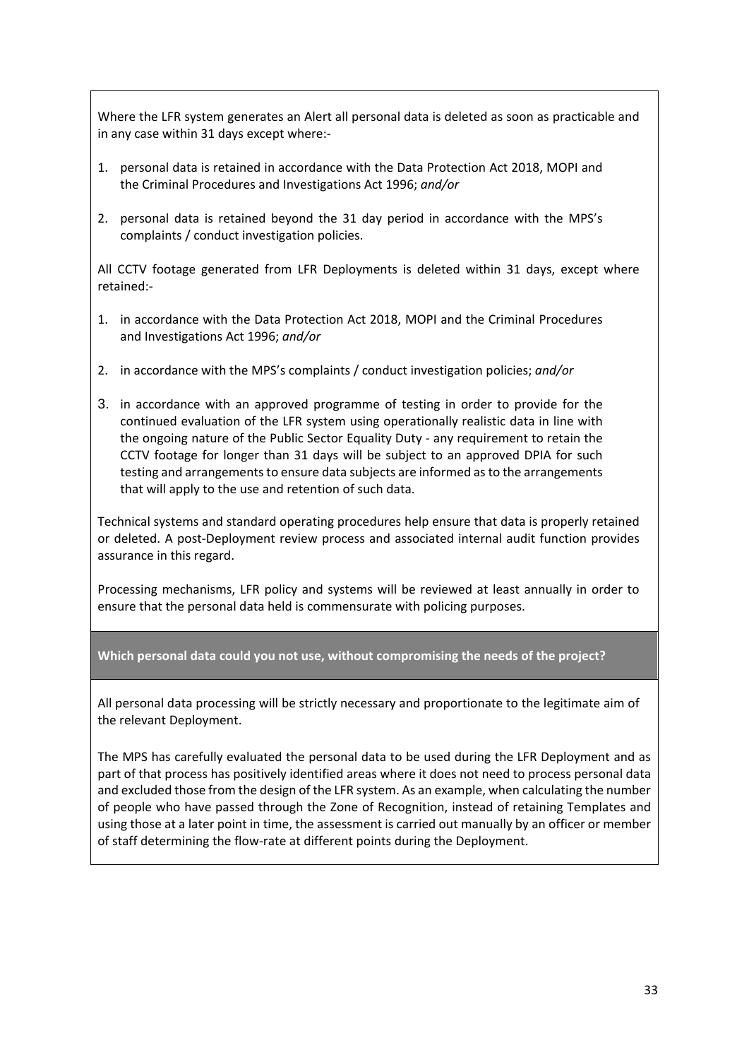Where the LFR system generates an Alert all personal data is deleted as soon as practicable and in any case within 31 days except where:-

1. personal data is retained in accordance with the Data Protection Act 2018, MOPI and the Criminal Procedures and Investigations Act 1996; *and/or*

2. personal data is retained beyond the 31 day period in accordance with the MPS's complaints / conduct investigation policies.

All CCTV footage generated from LFR Deployments is deleted within 31 days, except where retained:-

1. in accordance with the Data Protection Act 2018, MOPI and the Criminal Procedures and Investigations Act 1996; *and/or*

2. in accordance with the MPS's complaints / conduct investigation policies; *and/or*

3. in accordance with an approved programme of testing in order to provide for the continued evaluation of the LFR system using operationally realistic data in line with the ongoing nature of the Public Sector Equality Duty - any requirement to retain the CCTV footage for longer than 31 days will be subject to an approved DPIA for such testing and arrangements to ensure data subjects are informed as to the arrangements that will apply to the use and retention of such data.

Technical systems and standard operating procedures help ensure that data is properly retained or deleted. A post-Deployment review process and associated internal audit function provides assurance in this regard.

Processing mechanisms, LFR policy and systems will be reviewed at least annually in order to ensure that the personal data held is commensurate with policing purposes.

**Which personal data could you not use, without compromising the needs of the project?**

All personal data processing will be strictly necessary and proportionate to the legitimate aim of the relevant Deployment.

The MPS has carefully evaluated the personal data to be used during the LFR Deployment and as part of that process has positively identified areas where it does not need to process personal data and excluded those from the design of the LFR system. As an example, when calculating the number of people who have passed through the Zone of Recognition, instead of retaining Templates and using those at a later point in time, the assessment is carried out manually by an officer or member of staff determining the flow-rate at different points during the Deployment.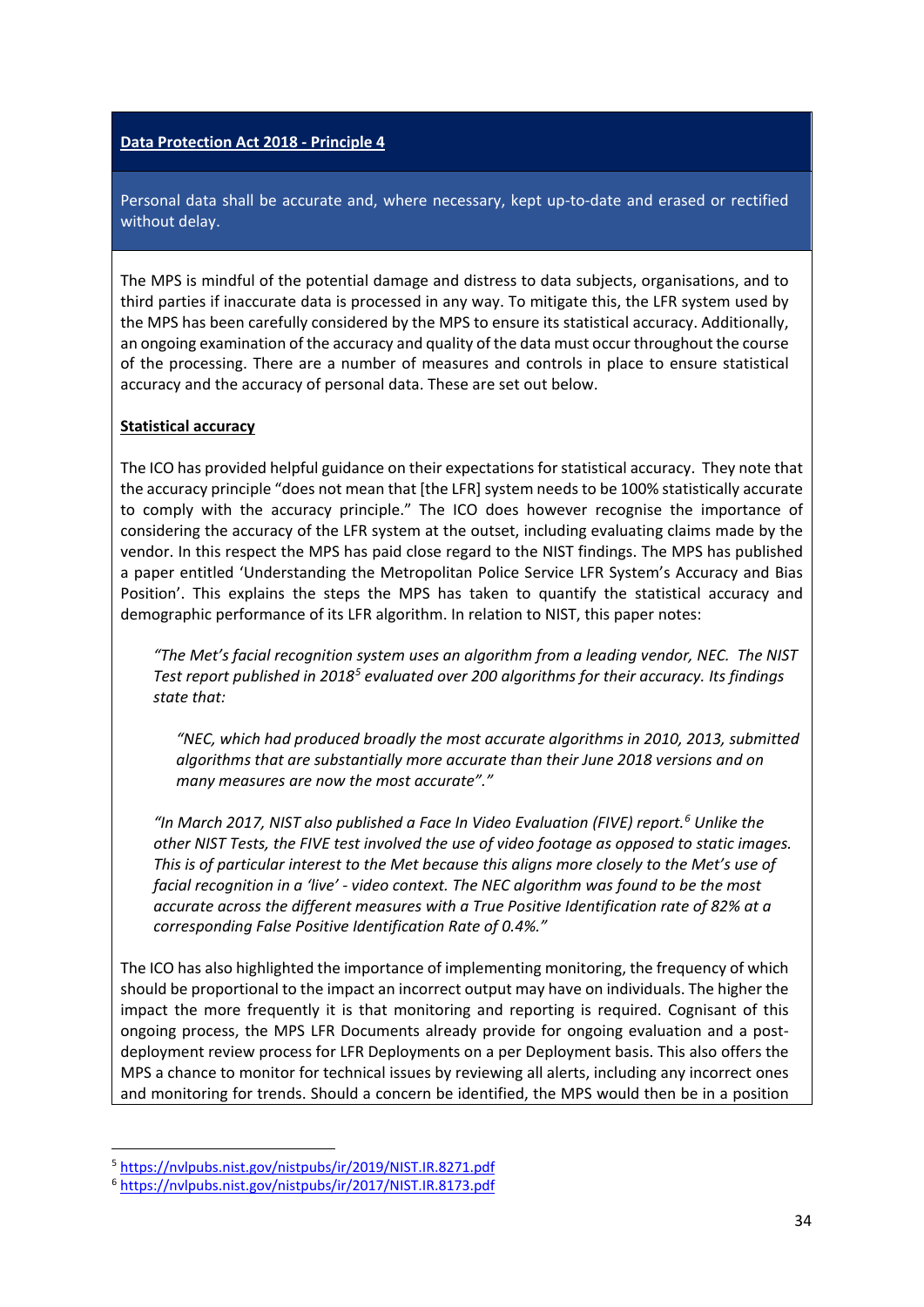**Data Protection Act 2018 - Principle 4**

Personal data shall be accurate and, where necessary, kept up-to-date and erased or rectified without delay.

The MPS is mindful of the potential damage and distress to data subjects, organisations, and to third parties if inaccurate data is processed in any way. To mitigate this, the LFR system used by the MPS has been carefully considered by the MPS to ensure its statistical accuracy. Additionally, an ongoing examination of the accuracy and quality of the data must occur throughout the course of the processing. There are a number of measures and controls in place to ensure statistical accuracy and the accuracy of personal data. These are set out below.

**Statistical accuracy**

The ICO has provided helpful guidance on their expectations for statistical accuracy. They note that the accuracy principle "does not mean that [the LFR] system needs to be 100% statistically accurate to comply with the accuracy principle." The ICO does however recognise the importance of considering the accuracy of the LFR system at the outset, including evaluating claims made by the vendor. In this respect the MPS has paid close regard to the NIST findings. The MPS has published a paper entitled 'Understanding the Metropolitan Police Service LFR System's Accuracy and Bias Position'. This explains the steps the MPS has taken to quantify the statistical accuracy and demographic performance of its LFR algorithm. In relation to NIST, this paper notes:

> *"The Met's facial recognition system uses an algorithm from a leading vendor, NEC. The NIST Test report published in 2018[5] evaluated over 200 algorithms for their accuracy. Its findings state that:*
>
> > *"NEC, which had produced broadly the most accurate algorithms in 2010, 2013, submitted algorithms that are substantially more accurate than their June 2018 versions and on many measures are now the most accurate"."*
>
> *"In March 2017, NIST also published a Face In Video Evaluation (FIVE) report.[6] Unlike the other NIST Tests, the FIVE test involved the use of video footage as opposed to static images. This is of particular interest to the Met because this aligns more closely to the Met's use of facial recognition in a 'live' - video context. The NEC algorithm was found to be the most accurate across the different measures with a True Positive Identification rate of 82% at a corresponding False Positive Identification Rate of 0.4%."*

The ICO has also highlighted the importance of implementing monitoring, the frequency of which should be proportional to the impact an incorrect output may have on individuals. The higher the impact the more frequently it is that monitoring and reporting is required. Cognisant of this ongoing process, the MPS LFR Documents already provide for ongoing evaluation and a post-deployment review process for LFR Deployments on a per Deployment basis. This also offers the MPS a chance to monitor for technical issues by reviewing all alerts, including any incorrect ones and monitoring for trends. Should a concern be identified, the MPS would then be in a position

---

[5] https://nvlpubs.nist.gov/nistpubs/ir/2019/NIST.IR.8271.pdf

[6] https://nvlpubs.nist.gov/nistpubs/ir/2017/NIST.IR.8173.pdf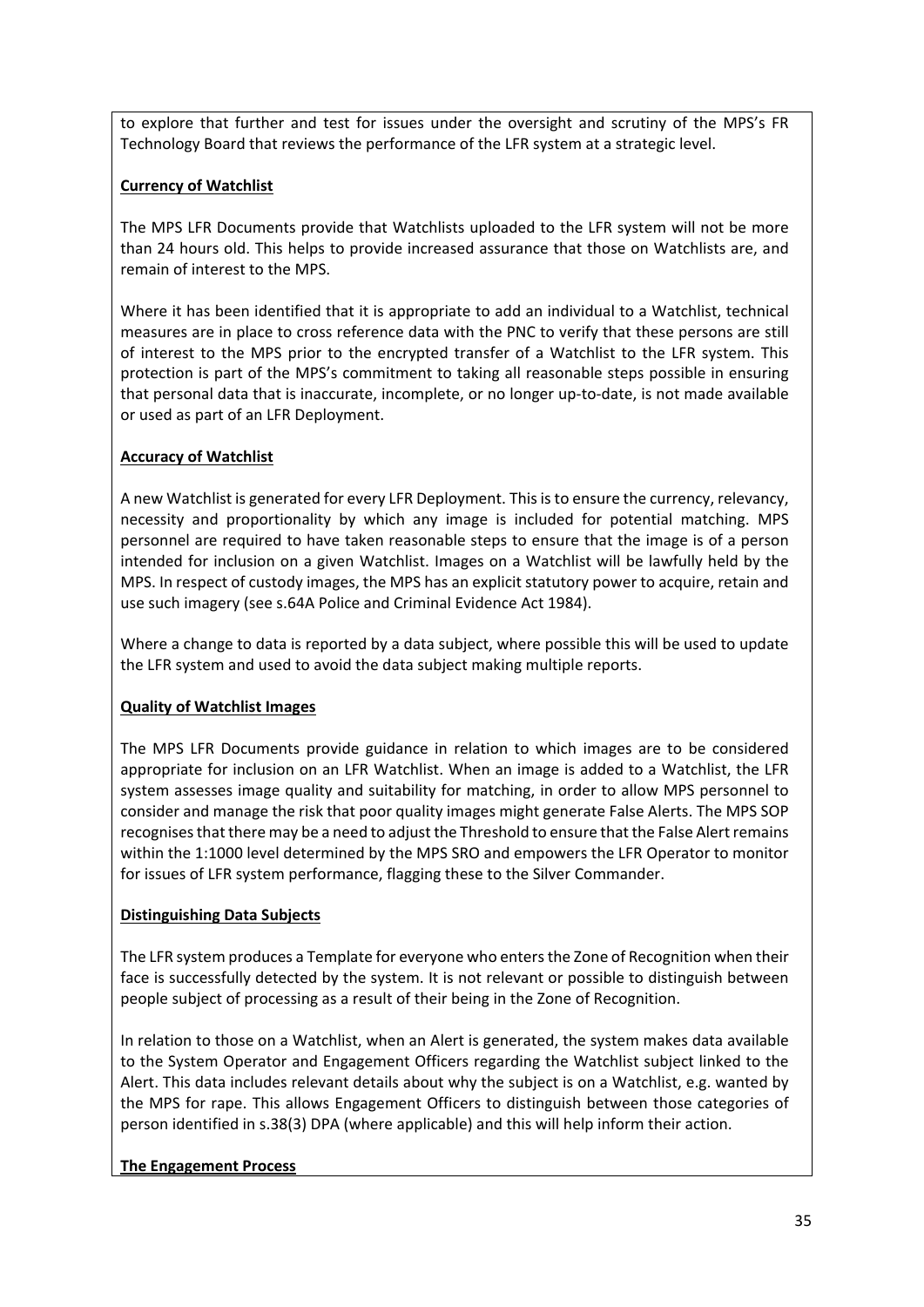to explore that further and test for issues under the oversight and scrutiny of the MPS's FR Technology Board that reviews the performance of the LFR system at a strategic level.

**Currency of Watchlist**

The MPS LFR Documents provide that Watchlists uploaded to the LFR system will not be more than 24 hours old. This helps to provide increased assurance that those on Watchlists are, and remain of interest to the MPS.

Where it has been identified that it is appropriate to add an individual to a Watchlist, technical measures are in place to cross reference data with the PNC to verify that these persons are still of interest to the MPS prior to the encrypted transfer of a Watchlist to the LFR system. This protection is part of the MPS's commitment to taking all reasonable steps possible in ensuring that personal data that is inaccurate, incomplete, or no longer up-to-date, is not made available or used as part of an LFR Deployment.

**Accuracy of Watchlist**

A new Watchlist is generated for every LFR Deployment. This is to ensure the currency, relevancy, necessity and proportionality by which any image is included for potential matching. MPS personnel are required to have taken reasonable steps to ensure that the image is of a person intended for inclusion on a given Watchlist. Images on a Watchlist will be lawfully held by the MPS. In respect of custody images, the MPS has an explicit statutory power to acquire, retain and use such imagery (see s.64A Police and Criminal Evidence Act 1984).

Where a change to data is reported by a data subject, where possible this will be used to update the LFR system and used to avoid the data subject making multiple reports.

**Quality of Watchlist Images**

The MPS LFR Documents provide guidance in relation to which images are to be considered appropriate for inclusion on an LFR Watchlist. When an image is added to a Watchlist, the LFR system assesses image quality and suitability for matching, in order to allow MPS personnel to consider and manage the risk that poor quality images might generate False Alerts. The MPS SOP recognises that there may be a need to adjust the Threshold to ensure that the False Alert remains within the 1:1000 level determined by the MPS SRO and empowers the LFR Operator to monitor for issues of LFR system performance, flagging these to the Silver Commander.

**Distinguishing Data Subjects**

The LFR system produces a Template for everyone who enters the Zone of Recognition when their face is successfully detected by the system. It is not relevant or possible to distinguish between people subject of processing as a result of their being in the Zone of Recognition.

In relation to those on a Watchlist, when an Alert is generated, the system makes data available to the System Operator and Engagement Officers regarding the Watchlist subject linked to the Alert. This data includes relevant details about why the subject is on a Watchlist, e.g. wanted by the MPS for rape. This allows Engagement Officers to distinguish between those categories of person identified in s.38(3) DPA (where applicable) and this will help inform their action.

**The Engagement Process**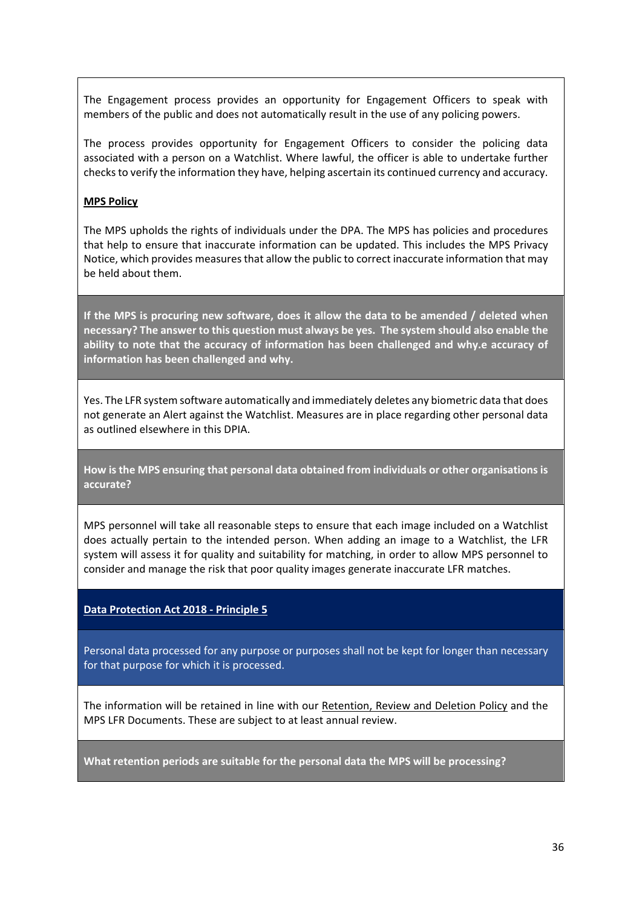The Engagement process provides an opportunity for Engagement Officers to speak with members of the public and does not automatically result in the use of any policing powers.

The process provides opportunity for Engagement Officers to consider the policing data associated with a person on a Watchlist. Where lawful, the officer is able to undertake further checks to verify the information they have, helping ascertain its continued currency and accuracy.

**MPS Policy**

The MPS upholds the rights of individuals under the DPA. The MPS has policies and procedures that help to ensure that inaccurate information can be updated. This includes the MPS Privacy Notice, which provides measures that allow the public to correct inaccurate information that may be held about them.

**If the MPS is procuring new software, does it allow the data to be amended / deleted when necessary? The answer to this question must always be yes. The system should also enable the ability to note that the accuracy of information has been challenged and why.e accuracy of information has been challenged and why.**

Yes. The LFR system software automatically and immediately deletes any biometric data that does not generate an Alert against the Watchlist. Measures are in place regarding other personal data as outlined elsewhere in this DPIA.

**How is the MPS ensuring that personal data obtained from individuals or other organisations is accurate?**

MPS personnel will take all reasonable steps to ensure that each image included on a Watchlist does actually pertain to the intended person. When adding an image to a Watchlist, the LFR system will assess it for quality and suitability for matching, in order to allow MPS personnel to consider and manage the risk that poor quality images generate inaccurate LFR matches.

**Data Protection Act 2018 - Principle 5**

Personal data processed for any purpose or purposes shall not be kept for longer than necessary for that purpose for which it is processed.

The information will be retained in line with our Retention, Review and Deletion Policy and the MPS LFR Documents. These are subject to at least annual review.

**What retention periods are suitable for the personal data the MPS will be processing?**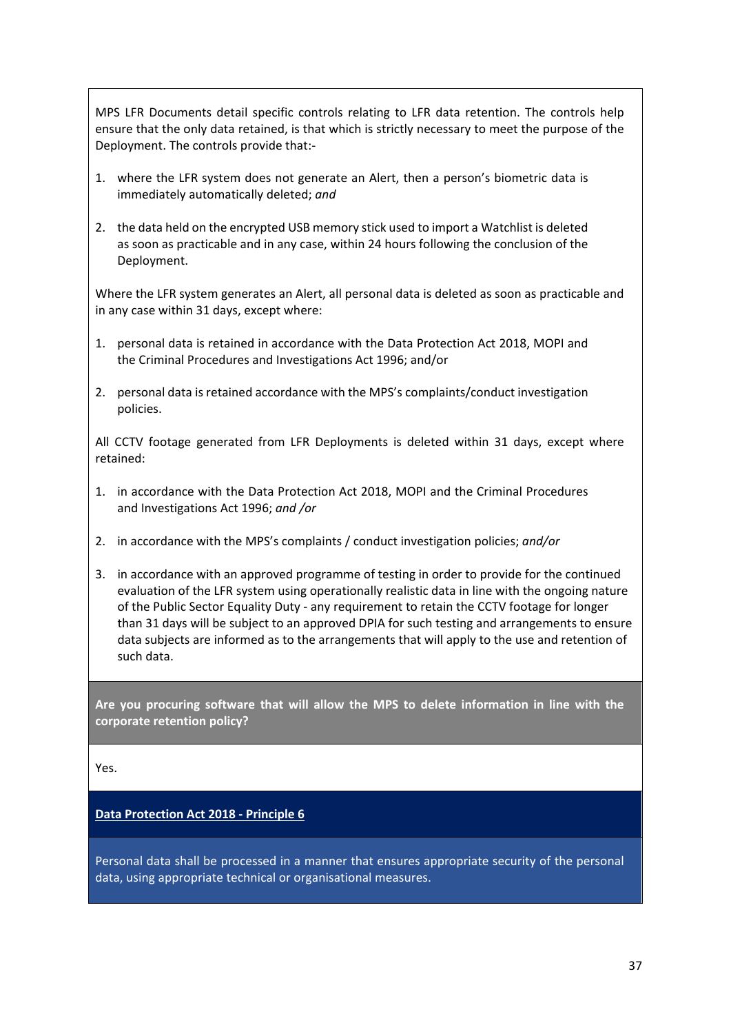MPS LFR Documents detail specific controls relating to LFR data retention. The controls help ensure that the only data retained, is that which is strictly necessary to meet the purpose of the Deployment. The controls provide that:-

1. where the LFR system does not generate an Alert, then a person's biometric data is immediately automatically deleted; *and*

2. the data held on the encrypted USB memory stick used to import a Watchlist is deleted as soon as practicable and in any case, within 24 hours following the conclusion of the Deployment.

Where the LFR system generates an Alert, all personal data is deleted as soon as practicable and in any case within 31 days, except where:

1. personal data is retained in accordance with the Data Protection Act 2018, MOPI and the Criminal Procedures and Investigations Act 1996; and/or

2. personal data is retained accordance with the MPS's complaints/conduct investigation policies.

All CCTV footage generated from LFR Deployments is deleted within 31 days, except where retained:

1. in accordance with the Data Protection Act 2018, MOPI and the Criminal Procedures and Investigations Act 1996; *and /or*

2. in accordance with the MPS's complaints / conduct investigation policies; *and/or*

3. in accordance with an approved programme of testing in order to provide for the continued evaluation of the LFR system using operationally realistic data in line with the ongoing nature of the Public Sector Equality Duty - any requirement to retain the CCTV footage for longer than 31 days will be subject to an approved DPIA for such testing and arrangements to ensure data subjects are informed as to the arrangements that will apply to the use and retention of such data.

**Are you procuring software that will allow the MPS to delete information in line with the corporate retention policy?**

Yes.

**Data Protection Act 2018 - Principle 6**

Personal data shall be processed in a manner that ensures appropriate security of the personal data, using appropriate technical or organisational measures.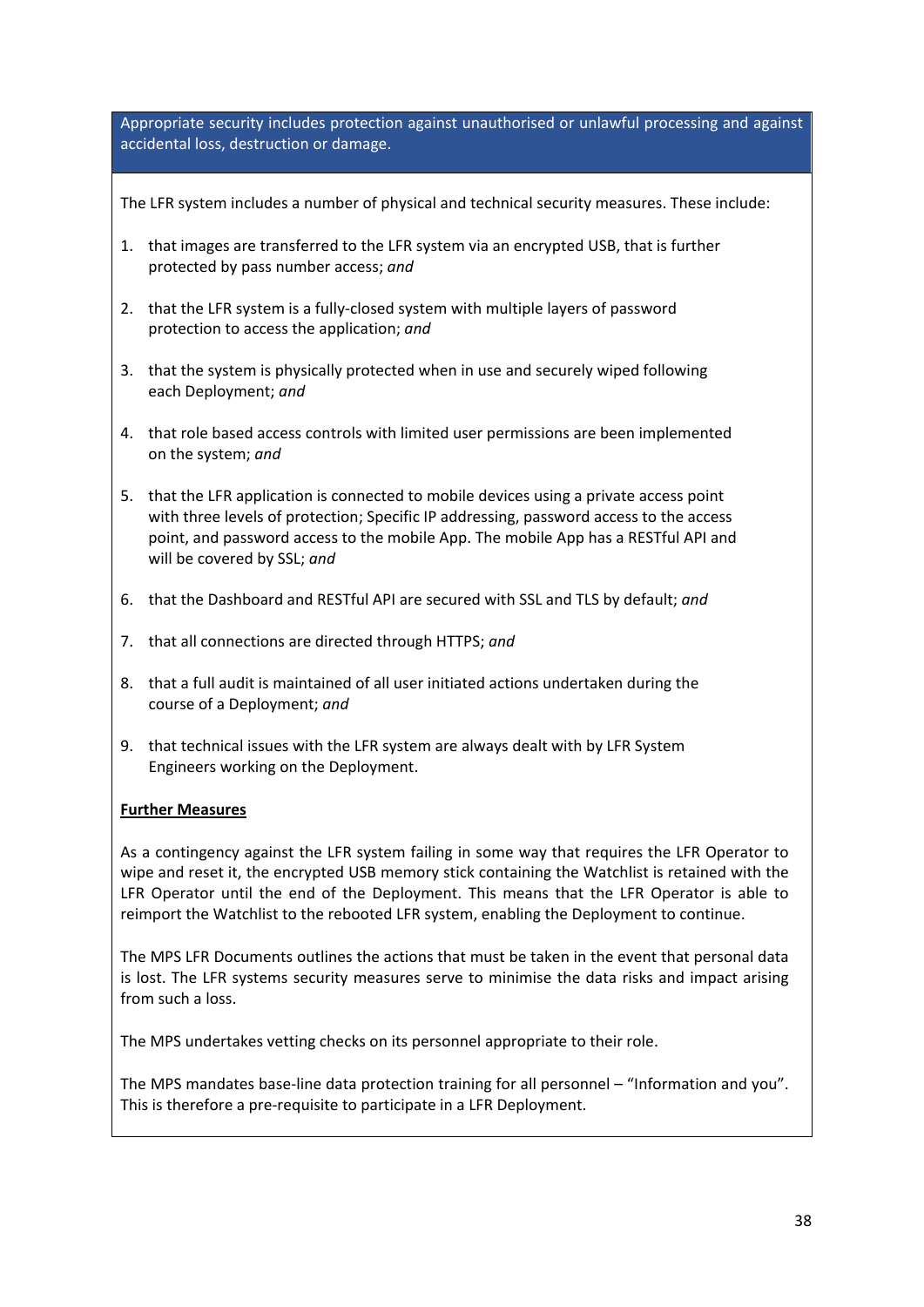Appropriate security includes protection against unauthorised or unlawful processing and against accidental loss, destruction or damage.

The LFR system includes a number of physical and technical security measures. These include:

1. that images are transferred to the LFR system via an encrypted USB, that is further protected by pass number access; *and*

2. that the LFR system is a fully-closed system with multiple layers of password protection to access the application; *and*

3. that the system is physically protected when in use and securely wiped following each Deployment; *and*

4. that role based access controls with limited user permissions are been implemented on the system; *and*

5. that the LFR application is connected to mobile devices using a private access point with three levels of protection; Specific IP addressing, password access to the access point, and password access to the mobile App. The mobile App has a RESTful API and will be covered by SSL; *and*

6. that the Dashboard and RESTful API are secured with SSL and TLS by default; *and*

7. that all connections are directed through HTTPS; *and*

8. that a full audit is maintained of all user initiated actions undertaken during the course of a Deployment; *and*

9. that technical issues with the LFR system are always dealt with by LFR System Engineers working on the Deployment.

**Further Measures**

As a contingency against the LFR system failing in some way that requires the LFR Operator to wipe and reset it, the encrypted USB memory stick containing the Watchlist is retained with the LFR Operator until the end of the Deployment. This means that the LFR Operator is able to reimport the Watchlist to the rebooted LFR system, enabling the Deployment to continue.

The MPS LFR Documents outlines the actions that must be taken in the event that personal data is lost. The LFR systems security measures serve to minimise the data risks and impact arising from such a loss.

The MPS undertakes vetting checks on its personnel appropriate to their role.

The MPS mandates base-line data protection training for all personnel – "Information and you". This is therefore a pre-requisite to participate in a LFR Deployment.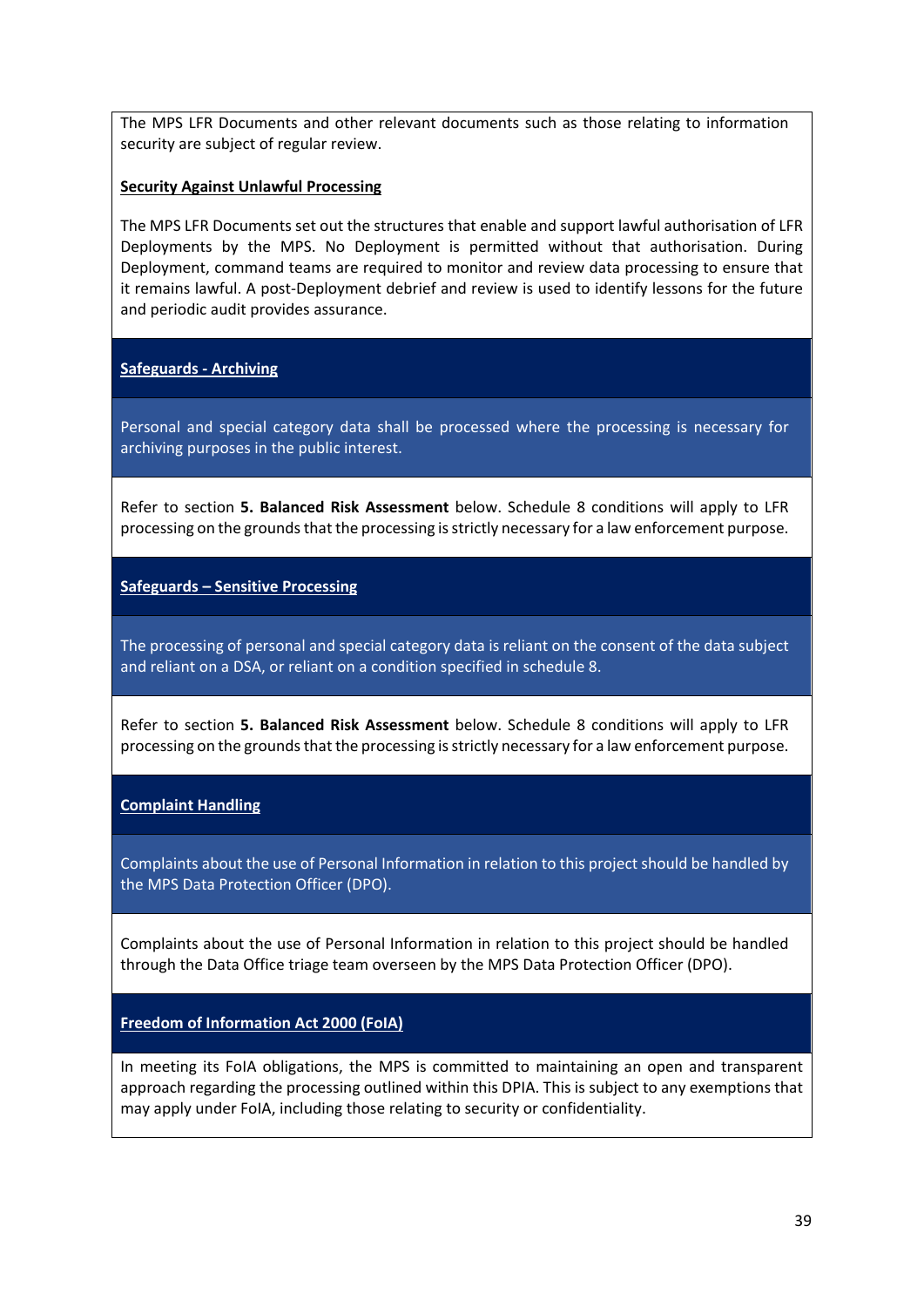The MPS LFR Documents and other relevant documents such as those relating to information security are subject of regular review.

**Security Against Unlawful Processing**

The MPS LFR Documents set out the structures that enable and support lawful authorisation of LFR Deployments by the MPS. No Deployment is permitted without that authorisation. During Deployment, command teams are required to monitor and review data processing to ensure that it remains lawful. A post-Deployment debrief and review is used to identify lessons for the future and periodic audit provides assurance.

**Safeguards - Archiving**

Personal and special category data shall be processed where the processing is necessary for archiving purposes in the public interest.

Refer to section **5. Balanced Risk Assessment** below. Schedule 8 conditions will apply to LFR processing on the grounds that the processing is strictly necessary for a law enforcement purpose.

**Safeguards – Sensitive Processing**

The processing of personal and special category data is reliant on the consent of the data subject and reliant on a DSA, or reliant on a condition specified in schedule 8.

Refer to section **5. Balanced Risk Assessment** below. Schedule 8 conditions will apply to LFR processing on the grounds that the processing is strictly necessary for a law enforcement purpose.

**Complaint Handling**

Complaints about the use of Personal Information in relation to this project should be handled by the MPS Data Protection Officer (DPO).

Complaints about the use of Personal Information in relation to this project should be handled through the Data Office triage team overseen by the MPS Data Protection Officer (DPO).

**Freedom of Information Act 2000 (FoIA)**

In meeting its FoIA obligations, the MPS is committed to maintaining an open and transparent approach regarding the processing outlined within this DPIA. This is subject to any exemptions that may apply under FoIA, including those relating to security or confidentiality.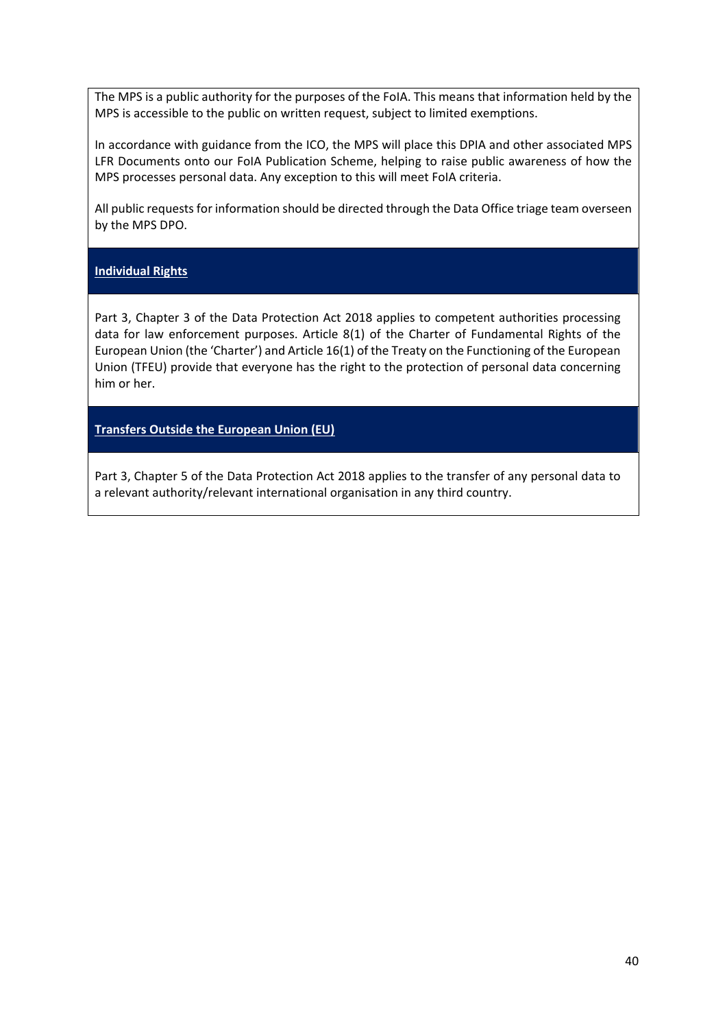The MPS is a public authority for the purposes of the FoIA. This means that information held by the MPS is accessible to the public on written request, subject to limited exemptions.

In accordance with guidance from the ICO, the MPS will place this DPIA and other associated MPS LFR Documents onto our FoIA Publication Scheme, helping to raise public awareness of how the MPS processes personal data. Any exception to this will meet FoIA criteria.

All public requests for information should be directed through the Data Office triage team overseen by the MPS DPO.

## Individual Rights

Part 3, Chapter 3 of the Data Protection Act 2018 applies to competent authorities processing data for law enforcement purposes. Article 8(1) of the Charter of Fundamental Rights of the European Union (the 'Charter') and Article 16(1) of the Treaty on the Functioning of the European Union (TFEU) provide that everyone has the right to the protection of personal data concerning him or her.

## Transfers Outside the European Union (EU)

Part 3, Chapter 5 of the Data Protection Act 2018 applies to the transfer of any personal data to a relevant authority/relevant international organisation in any third country.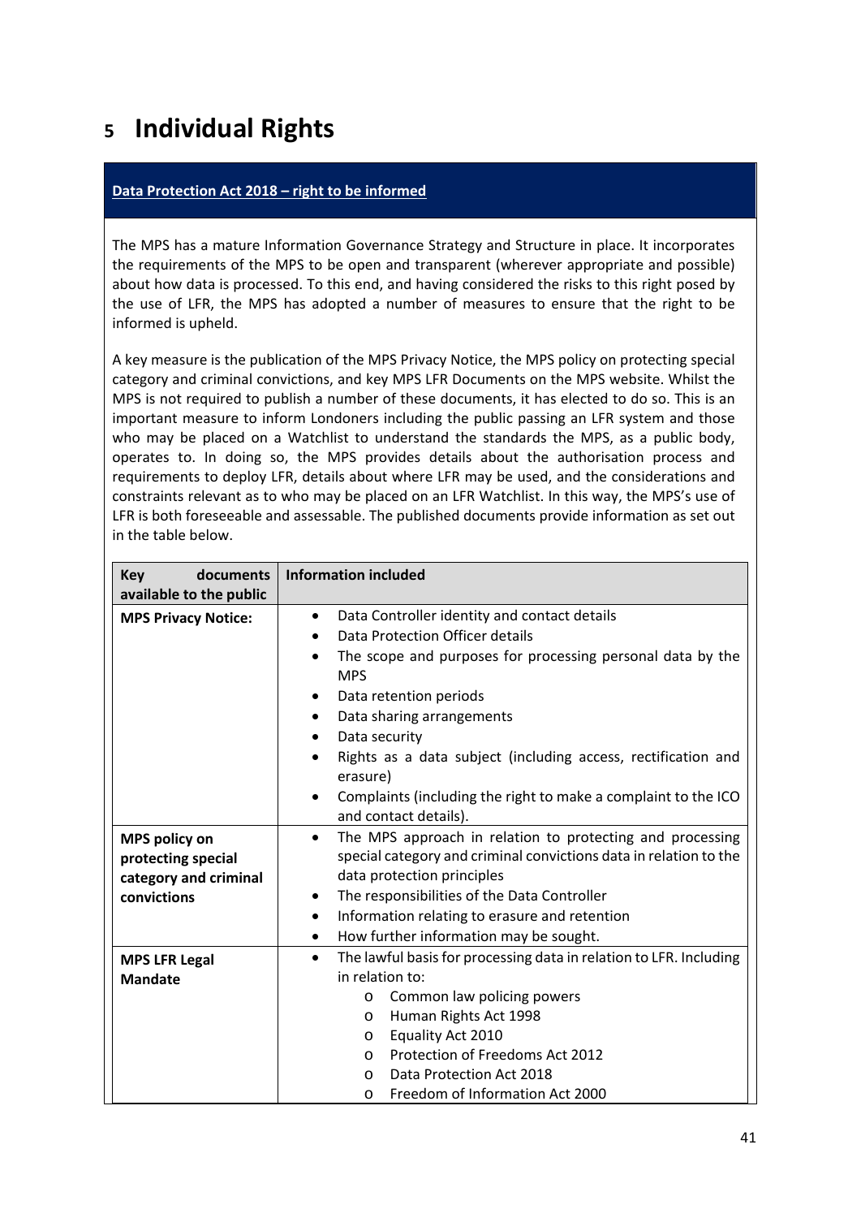# 5 Individual Rights

**Data Protection Act 2018 – right to be informed**

The MPS has a mature Information Governance Strategy and Structure in place. It incorporates the requirements of the MPS to be open and transparent (wherever appropriate and possible) about how data is processed. To this end, and having considered the risks to this right posed by the use of LFR, the MPS has adopted a number of measures to ensure that the right to be informed is upheld.

A key measure is the publication of the MPS Privacy Notice, the MPS policy on protecting special category and criminal convictions, and key MPS LFR Documents on the MPS website. Whilst the MPS is not required to publish a number of these documents, it has elected to do so. This is an important measure to inform Londoners including the public passing an LFR system and those who may be placed on a Watchlist to understand the standards the MPS, as a public body, operates to. In doing so, the MPS provides details about the authorisation process and requirements to deploy LFR, details about where LFR may be used, and the considerations and constraints relevant as to who may be placed on an LFR Watchlist. In this way, the MPS's use of LFR is both foreseeable and assessable. The published documents provide information as set out in the table below.

| Key documents available to the public | Information included |
|---|---|
| **MPS Privacy Notice:** | • Data Controller identity and contact details<br>• Data Protection Officer details<br>• The scope and purposes for processing personal data by the MPS<br>• Data retention periods<br>• Data sharing arrangements<br>• Data security<br>• Rights as a data subject (including access, rectification and erasure)<br>• Complaints (including the right to make a complaint to the ICO and contact details). |
| **MPS policy on protecting special category and criminal convictions** | • The MPS approach in relation to protecting and processing special category and criminal convictions data in relation to the data protection principles<br>• The responsibilities of the Data Controller<br>• Information relating to erasure and retention<br>• How further information may be sought. |
| **MPS LFR Legal Mandate** | • The lawful basis for processing data in relation to LFR. Including in relation to:<br>&nbsp;&nbsp;o Common law policing powers<br>&nbsp;&nbsp;o Human Rights Act 1998<br>&nbsp;&nbsp;o Equality Act 2010<br>&nbsp;&nbsp;o Protection of Freedoms Act 2012<br>&nbsp;&nbsp;o Data Protection Act 2018<br>&nbsp;&nbsp;o Freedom of Information Act 2000 |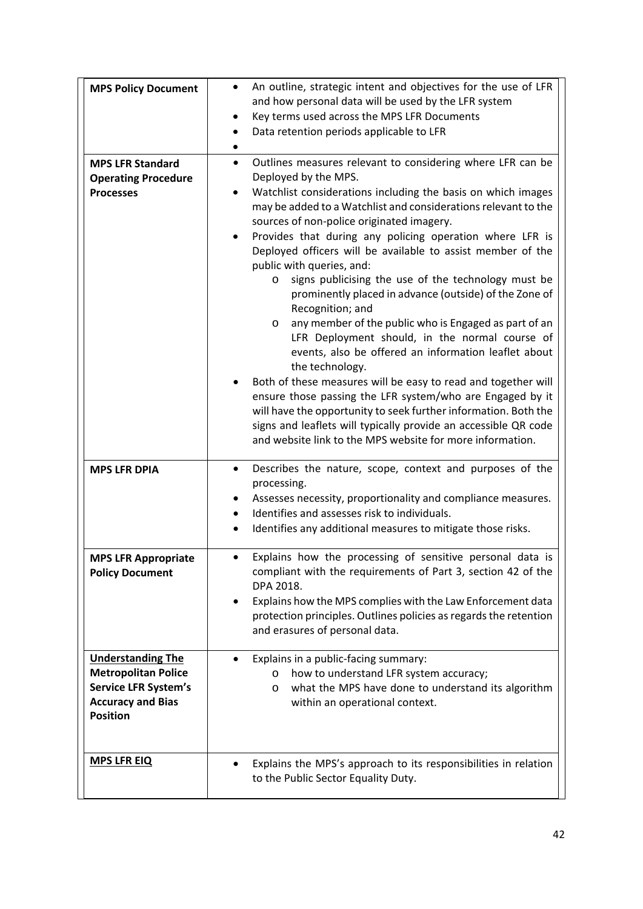| | |
|---|---|
| **MPS Policy Document** | • An outline, strategic intent and objectives for the use of LFR and how personal data will be used by the LFR system<br>• Key terms used across the MPS LFR Documents<br>• Data retention periods applicable to LFR<br>• |
| **MPS LFR Standard Operating Procedure Processes** | • Outlines measures relevant to considering where LFR can be Deployed by the MPS.<br>• Watchlist considerations including the basis on which images may be added to a Watchlist and considerations relevant to the sources of non-police originated imagery.<br>• Provides that during any policing operation where LFR is Deployed officers will be available to assist member of the public with queries, and:<br>  o signs publicising the use of the technology must be prominently placed in advance (outside) of the Zone of Recognition; and<br>  o any member of the public who is Engaged as part of an LFR Deployment should, in the normal course of events, also be offered an information leaflet about the technology.<br>• Both of these measures will be easy to read and together will ensure those passing the LFR system/who are Engaged by it will have the opportunity to seek further information. Both the signs and leaflets will typically provide an accessible QR code and website link to the MPS website for more information. |
| **MPS LFR DPIA** | • Describes the nature, scope, context and purposes of the processing.<br>• Assesses necessity, proportionality and compliance measures.<br>• Identifies and assesses risk to individuals.<br>• Identifies any additional measures to mitigate those risks. |
| **MPS LFR Appropriate Policy Document** | • Explains how the processing of sensitive personal data is compliant with the requirements of Part 3, section 42 of the DPA 2018.<br>• Explains how the MPS complies with the Law Enforcement data protection principles. Outlines policies as regards the retention and erasures of personal data. |
| **Understanding The Metropolitan Police Service LFR System's Accuracy and Bias Position** | • Explains in a public-facing summary:<br>  o how to understand LFR system accuracy;<br>  o what the MPS have done to understand its algorithm within an operational context. |
| **MPS LFR EIQ** | • Explains the MPS's approach to its responsibilities in relation to the Public Sector Equality Duty. |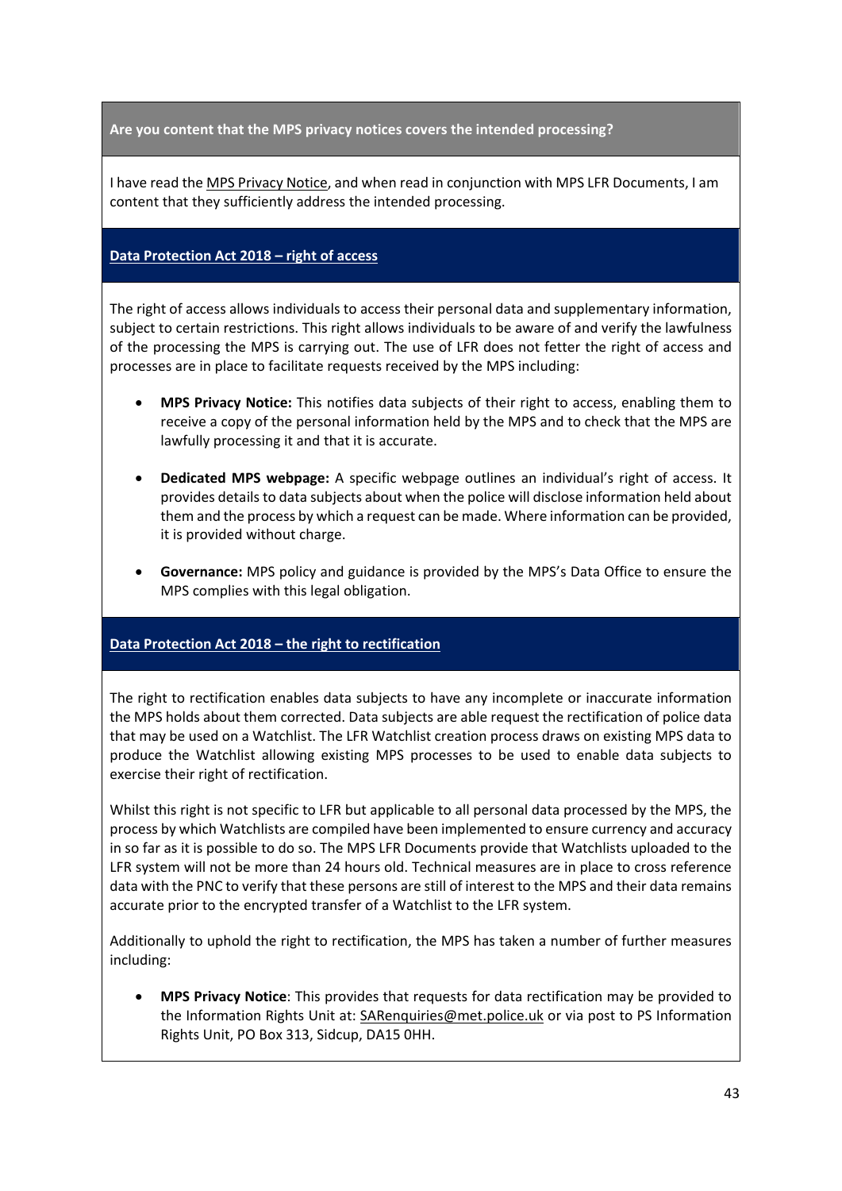**Are you content that the MPS privacy notices covers the intended processing?**

I have read the MPS Privacy Notice, and when read in conjunction with MPS LFR Documents, I am content that they sufficiently address the intended processing.

**Data Protection Act 2018 – right of access**

The right of access allows individuals to access their personal data and supplementary information, subject to certain restrictions. This right allows individuals to be aware of and verify the lawfulness of the processing the MPS is carrying out. The use of LFR does not fetter the right of access and processes are in place to facilitate requests received by the MPS including:

- **MPS Privacy Notice:** This notifies data subjects of their right to access, enabling them to receive a copy of the personal information held by the MPS and to check that the MPS are lawfully processing it and that it is accurate.
- **Dedicated MPS webpage:** A specific webpage outlines an individual's right of access. It provides details to data subjects about when the police will disclose information held about them and the process by which a request can be made. Where information can be provided, it is provided without charge.
- **Governance:** MPS policy and guidance is provided by the MPS's Data Office to ensure the MPS complies with this legal obligation.

**Data Protection Act 2018 – the right to rectification**

The right to rectification enables data subjects to have any incomplete or inaccurate information the MPS holds about them corrected. Data subjects are able request the rectification of police data that may be used on a Watchlist. The LFR Watchlist creation process draws on existing MPS data to produce the Watchlist allowing existing MPS processes to be used to enable data subjects to exercise their right of rectification.

Whilst this right is not specific to LFR but applicable to all personal data processed by the MPS, the process by which Watchlists are compiled have been implemented to ensure currency and accuracy in so far as it is possible to do so. The MPS LFR Documents provide that Watchlists uploaded to the LFR system will not be more than 24 hours old. Technical measures are in place to cross reference data with the PNC to verify that these persons are still of interest to the MPS and their data remains accurate prior to the encrypted transfer of a Watchlist to the LFR system.

Additionally to uphold the right to rectification, the MPS has taken a number of further measures including:

- **MPS Privacy Notice**: This provides that requests for data rectification may be provided to the Information Rights Unit at: SARenquiries@met.police.uk or via post to PS Information Rights Unit, PO Box 313, Sidcup, DA15 0HH.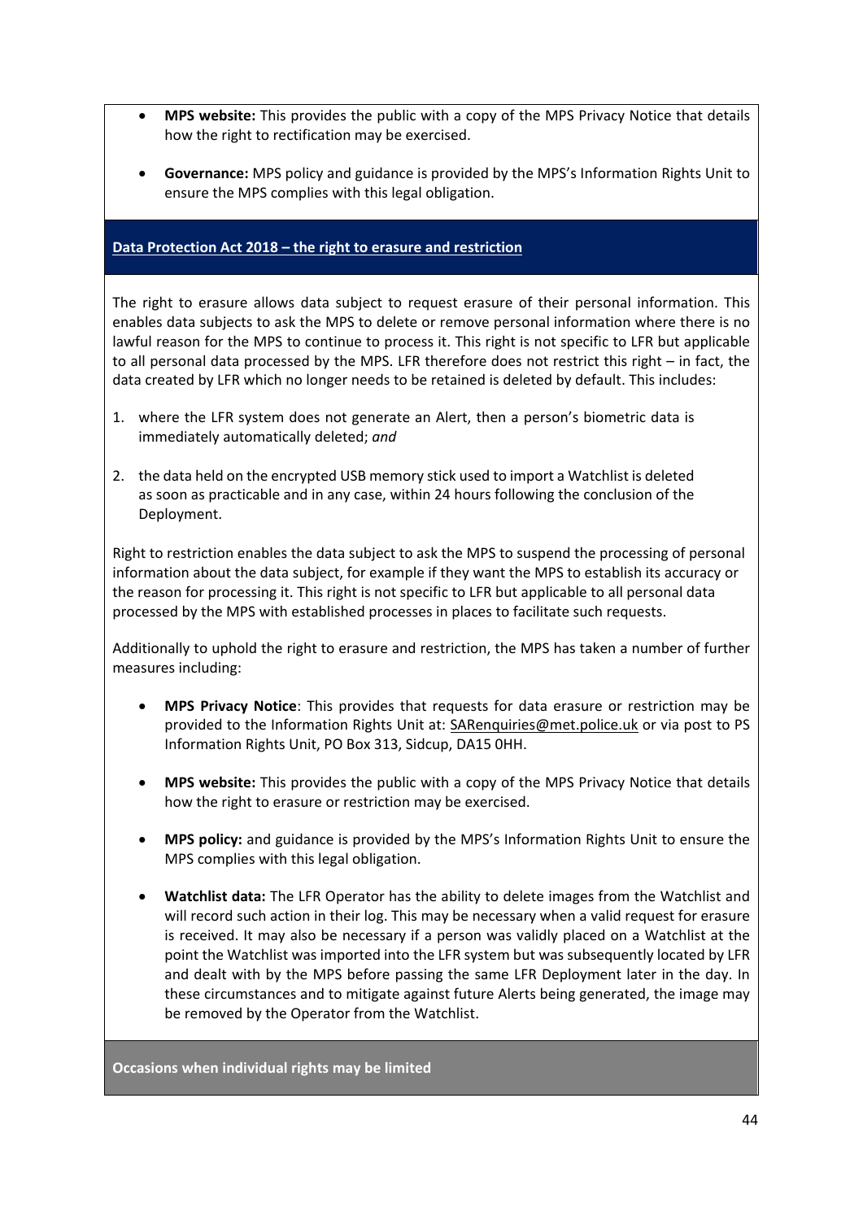- **MPS website:** This provides the public with a copy of the MPS Privacy Notice that details how the right to rectification may be exercised.

- **Governance:** MPS policy and guidance is provided by the MPS's Information Rights Unit to ensure the MPS complies with this legal obligation.

## Data Protection Act 2018 – the right to erasure and restriction

The right to erasure allows data subject to request erasure of their personal information. This enables data subjects to ask the MPS to delete or remove personal information where there is no lawful reason for the MPS to continue to process it. This right is not specific to LFR but applicable to all personal data processed by the MPS. LFR therefore does not restrict this right – in fact, the data created by LFR which no longer needs to be retained is deleted by default. This includes:

1. where the LFR system does not generate an Alert, then a person's biometric data is immediately automatically deleted; *and*

2. the data held on the encrypted USB memory stick used to import a Watchlist is deleted as soon as practicable and in any case, within 24 hours following the conclusion of the Deployment.

Right to restriction enables the data subject to ask the MPS to suspend the processing of personal information about the data subject, for example if they want the MPS to establish its accuracy or the reason for processing it. This right is not specific to LFR but applicable to all personal data processed by the MPS with established processes in places to facilitate such requests.

Additionally to uphold the right to erasure and restriction, the MPS has taken a number of further measures including:

- **MPS Privacy Notice**: This provides that requests for data erasure or restriction may be provided to the Information Rights Unit at: SARenquiries@met.police.uk or via post to PS Information Rights Unit, PO Box 313, Sidcup, DA15 0HH.

- **MPS website:** This provides the public with a copy of the MPS Privacy Notice that details how the right to erasure or restriction may be exercised.

- **MPS policy:** and guidance is provided by the MPS's Information Rights Unit to ensure the MPS complies with this legal obligation.

- **Watchlist data:** The LFR Operator has the ability to delete images from the Watchlist and will record such action in their log. This may be necessary when a valid request for erasure is received. It may also be necessary if a person was validly placed on a Watchlist at the point the Watchlist was imported into the LFR system but was subsequently located by LFR and dealt with by the MPS before passing the same LFR Deployment later in the day. In these circumstances and to mitigate against future Alerts being generated, the image may be removed by the Operator from the Watchlist.

## Occasions when individual rights may be limited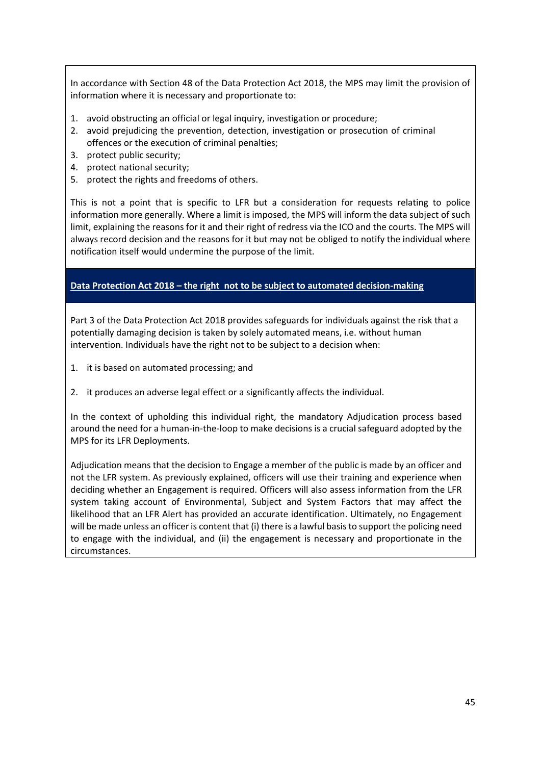In accordance with Section 48 of the Data Protection Act 2018, the MPS may limit the provision of information where it is necessary and proportionate to:

1. avoid obstructing an official or legal inquiry, investigation or procedure;
2. avoid prejudicing the prevention, detection, investigation or prosecution of criminal offences or the execution of criminal penalties;
3. protect public security;
4. protect national security;
5. protect the rights and freedoms of others.

This is not a point that is specific to LFR but a consideration for requests relating to police information more generally. Where a limit is imposed, the MPS will inform the data subject of such limit, explaining the reasons for it and their right of redress via the ICO and the courts. The MPS will always record decision and the reasons for it but may not be obliged to notify the individual where notification itself would undermine the purpose of the limit.

### Data Protection Act 2018 – the right not to be subject to automated decision-making

Part 3 of the Data Protection Act 2018 provides safeguards for individuals against the risk that a potentially damaging decision is taken by solely automated means, i.e. without human intervention. Individuals have the right not to be subject to a decision when:

1. it is based on automated processing; and
2. it produces an adverse legal effect or a significantly affects the individual.

In the context of upholding this individual right, the mandatory Adjudication process based around the need for a human-in-the-loop to make decisions is a crucial safeguard adopted by the MPS for its LFR Deployments.

Adjudication means that the decision to Engage a member of the public is made by an officer and not the LFR system. As previously explained, officers will use their training and experience when deciding whether an Engagement is required. Officers will also assess information from the LFR system taking account of Environmental, Subject and System Factors that may affect the likelihood that an LFR Alert has provided an accurate identification. Ultimately, no Engagement will be made unless an officer is content that (i) there is a lawful basis to support the policing need to engage with the individual, and (ii) the engagement is necessary and proportionate in the circumstances.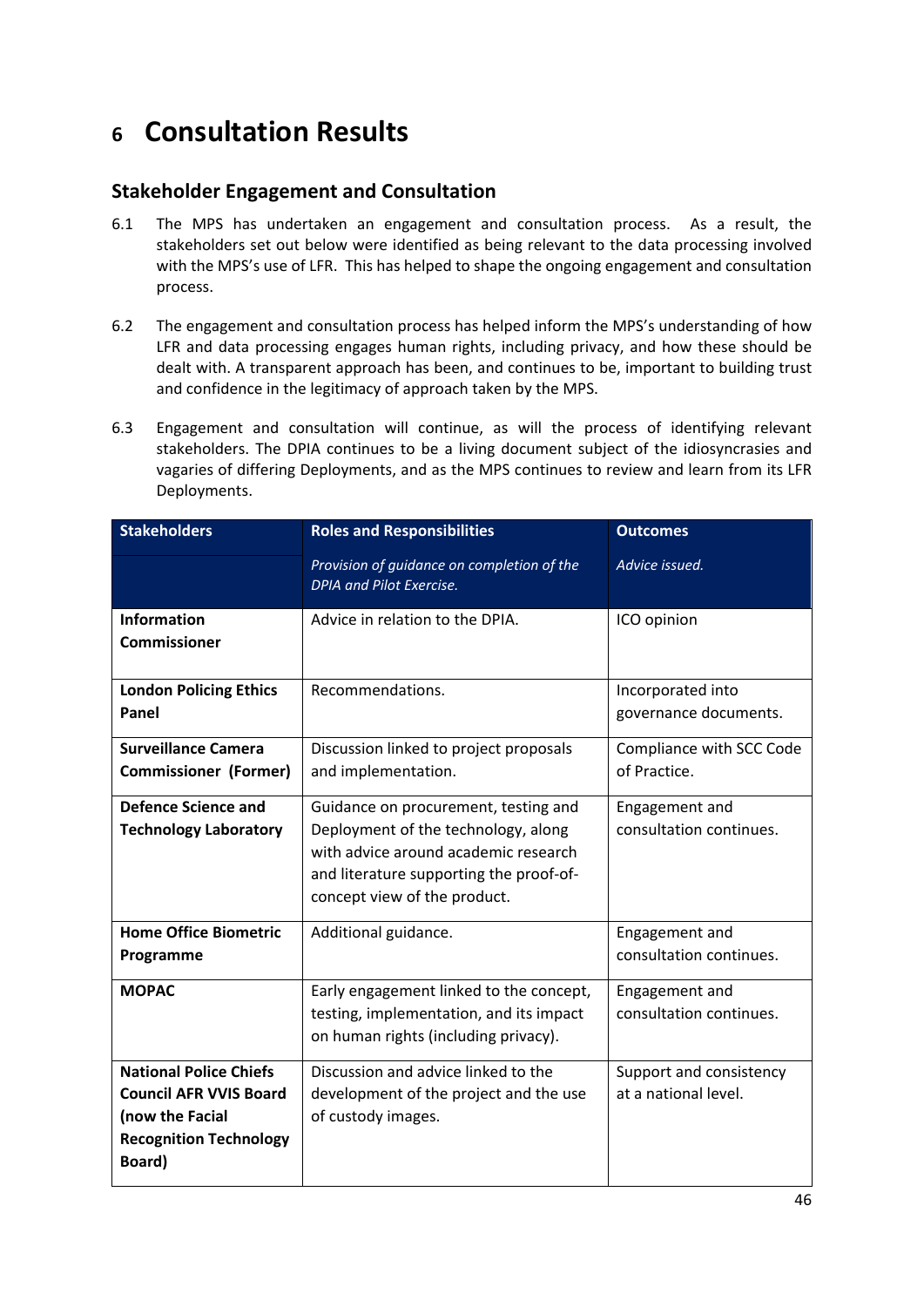# 6 Consultation Results

## Stakeholder Engagement and Consultation

6.1 The MPS has undertaken an engagement and consultation process. As a result, the stakeholders set out below were identified as being relevant to the data processing involved with the MPS's use of LFR. This has helped to shape the ongoing engagement and consultation process.

6.2 The engagement and consultation process has helped inform the MPS's understanding of how LFR and data processing engages human rights, including privacy, and how these should be dealt with. A transparent approach has been, and continues to be, important to building trust and confidence in the legitimacy of approach taken by the MPS.

6.3 Engagement and consultation will continue, as will the process of identifying relevant stakeholders. The DPIA continues to be a living document subject of the idiosyncrasies and vagaries of differing Deployments, and as the MPS continues to review and learn from its LFR Deployments.

| Stakeholders | Roles and Responsibilities | Outcomes |
|---|---|---|
| | *Provision of guidance on completion of the DPIA and Pilot Exercise.* | *Advice issued.* |
| **Information Commissioner** | Advice in relation to the DPIA. | ICO opinion |
| **London Policing Ethics Panel** | Recommendations. | Incorporated into governance documents. |
| **Surveillance Camera Commissioner (Former)** | Discussion linked to project proposals and implementation. | Compliance with SCC Code of Practice. |
| **Defence Science and Technology Laboratory** | Guidance on procurement, testing and Deployment of the technology, along with advice around academic research and literature supporting the proof-of-concept view of the product. | Engagement and consultation continues. |
| **Home Office Biometric Programme** | Additional guidance. | Engagement and consultation continues. |
| **MOPAC** | Early engagement linked to the concept, testing, implementation, and its impact on human rights (including privacy). | Engagement and consultation continues. |
| **National Police Chiefs Council AFR VVIS Board (now the Facial Recognition Technology Board)** | Discussion and advice linked to the development of the project and the use of custody images. | Support and consistency at a national level. |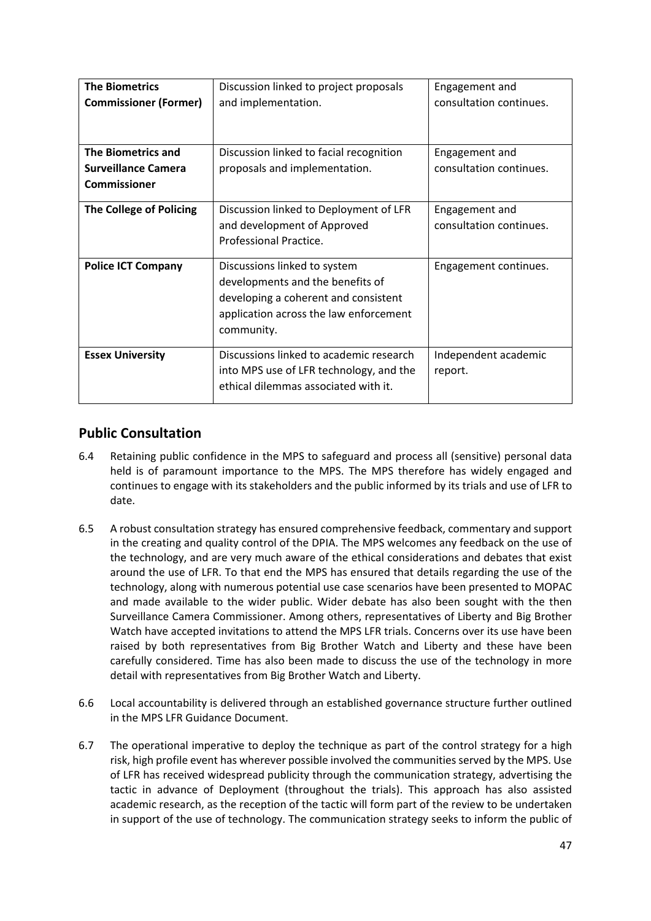| **The Biometrics Commissioner (Former)** | Discussion linked to project proposals and implementation. | Engagement and consultation continues. |
|---|---|---|
| **The Biometrics and Surveillance Camera Commissioner** | Discussion linked to facial recognition proposals and implementation. | Engagement and consultation continues. |
| **The College of Policing** | Discussion linked to Deployment of LFR and development of Approved Professional Practice. | Engagement and consultation continues. |
| **Police ICT Company** | Discussions linked to system developments and the benefits of developing a coherent and consistent application across the law enforcement community. | Engagement continues. |
| **Essex University** | Discussions linked to academic research into MPS use of LFR technology, and the ethical dilemmas associated with it. | Independent academic report. |

## Public Consultation

6.4 Retaining public confidence in the MPS to safeguard and process all (sensitive) personal data held is of paramount importance to the MPS. The MPS therefore has widely engaged and continues to engage with its stakeholders and the public informed by its trials and use of LFR to date.

6.5 A robust consultation strategy has ensured comprehensive feedback, commentary and support in the creating and quality control of the DPIA. The MPS welcomes any feedback on the use of the technology, and are very much aware of the ethical considerations and debates that exist around the use of LFR. To that end the MPS has ensured that details regarding the use of the technology, along with numerous potential use case scenarios have been presented to MOPAC and made available to the wider public. Wider debate has also been sought with the then Surveillance Camera Commissioner. Among others, representatives of Liberty and Big Brother Watch have accepted invitations to attend the MPS LFR trials. Concerns over its use have been raised by both representatives from Big Brother Watch and Liberty and these have been carefully considered. Time has also been made to discuss the use of the technology in more detail with representatives from Big Brother Watch and Liberty.

6.6 Local accountability is delivered through an established governance structure further outlined in the MPS LFR Guidance Document.

6.7 The operational imperative to deploy the technique as part of the control strategy for a high risk, high profile event has wherever possible involved the communities served by the MPS. Use of LFR has received widespread publicity through the communication strategy, advertising the tactic in advance of Deployment (throughout the trials). This approach has also assisted academic research, as the reception of the tactic will form part of the review to be undertaken in support of the use of technology. The communication strategy seeks to inform the public of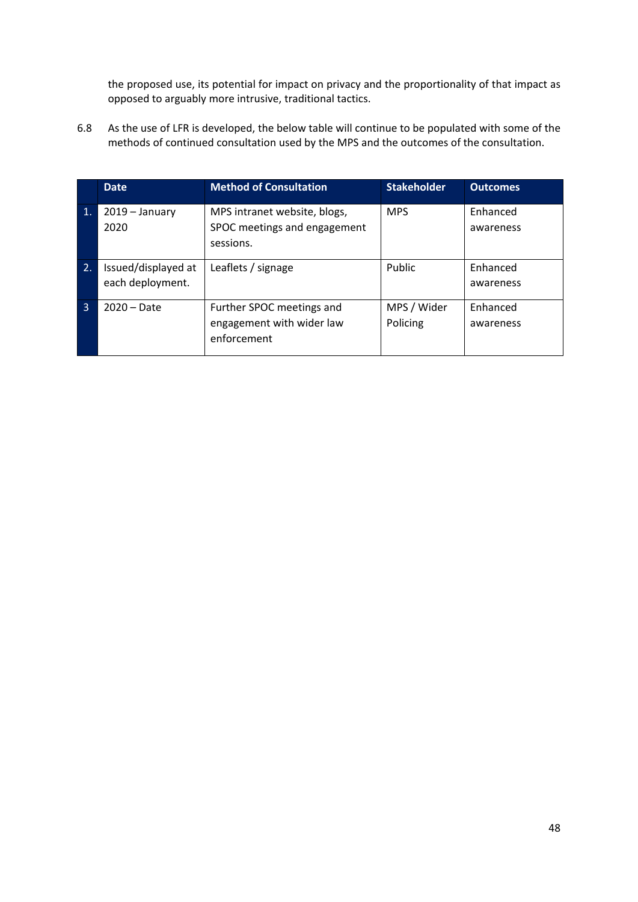the proposed use, its potential for impact on privacy and the proportionality of that impact as opposed to arguably more intrusive, traditional tactics.

6.8 As the use of LFR is developed, the below table will continue to be populated with some of the methods of continued consultation used by the MPS and the outcomes of the consultation.

| | Date | Method of Consultation | Stakeholder | Outcomes |
|---|---|---|---|---|
| 1. | 2019 – January 2020 | MPS intranet website, blogs, SPOC meetings and engagement sessions. | MPS | Enhanced awareness |
| 2. | Issued/displayed at each deployment. | Leaflets / signage | Public | Enhanced awareness |
| 3 | 2020 – Date | Further SPOC meetings and engagement with wider law enforcement | MPS / Wider Policing | Enhanced awareness |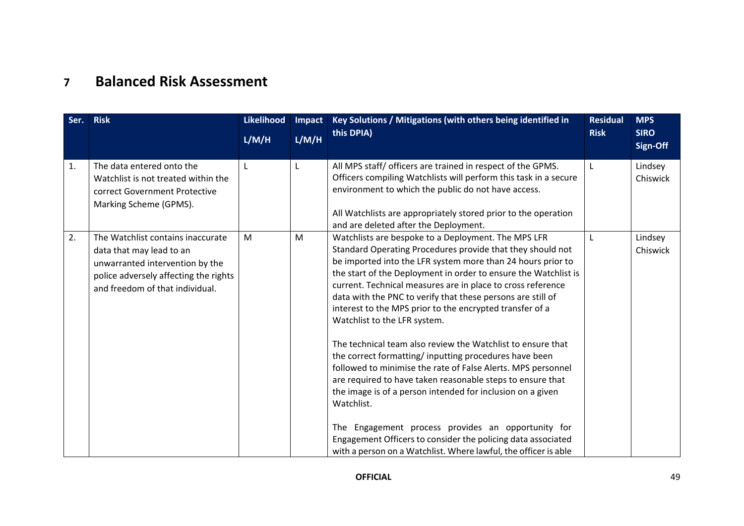# 7 Balanced Risk Assessment

| Ser. | Risk | Likelihood L/M/H | Impact L/M/H | Key Solutions / Mitigations (with others being identified in this DPIA) | Residual Risk | MPS SIRO Sign-Off |
|---|---|---|---|---|---|---|
| 1. | The data entered onto the Watchlist is not treated within the correct Government Protective Marking Scheme (GPMS). | L | L | All MPS staff/ officers are trained in respect of the GPMS. Officers compiling Watchlists will perform this task in a secure environment to which the public do not have access.<br><br>All Watchlists are appropriately stored prior to the operation and are deleted after the Deployment. | L | Lindsey Chiswick |
| 2. | The Watchlist contains inaccurate data that may lead to an unwarranted intervention by the police adversely affecting the rights and freedom of that individual. | M | M | Watchlists are bespoke to a Deployment. The MPS LFR Standard Operating Procedures provide that they should not be imported into the LFR system more than 24 hours prior to the start of the Deployment in order to ensure the Watchlist is current. Technical measures are in place to cross reference data with the PNC to verify that these persons are still of interest to the MPS prior to the encrypted transfer of a Watchlist to the LFR system.<br><br>The technical team also review the Watchlist to ensure that the correct formatting/ inputting procedures have been followed to minimise the rate of False Alerts. MPS personnel are required to have taken reasonable steps to ensure that the image is of a person intended for inclusion on a given Watchlist.<br><br>The Engagement process provides an opportunity for Engagement Officers to consider the policing data associated with a person on a Watchlist. Where lawful, the officer is able | L | Lindsey Chiswick |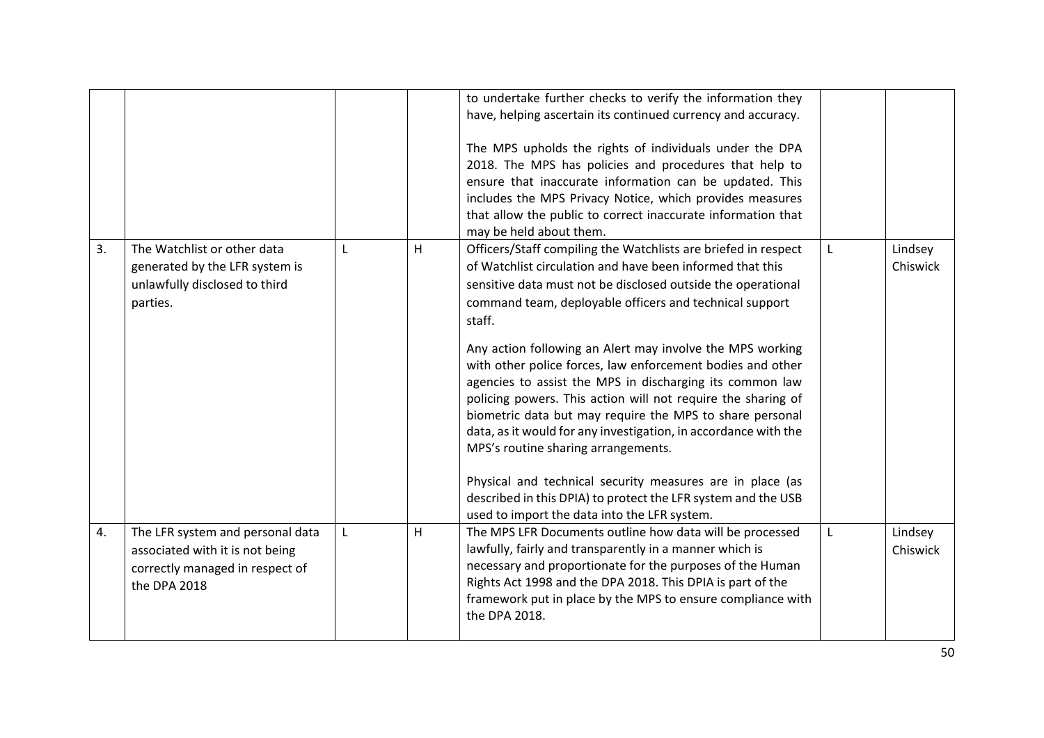| | | | | | | |
|---|---|---|---|---|---|---|
| | | | | to undertake further checks to verify the information they have, helping ascertain its continued currency and accuracy.<br><br>The MPS upholds the rights of individuals under the DPA 2018. The MPS has policies and procedures that help to ensure that inaccurate information can be updated. This includes the MPS Privacy Notice, which provides measures that allow the public to correct inaccurate information that may be held about them. | | |
| 3. | The Watchlist or other data generated by the LFR system is unlawfully disclosed to third parties. | L | H | Officers/Staff compiling the Watchlists are briefed in respect of Watchlist circulation and have been informed that this sensitive data must not be disclosed outside the operational command team, deployable officers and technical support staff.<br><br>Any action following an Alert may involve the MPS working with other police forces, law enforcement bodies and other agencies to assist the MPS in discharging its common law policing powers. This action will not require the sharing of biometric data but may require the MPS to share personal data, as it would for any investigation, in accordance with the MPS's routine sharing arrangements.<br><br>Physical and technical security measures are in place (as described in this DPIA) to protect the LFR system and the USB used to import the data into the LFR system. | L | Lindsey Chiswick |
| 4. | The LFR system and personal data associated with it is not being correctly managed in respect of the DPA 2018 | L | H | The MPS LFR Documents outline how data will be processed lawfully, fairly and transparently in a manner which is necessary and proportionate for the purposes of the Human Rights Act 1998 and the DPA 2018. This DPIA is part of the framework put in place by the MPS to ensure compliance with the DPA 2018. | L | Lindsey Chiswick |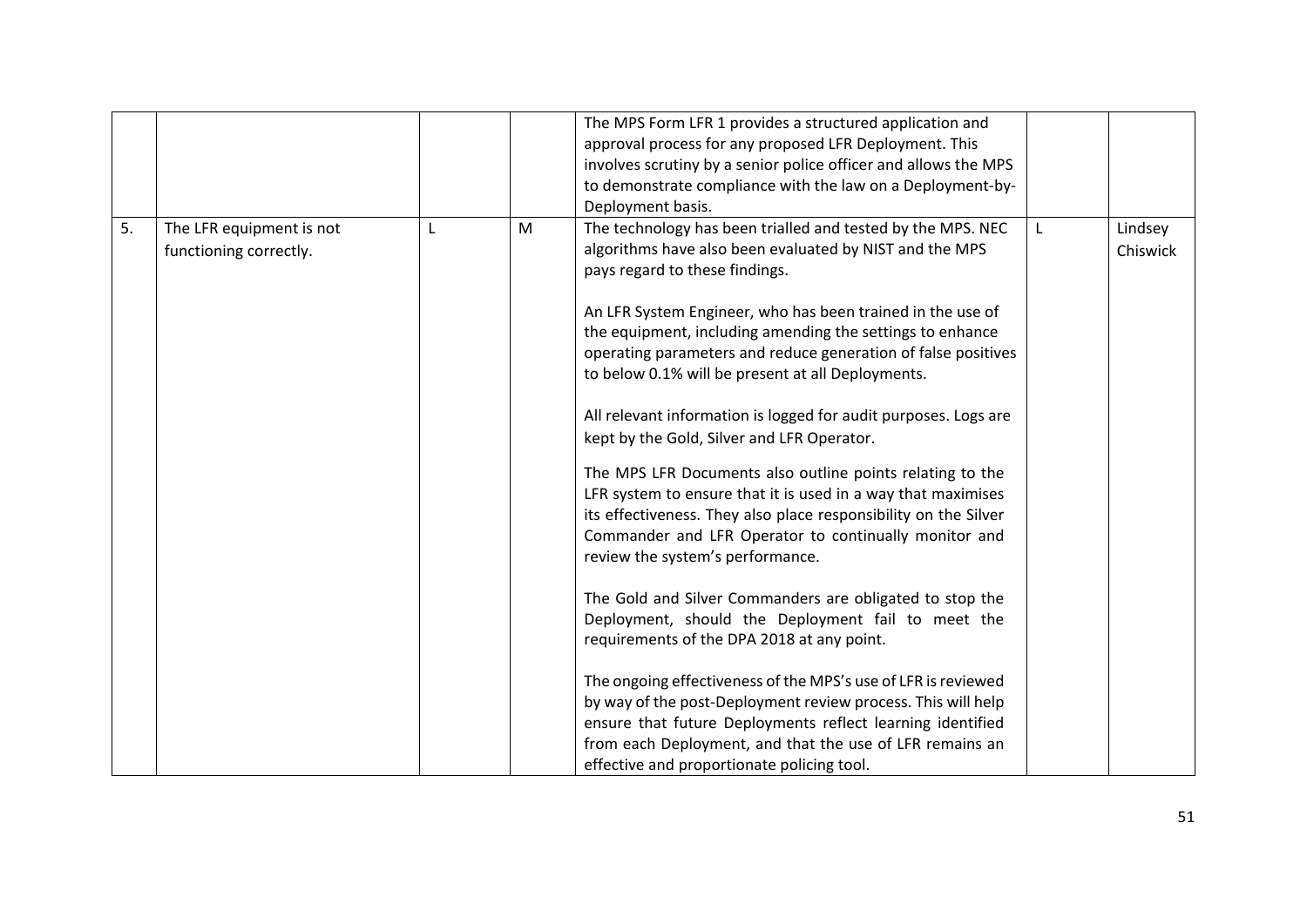|  |  |  |  |  |  |  |
|---|---|---|---|---|---|---|
|  |  |  |  | The MPS Form LFR 1 provides a structured application and approval process for any proposed LFR Deployment. This involves scrutiny by a senior police officer and allows the MPS to demonstrate compliance with the law on a Deployment-by-Deployment basis. |  |  |
| 5. | The LFR equipment is not functioning correctly. | L | M | The technology has been trialled and tested by the MPS. NEC algorithms have also been evaluated by NIST and the MPS pays regard to these findings.<br><br>An LFR System Engineer, who has been trained in the use of the equipment, including amending the settings to enhance operating parameters and reduce generation of false positives to below 0.1% will be present at all Deployments.<br><br>All relevant information is logged for audit purposes. Logs are kept by the Gold, Silver and LFR Operator.<br><br>The MPS LFR Documents also outline points relating to the LFR system to ensure that it is used in a way that maximises its effectiveness. They also place responsibility on the Silver Commander and LFR Operator to continually monitor and review the system's performance.<br><br>The Gold and Silver Commanders are obligated to stop the Deployment, should the Deployment fail to meet the requirements of the DPA 2018 at any point.<br><br>The ongoing effectiveness of the MPS's use of LFR is reviewed by way of the post-Deployment review process. This will help ensure that future Deployments reflect learning identified from each Deployment, and that the use of LFR remains an effective and proportionate policing tool. | L | Lindsey Chiswick |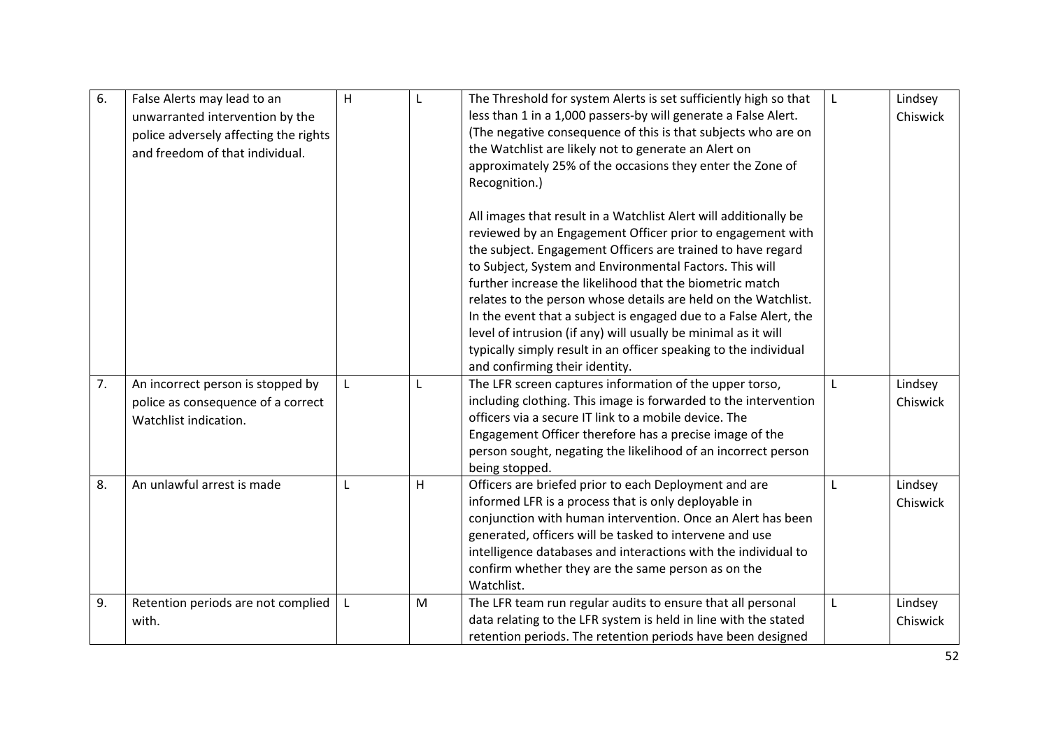| 6. | False Alerts may lead to an unwarranted intervention by the police adversely affecting the rights and freedom of that individual. | H | L | The Threshold for system Alerts is set sufficiently high so that less than 1 in a 1,000 passers-by will generate a False Alert. (The negative consequence of this is that subjects who are on the Watchlist are likely not to generate an Alert on approximately 25% of the occasions they enter the Zone of Recognition.)<br><br>All images that result in a Watchlist Alert will additionally be reviewed by an Engagement Officer prior to engagement with the subject. Engagement Officers are trained to have regard to Subject, System and Environmental Factors. This will further increase the likelihood that the biometric match relates to the person whose details are held on the Watchlist. In the event that a subject is engaged due to a False Alert, the level of intrusion (if any) will usually be minimal as it will typically simply result in an officer speaking to the individual and confirming their identity. | L | Lindsey Chiswick |
|---|---|---|---|---|---|---|
| 7. | An incorrect person is stopped by police as consequence of a correct Watchlist indication. | L | L | The LFR screen captures information of the upper torso, including clothing. This image is forwarded to the intervention officers via a secure IT link to a mobile device. The Engagement Officer therefore has a precise image of the person sought, negating the likelihood of an incorrect person being stopped. | L | Lindsey Chiswick |
| 8. | An unlawful arrest is made | L | H | Officers are briefed prior to each Deployment and are informed LFR is a process that is only deployable in conjunction with human intervention. Once an Alert has been generated, officers will be tasked to intervene and use intelligence databases and interactions with the individual to confirm whether they are the same person as on the Watchlist. | L | Lindsey Chiswick |
| 9. | Retention periods are not complied with. | L | M | The LFR team run regular audits to ensure that all personal data relating to the LFR system is held in line with the stated retention periods. The retention periods have been designed | L | Lindsey Chiswick |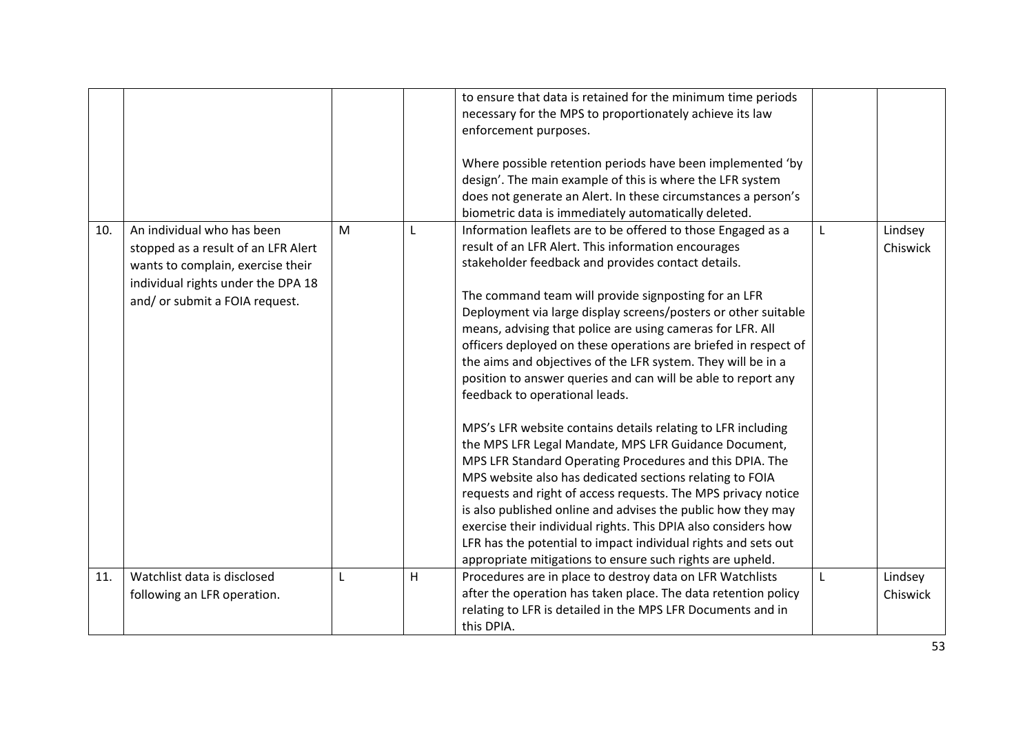| | | | | | | |
|---|---|---|---|---|---|---|
| | | | | to ensure that data is retained for the minimum time periods necessary for the MPS to proportionately achieve its law enforcement purposes.<br><br>Where possible retention periods have been implemented 'by design'. The main example of this is where the LFR system does not generate an Alert. In these circumstances a person's biometric data is immediately automatically deleted. | | |
| 10. | An individual who has been stopped as a result of an LFR Alert wants to complain, exercise their individual rights under the DPA 18 and/ or submit a FOIA request. | M | L | Information leaflets are to be offered to those Engaged as a result of an LFR Alert. This information encourages stakeholder feedback and provides contact details.<br><br>The command team will provide signposting for an LFR Deployment via large display screens/posters or other suitable means, advising that police are using cameras for LFR. All officers deployed on these operations are briefed in respect of the aims and objectives of the LFR system. They will be in a position to answer queries and can will be able to report any feedback to operational leads.<br><br>MPS's LFR website contains details relating to LFR including the MPS LFR Legal Mandate, MPS LFR Guidance Document, MPS LFR Standard Operating Procedures and this DPIA. The MPS website also has dedicated sections relating to FOIA requests and right of access requests. The MPS privacy notice is also published online and advises the public how they may exercise their individual rights. This DPIA also considers how LFR has the potential to impact individual rights and sets out appropriate mitigations to ensure such rights are upheld. | L | Lindsey Chiswick |
| 11. | Watchlist data is disclosed following an LFR operation. | L | H | Procedures are in place to destroy data on LFR Watchlists after the operation has taken place. The data retention policy relating to LFR is detailed in the MPS LFR Documents and in this DPIA. | L | Lindsey Chiswick |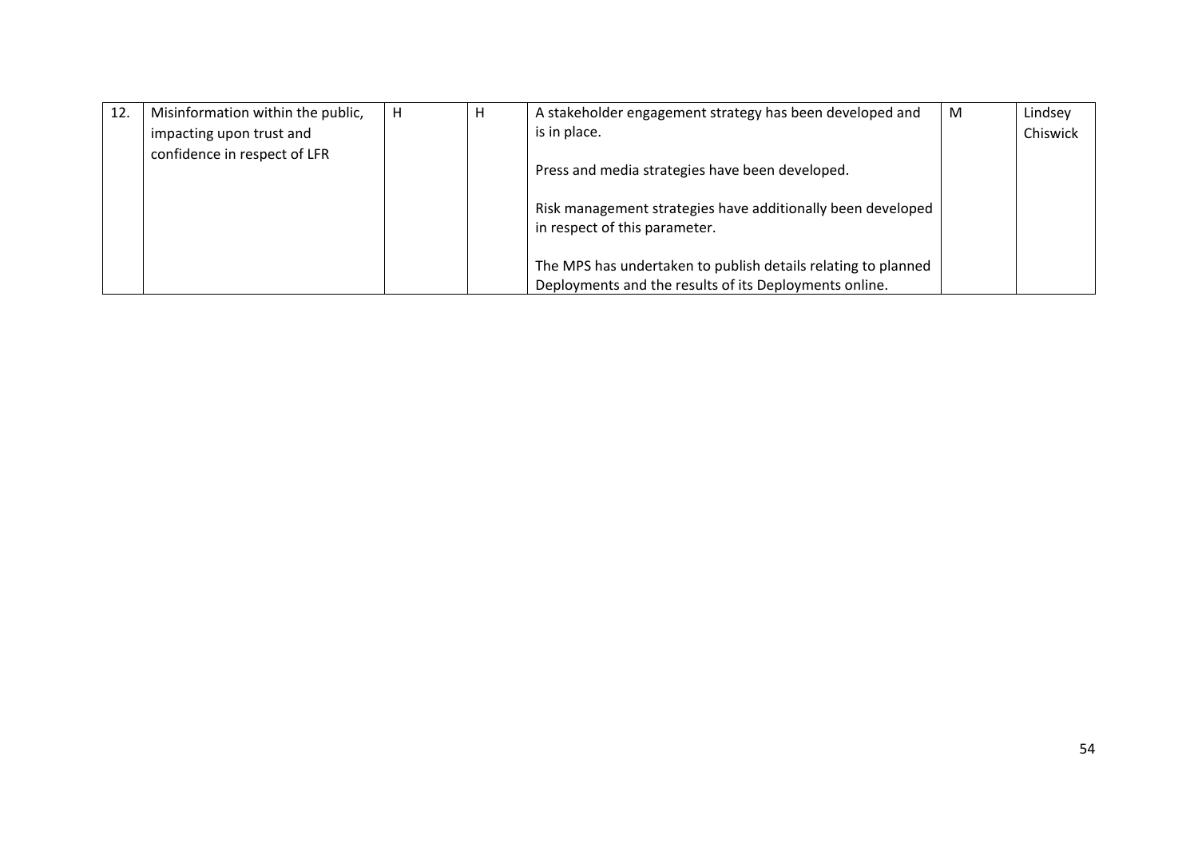| 12. | Misinformation within the public, impacting upon trust and confidence in respect of LFR | H | H | A stakeholder engagement strategy has been developed and is in place.<br><br>Press and media strategies have been developed.<br><br>Risk management strategies have additionally been developed in respect of this parameter.<br><br>The MPS has undertaken to publish details relating to planned Deployments and the results of its Deployments online. | M | Lindsey Chiswick |
|---|---|---|---|---|---|---|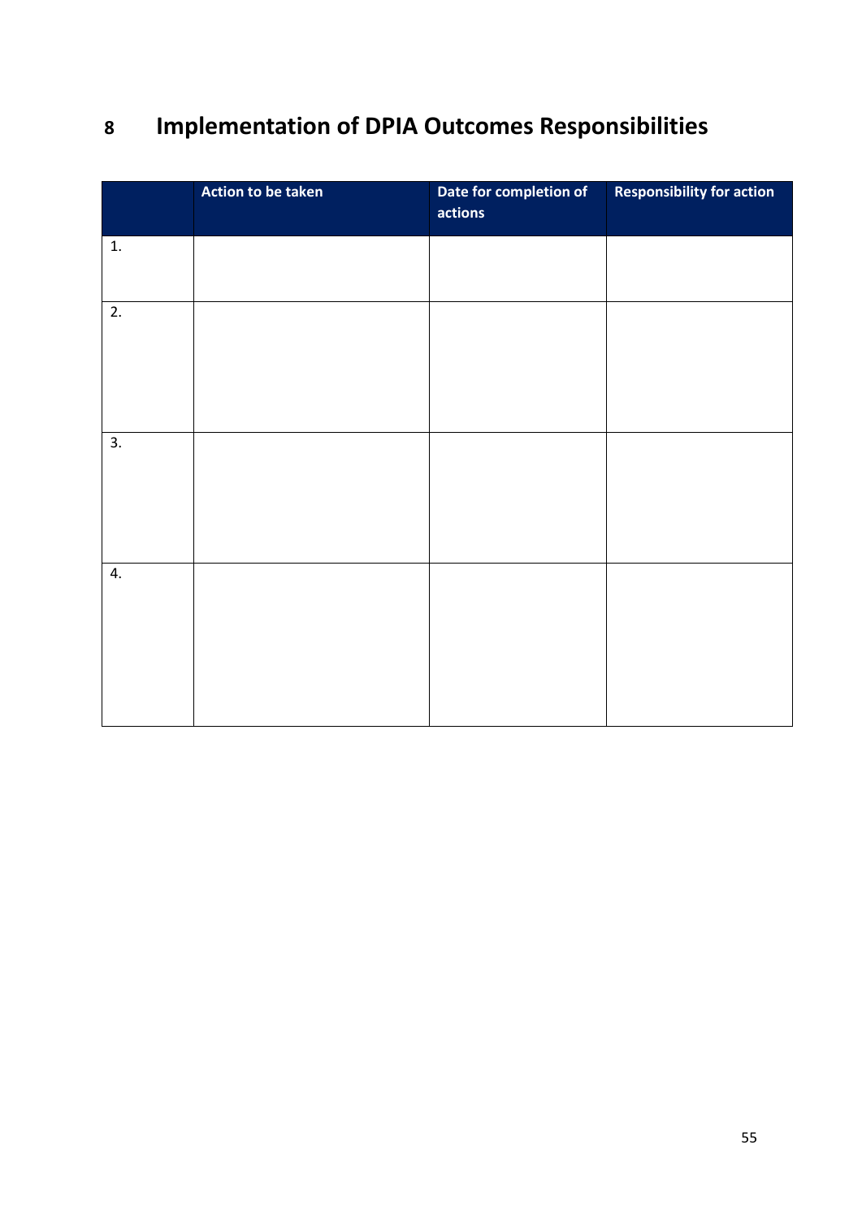# 8 Implementation of DPIA Outcomes Responsibilities

| | Action to be taken | Date for completion of actions | Responsibility for action |
|---|---|---|---|
| 1. | | | |
| 2. | | | |
| 3. | | | |
| 4. | | | |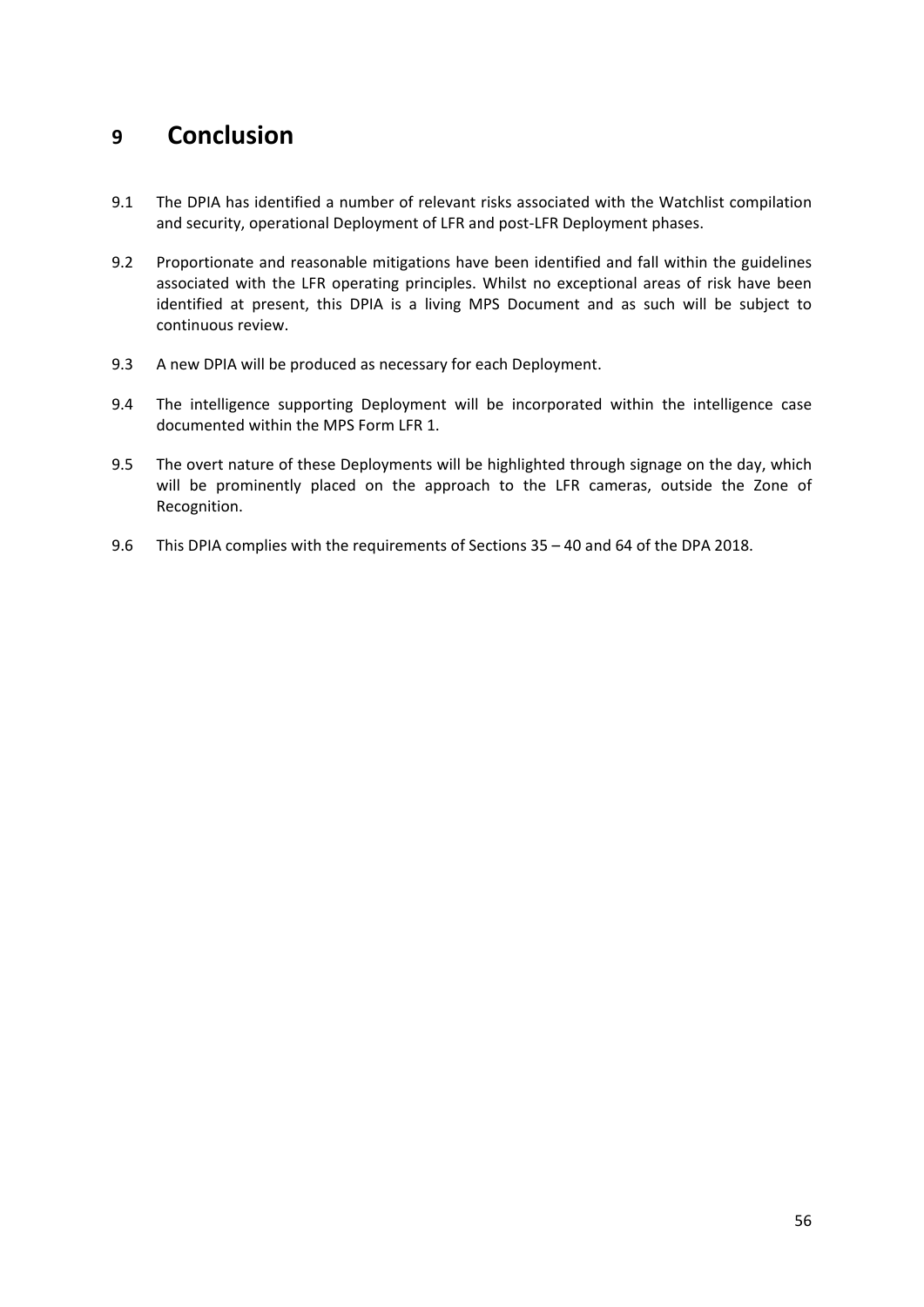# 9 Conclusion

9.1 The DPIA has identified a number of relevant risks associated with the Watchlist compilation and security, operational Deployment of LFR and post-LFR Deployment phases.

9.2 Proportionate and reasonable mitigations have been identified and fall within the guidelines associated with the LFR operating principles. Whilst no exceptional areas of risk have been identified at present, this DPIA is a living MPS Document and as such will be subject to continuous review.

9.3 A new DPIA will be produced as necessary for each Deployment.

9.4 The intelligence supporting Deployment will be incorporated within the intelligence case documented within the MPS Form LFR 1.

9.5 The overt nature of these Deployments will be highlighted through signage on the day, which will be prominently placed on the approach to the LFR cameras, outside the Zone of Recognition.

9.6 This DPIA complies with the requirements of Sections 35 – 40 and 64 of the DPA 2018.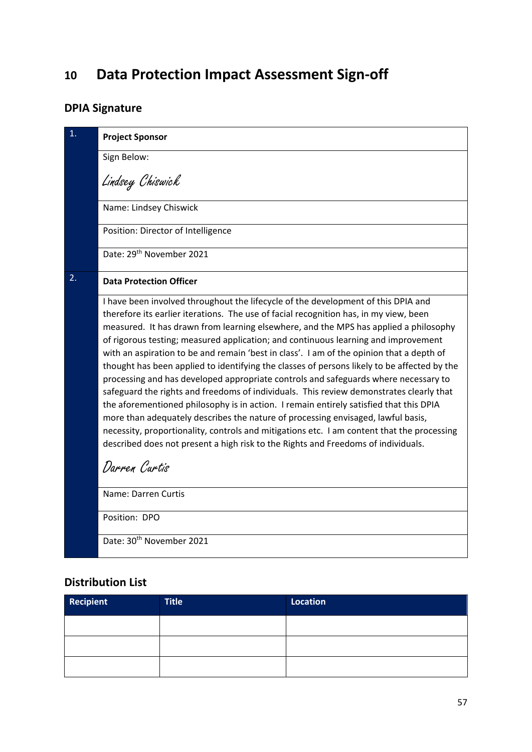# 10 Data Protection Impact Assessment Sign-off

## DPIA Signature

| | |
|---|---|
| 1. | **Project Sponsor** |
| | Sign Below: Lindsey Chiswick |
| | Name: Lindsey Chiswick |
| | Position: Director of Intelligence |
| | Date: 29th November 2021 |
| 2. | **Data Protection Officer** |
| | I have been involved throughout the lifecycle of the development of this DPIA and therefore its earlier iterations. The use of facial recognition has, in my view, been measured. It has drawn from learning elsewhere, and the MPS has applied a philosophy of rigorous testing; measured application; and continuous learning and improvement with an aspiration to be and remain 'best in class'. I am of the opinion that a depth of thought has been applied to identifying the classes of persons likely to be affected by the processing and has developed appropriate controls and safeguards where necessary to safeguard the rights and freedoms of individuals. This review demonstrates clearly that the aforementioned philosophy is in action. I remain entirely satisfied that this DPIA more than adequately describes the nature of processing envisaged, lawful basis, necessity, proportionality, controls and mitigations etc. I am content that the processing described does not present a high risk to the Rights and Freedoms of individuals. Darren Curtis |
| | Name: Darren Curtis |
| | Position: DPO |
| | Date: 30th November 2021 |

## Distribution List

| Recipient | Title | Location |
|---|---|---|
| | | |
| | | |
| | | |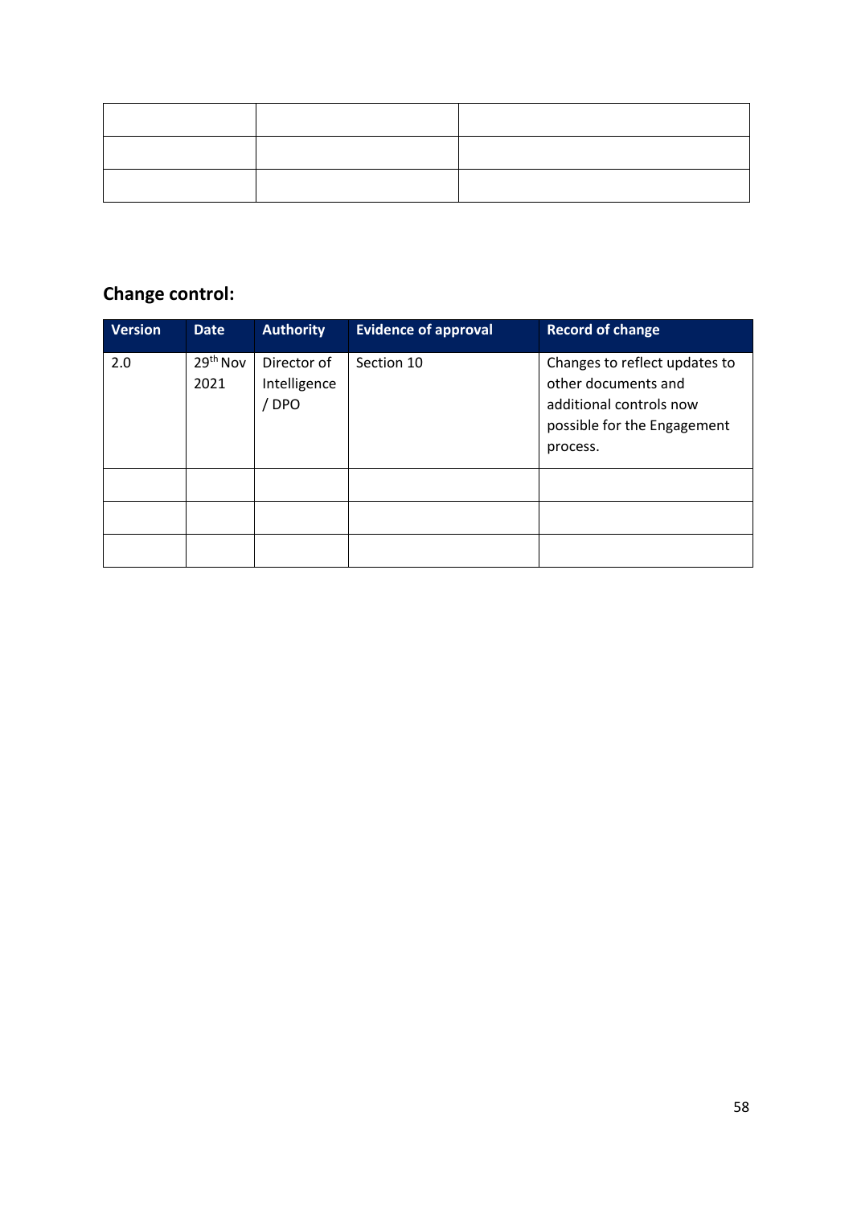| | | |
|---|---|---|
| | | |
| | | |
| | | |

## Change control:

| Version | Date | Authority | Evidence of approval | Record of change |
|---|---|---|---|---|
| 2.0 | 29th Nov 2021 | Director of Intelligence / DPO | Section 10 | Changes to reflect updates to other documents and additional controls now possible for the Engagement process. |
| | | | | |
| | | | | |
| | | | | |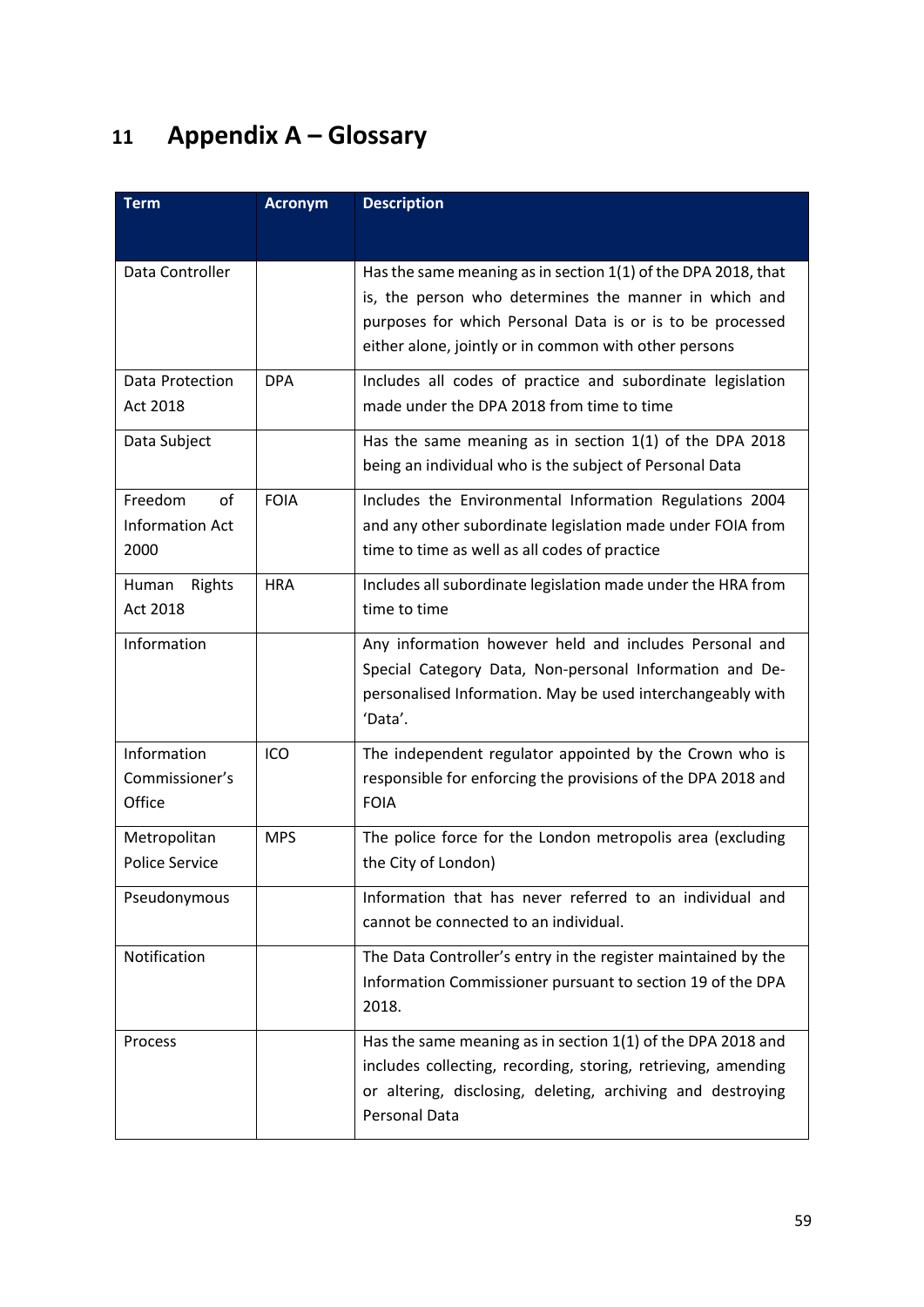# 11 Appendix A – Glossary

| Term | Acronym | Description |
| --- | --- | --- |
| Data Controller | | Has the same meaning as in section 1(1) of the DPA 2018, that is, the person who determines the manner in which and purposes for which Personal Data is or is to be processed either alone, jointly or in common with other persons |
| Data Protection Act 2018 | DPA | Includes all codes of practice and subordinate legislation made under the DPA 2018 from time to time |
| Data Subject | | Has the same meaning as in section 1(1) of the DPA 2018 being an individual who is the subject of Personal Data |
| Freedom of Information Act 2000 | FOIA | Includes the Environmental Information Regulations 2004 and any other subordinate legislation made under FOIA from time to time as well as all codes of practice |
| Human Rights Act 2018 | HRA | Includes all subordinate legislation made under the HRA from time to time |
| Information | | Any information however held and includes Personal and Special Category Data, Non-personal Information and De-personalised Information. May be used interchangeably with 'Data'. |
| Information Commissioner's Office | ICO | The independent regulator appointed by the Crown who is responsible for enforcing the provisions of the DPA 2018 and FOIA |
| Metropolitan Police Service | MPS | The police force for the London metropolis area (excluding the City of London) |
| Pseudonymous | | Information that has never referred to an individual and cannot be connected to an individual. |
| Notification | | The Data Controller's entry in the register maintained by the Information Commissioner pursuant to section 19 of the DPA 2018. |
| Process | | Has the same meaning as in section 1(1) of the DPA 2018 and includes collecting, recording, storing, retrieving, amending or altering, disclosing, deleting, archiving and destroying Personal Data |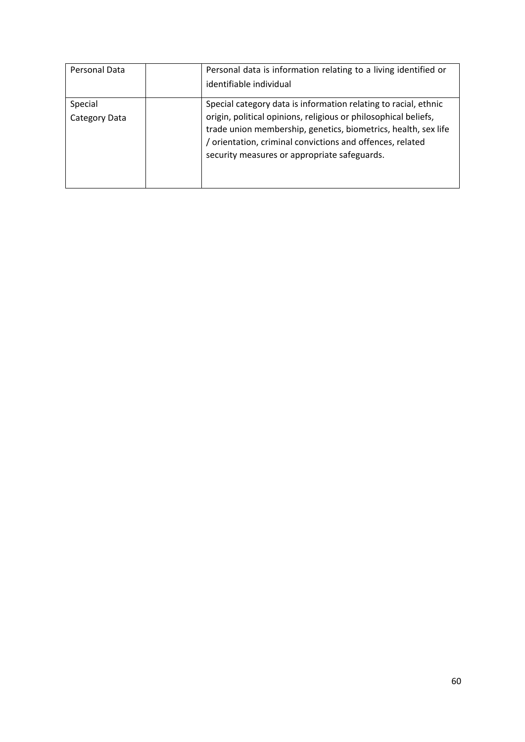| | | |
|---|---|---|
| Personal Data | | Personal data is information relating to a living identified or identifiable individual |
| Special Category Data | | Special category data is information relating to racial, ethnic origin, political opinions, religious or philosophical beliefs, trade union membership, genetics, biometrics, health, sex life / orientation, criminal convictions and offences, related security measures or appropriate safeguards. |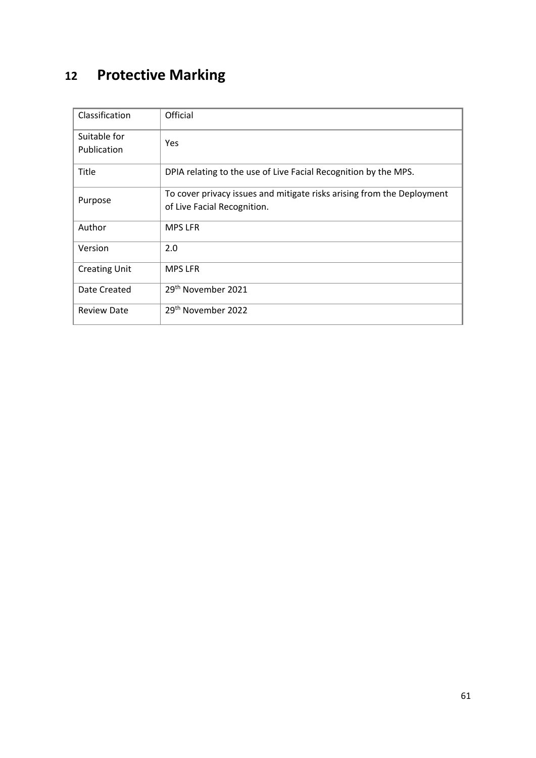# 12 Protective Marking

| | |
|---|---|
| Classification | Official |
| Suitable for Publication | Yes |
| Title | DPIA relating to the use of Live Facial Recognition by the MPS. |
| Purpose | To cover privacy issues and mitigate risks arising from the Deployment of Live Facial Recognition. |
| Author | MPS LFR |
| Version | 2.0 |
| Creating Unit | MPS LFR |
| Date Created | 29th November 2021 |
| Review Date | 29th November 2022 |